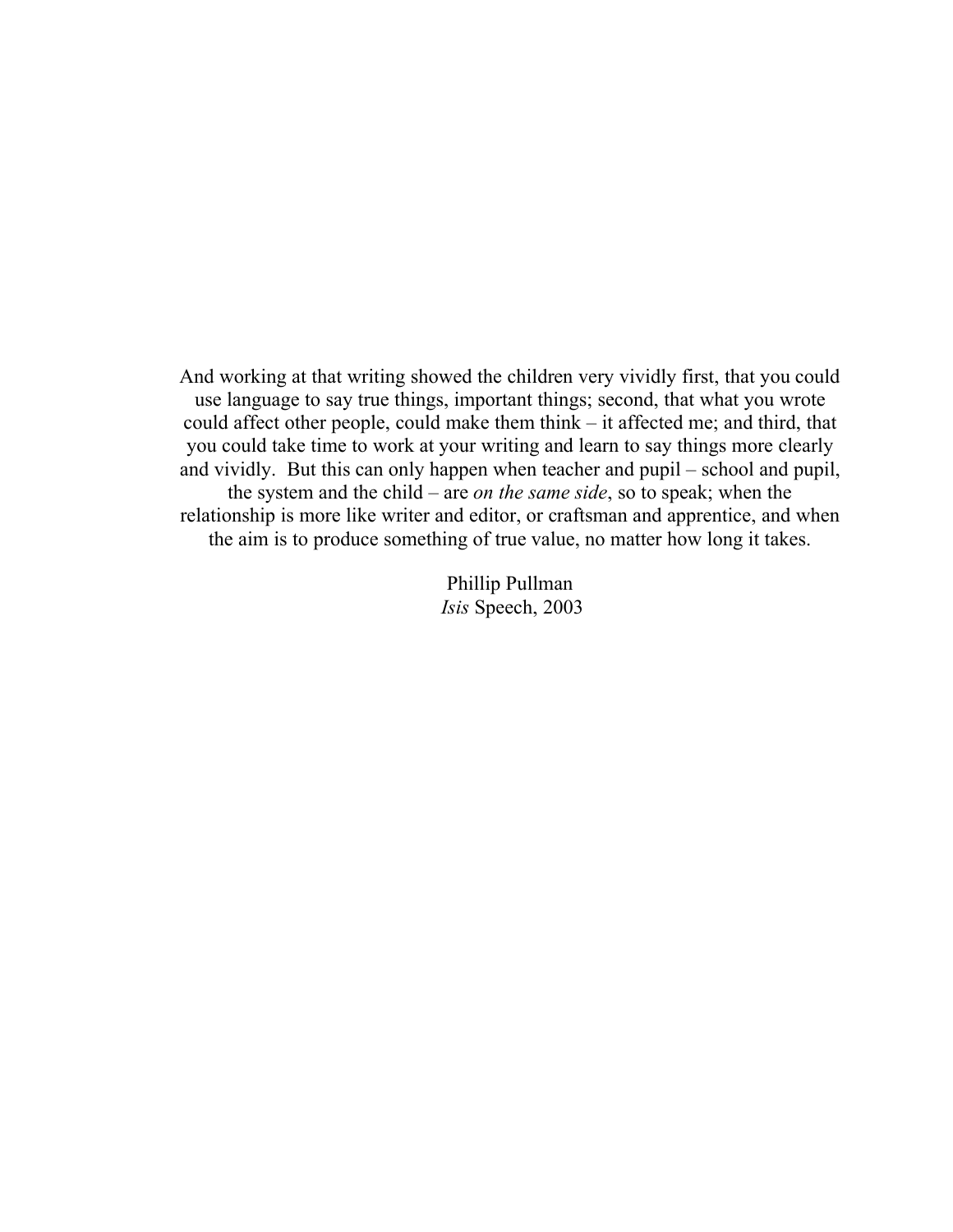And working at that writing showed the children very vividly first, that you could use language to say true things, important things; second, that what you wrote could affect other people, could make them think – it affected me; and third, that you could take time to work at your writing and learn to say things more clearly and vividly. But this can only happen when teacher and pupil – school and pupil, the system and the child – are *on the same side*, so to speak; when the relationship is more like writer and editor, or craftsman and apprentice, and when the aim is to produce something of true value, no matter how long it takes.

Phillip Pullman
*Isis* Speech, 2003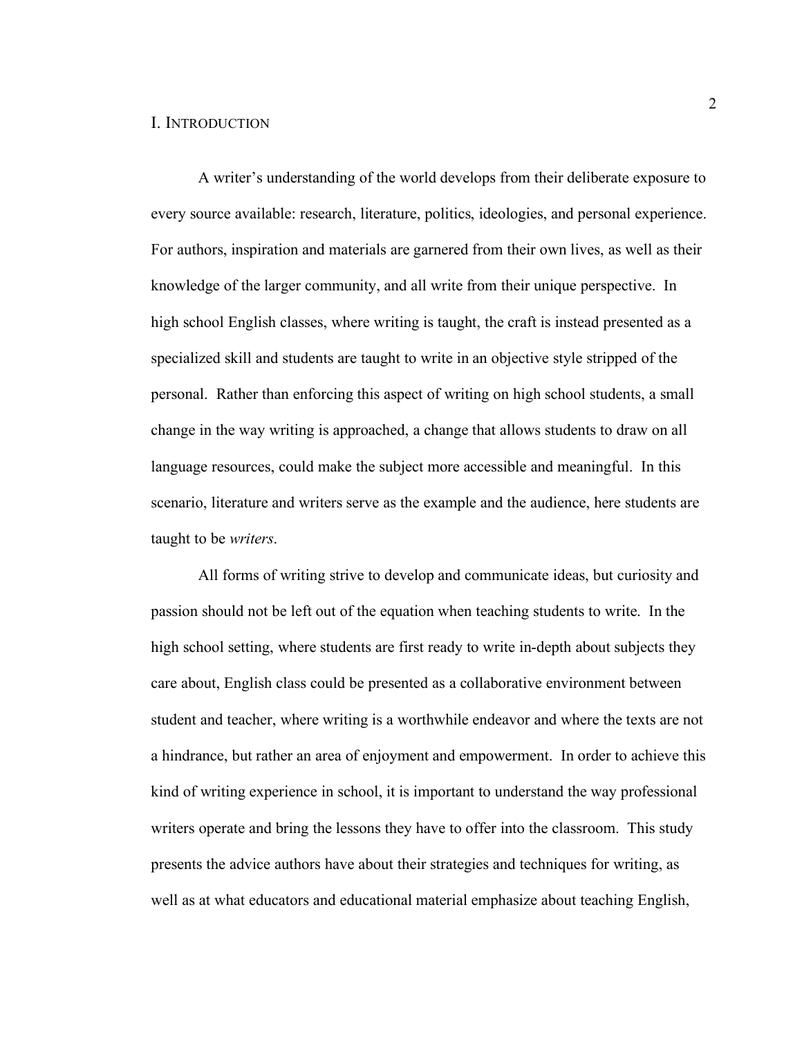# I. Introduction

A writer's understanding of the world develops from their deliberate exposure to every source available: research, literature, politics, ideologies, and personal experience. For authors, inspiration and materials are garnered from their own lives, as well as their knowledge of the larger community, and all write from their unique perspective. In high school English classes, where writing is taught, the craft is instead presented as a specialized skill and students are taught to write in an objective style stripped of the personal. Rather than enforcing this aspect of writing on high school students, a small change in the way writing is approached, a change that allows students to draw on all language resources, could make the subject more accessible and meaningful. In this scenario, literature and writers serve as the example and the audience, here students are taught to be *writers*.

All forms of writing strive to develop and communicate ideas, but curiosity and passion should not be left out of the equation when teaching students to write. In the high school setting, where students are first ready to write in-depth about subjects they care about, English class could be presented as a collaborative environment between student and teacher, where writing is a worthwhile endeavor and where the texts are not a hindrance, but rather an area of enjoyment and empowerment. In order to achieve this kind of writing experience in school, it is important to understand the way professional writers operate and bring the lessons they have to offer into the classroom. This study presents the advice authors have about their strategies and techniques for writing, as well as at what educators and educational material emphasize about teaching English,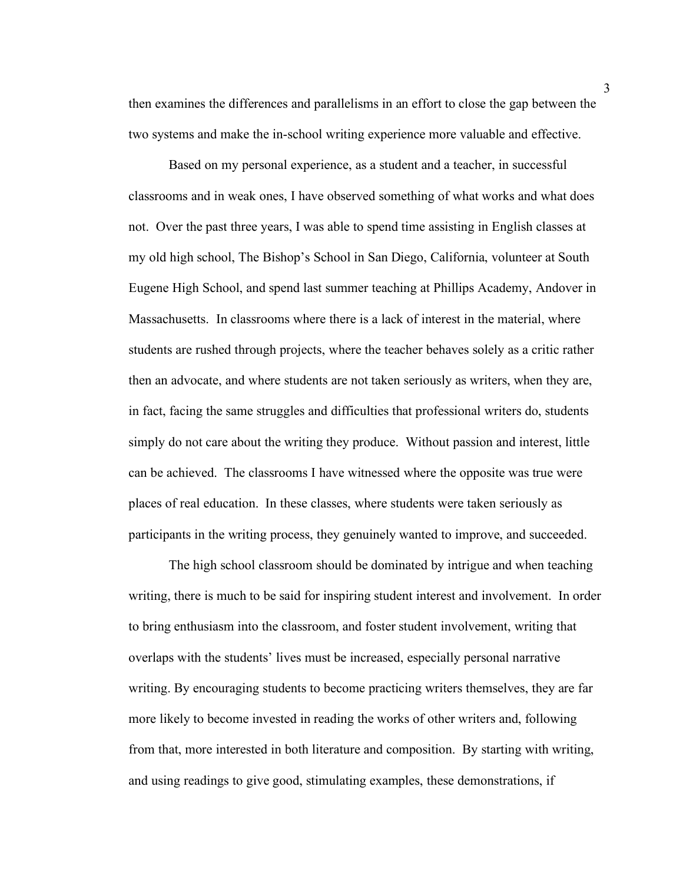then examines the differences and parallelisms in an effort to close the gap between the two systems and make the in-school writing experience more valuable and effective.

Based on my personal experience, as a student and a teacher, in successful classrooms and in weak ones, I have observed something of what works and what does not. Over the past three years, I was able to spend time assisting in English classes at my old high school, The Bishop's School in San Diego, California, volunteer at South Eugene High School, and spend last summer teaching at Phillips Academy, Andover in Massachusetts. In classrooms where there is a lack of interest in the material, where students are rushed through projects, where the teacher behaves solely as a critic rather then an advocate, and where students are not taken seriously as writers, when they are, in fact, facing the same struggles and difficulties that professional writers do, students simply do not care about the writing they produce. Without passion and interest, little can be achieved. The classrooms I have witnessed where the opposite was true were places of real education. In these classes, where students were taken seriously as participants in the writing process, they genuinely wanted to improve, and succeeded.

The high school classroom should be dominated by intrigue and when teaching writing, there is much to be said for inspiring student interest and involvement. In order to bring enthusiasm into the classroom, and foster student involvement, writing that overlaps with the students' lives must be increased, especially personal narrative writing. By encouraging students to become practicing writers themselves, they are far more likely to become invested in reading the works of other writers and, following from that, more interested in both literature and composition. By starting with writing, and using readings to give good, stimulating examples, these demonstrations, if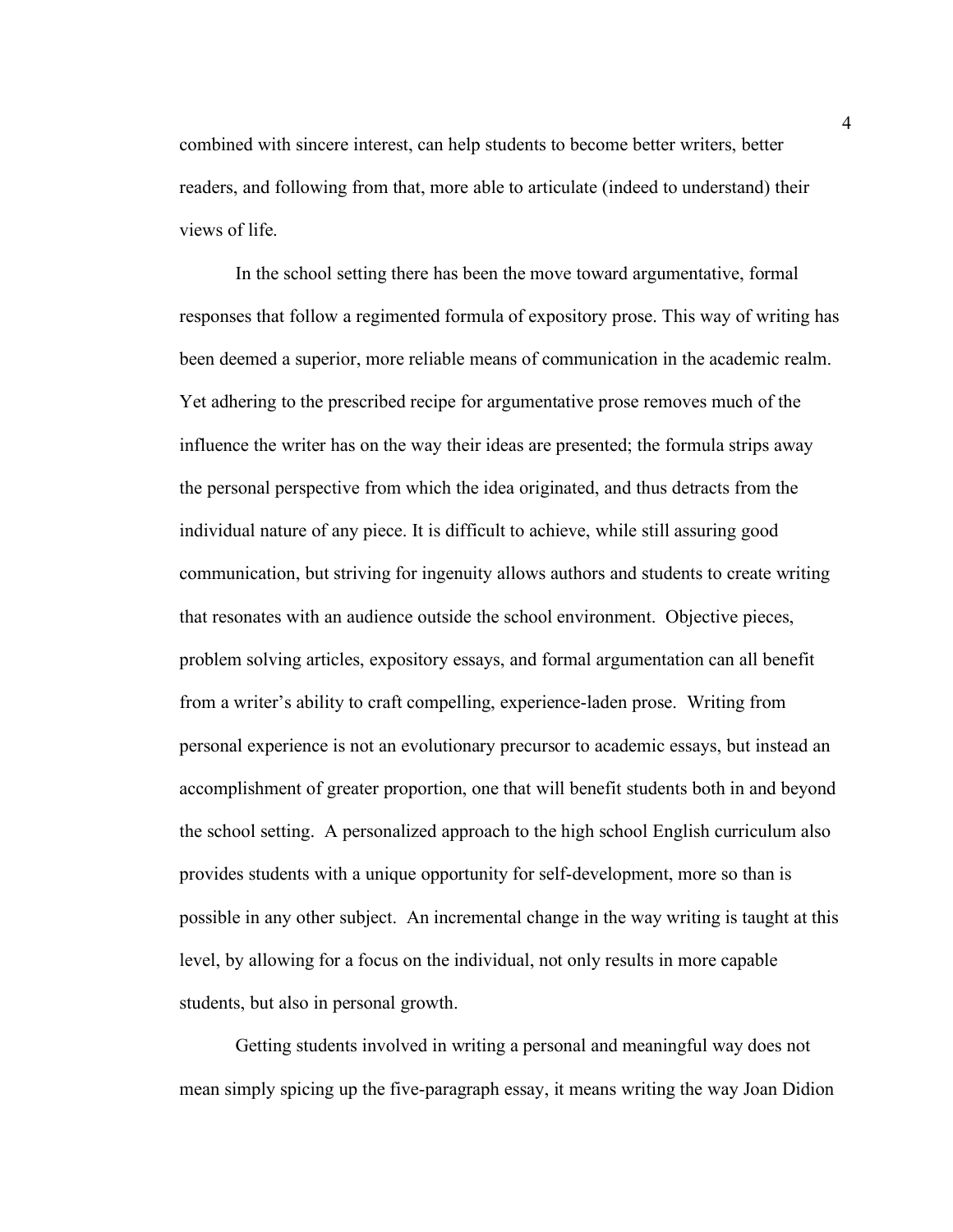combined with sincere interest, can help students to become better writers, better readers, and following from that, more able to articulate (indeed to understand) their views of life.

In the school setting there has been the move toward argumentative, formal responses that follow a regimented formula of expository prose. This way of writing has been deemed a superior, more reliable means of communication in the academic realm. Yet adhering to the prescribed recipe for argumentative prose removes much of the influence the writer has on the way their ideas are presented; the formula strips away the personal perspective from which the idea originated, and thus detracts from the individual nature of any piece. It is difficult to achieve, while still assuring good communication, but striving for ingenuity allows authors and students to create writing that resonates with an audience outside the school environment. Objective pieces, problem solving articles, expository essays, and formal argumentation can all benefit from a writer's ability to craft compelling, experience-laden prose. Writing from personal experience is not an evolutionary precursor to academic essays, but instead an accomplishment of greater proportion, one that will benefit students both in and beyond the school setting. A personalized approach to the high school English curriculum also provides students with a unique opportunity for self-development, more so than is possible in any other subject. An incremental change in the way writing is taught at this level, by allowing for a focus on the individual, not only results in more capable students, but also in personal growth.

Getting students involved in writing a personal and meaningful way does not mean simply spicing up the five-paragraph essay, it means writing the way Joan Didion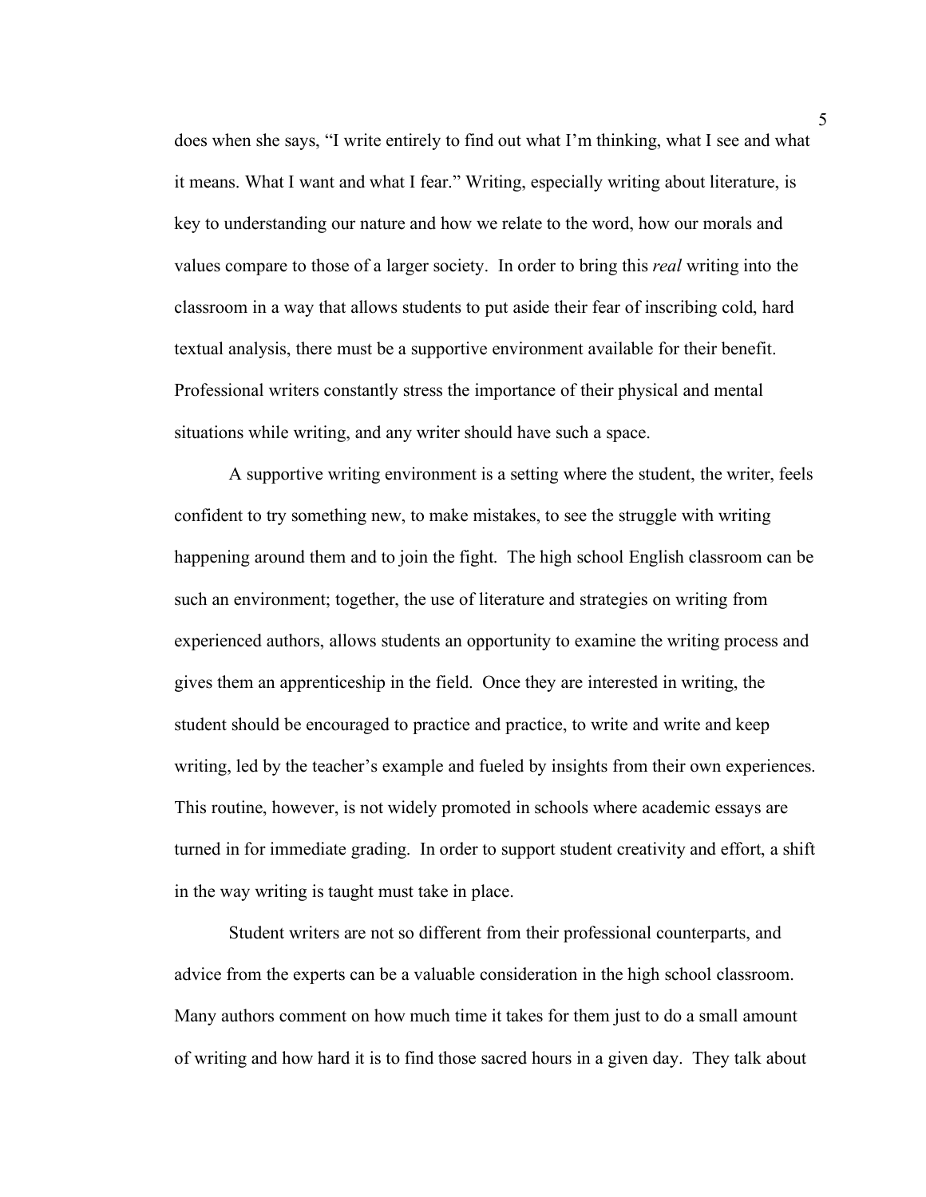does when she says, "I write entirely to find out what I'm thinking, what I see and what it means. What I want and what I fear." Writing, especially writing about literature, is key to understanding our nature and how we relate to the word, how our morals and values compare to those of a larger society. In order to bring this *real* writing into the classroom in a way that allows students to put aside their fear of inscribing cold, hard textual analysis, there must be a supportive environment available for their benefit. Professional writers constantly stress the importance of their physical and mental situations while writing, and any writer should have such a space.

A supportive writing environment is a setting where the student, the writer, feels confident to try something new, to make mistakes, to see the struggle with writing happening around them and to join the fight. The high school English classroom can be such an environment; together, the use of literature and strategies on writing from experienced authors, allows students an opportunity to examine the writing process and gives them an apprenticeship in the field. Once they are interested in writing, the student should be encouraged to practice and practice, to write and write and keep writing, led by the teacher's example and fueled by insights from their own experiences. This routine, however, is not widely promoted in schools where academic essays are turned in for immediate grading. In order to support student creativity and effort, a shift in the way writing is taught must take in place.

Student writers are not so different from their professional counterparts, and advice from the experts can be a valuable consideration in the high school classroom. Many authors comment on how much time it takes for them just to do a small amount of writing and how hard it is to find those sacred hours in a given day. They talk about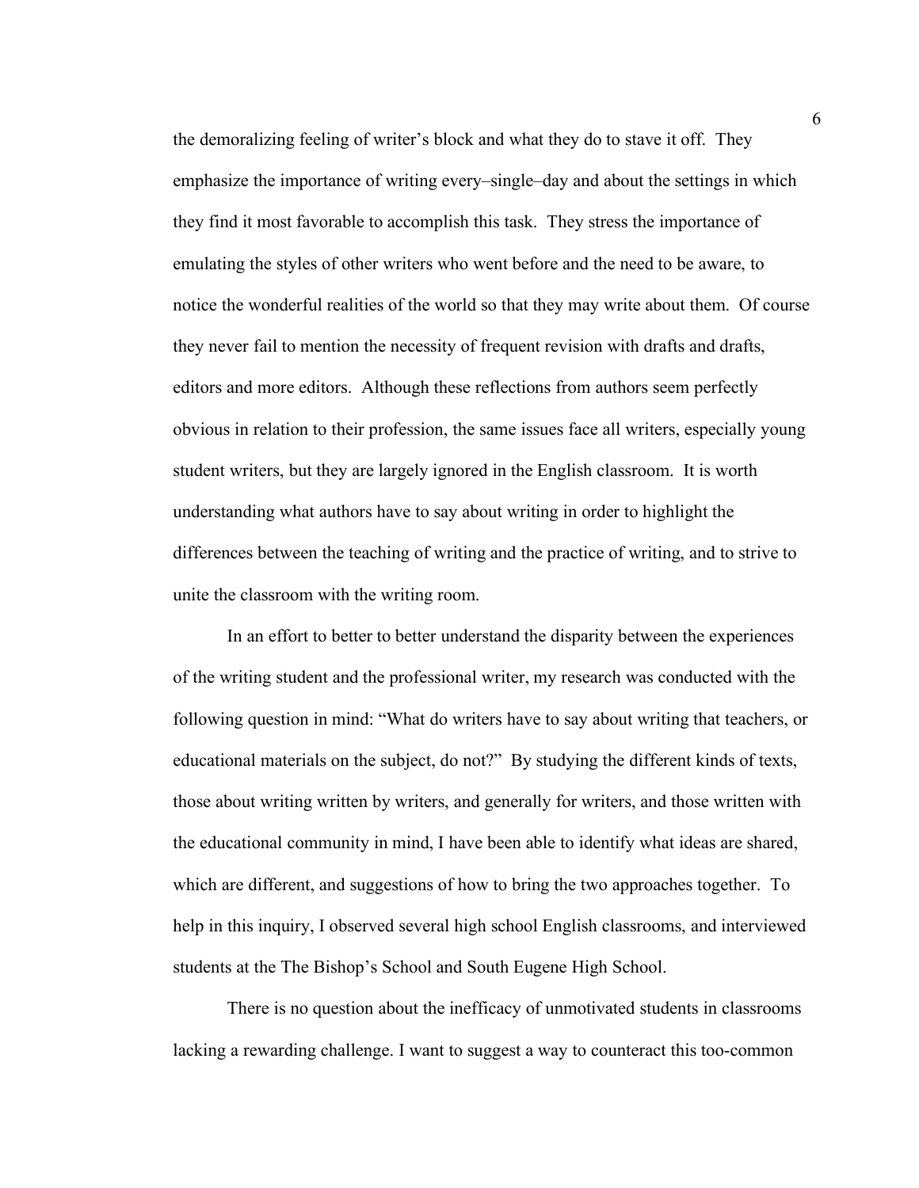the demoralizing feeling of writer's block and what they do to stave it off. They emphasize the importance of writing every–single–day and about the settings in which they find it most favorable to accomplish this task. They stress the importance of emulating the styles of other writers who went before and the need to be aware, to notice the wonderful realities of the world so that they may write about them. Of course they never fail to mention the necessity of frequent revision with drafts and drafts, editors and more editors. Although these reflections from authors seem perfectly obvious in relation to their profession, the same issues face all writers, especially young student writers, but they are largely ignored in the English classroom. It is worth understanding what authors have to say about writing in order to highlight the differences between the teaching of writing and the practice of writing, and to strive to unite the classroom with the writing room.

In an effort to better to better understand the disparity between the experiences of the writing student and the professional writer, my research was conducted with the following question in mind: "What do writers have to say about writing that teachers, or educational materials on the subject, do not?" By studying the different kinds of texts, those about writing written by writers, and generally for writers, and those written with the educational community in mind, I have been able to identify what ideas are shared, which are different, and suggestions of how to bring the two approaches together. To help in this inquiry, I observed several high school English classrooms, and interviewed students at the The Bishop's School and South Eugene High School.

There is no question about the inefficacy of unmotivated students in classrooms lacking a rewarding challenge. I want to suggest a way to counteract this too-common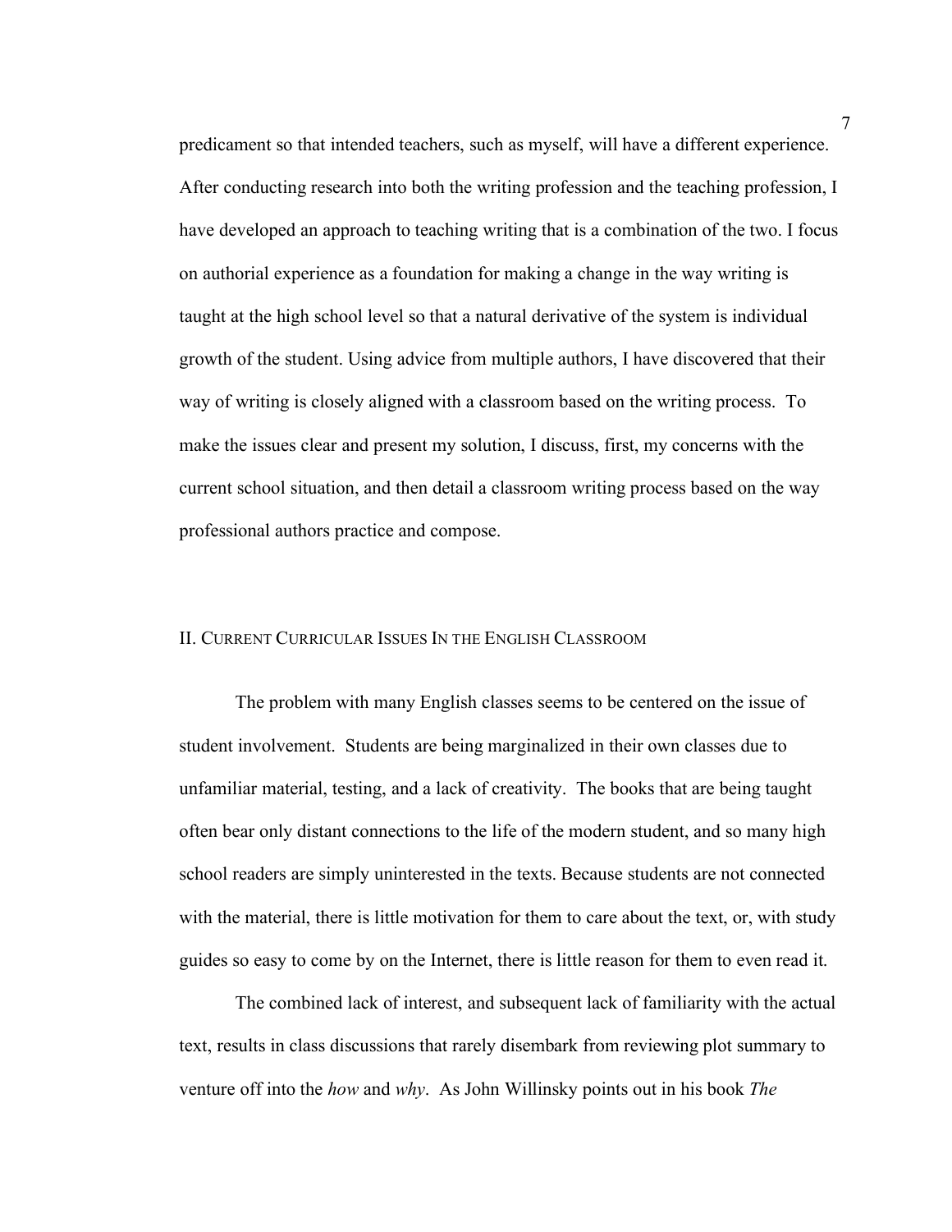predicament so that intended teachers, such as myself, will have a different experience. After conducting research into both the writing profession and the teaching profession, I have developed an approach to teaching writing that is a combination of the two. I focus on authorial experience as a foundation for making a change in the way writing is taught at the high school level so that a natural derivative of the system is individual growth of the student. Using advice from multiple authors, I have discovered that their way of writing is closely aligned with a classroom based on the writing process. To make the issues clear and present my solution, I discuss, first, my concerns with the current school situation, and then detail a classroom writing process based on the way professional authors practice and compose.

## II. Current Curricular Issues In the English Classroom

The problem with many English classes seems to be centered on the issue of student involvement. Students are being marginalized in their own classes due to unfamiliar material, testing, and a lack of creativity. The books that are being taught often bear only distant connections to the life of the modern student, and so many high school readers are simply uninterested in the texts. Because students are not connected with the material, there is little motivation for them to care about the text, or, with study guides so easy to come by on the Internet, there is little reason for them to even read it.

The combined lack of interest, and subsequent lack of familiarity with the actual text, results in class discussions that rarely disembark from reviewing plot summary to venture off into the *how* and *why*. As John Willinsky points out in his book *The*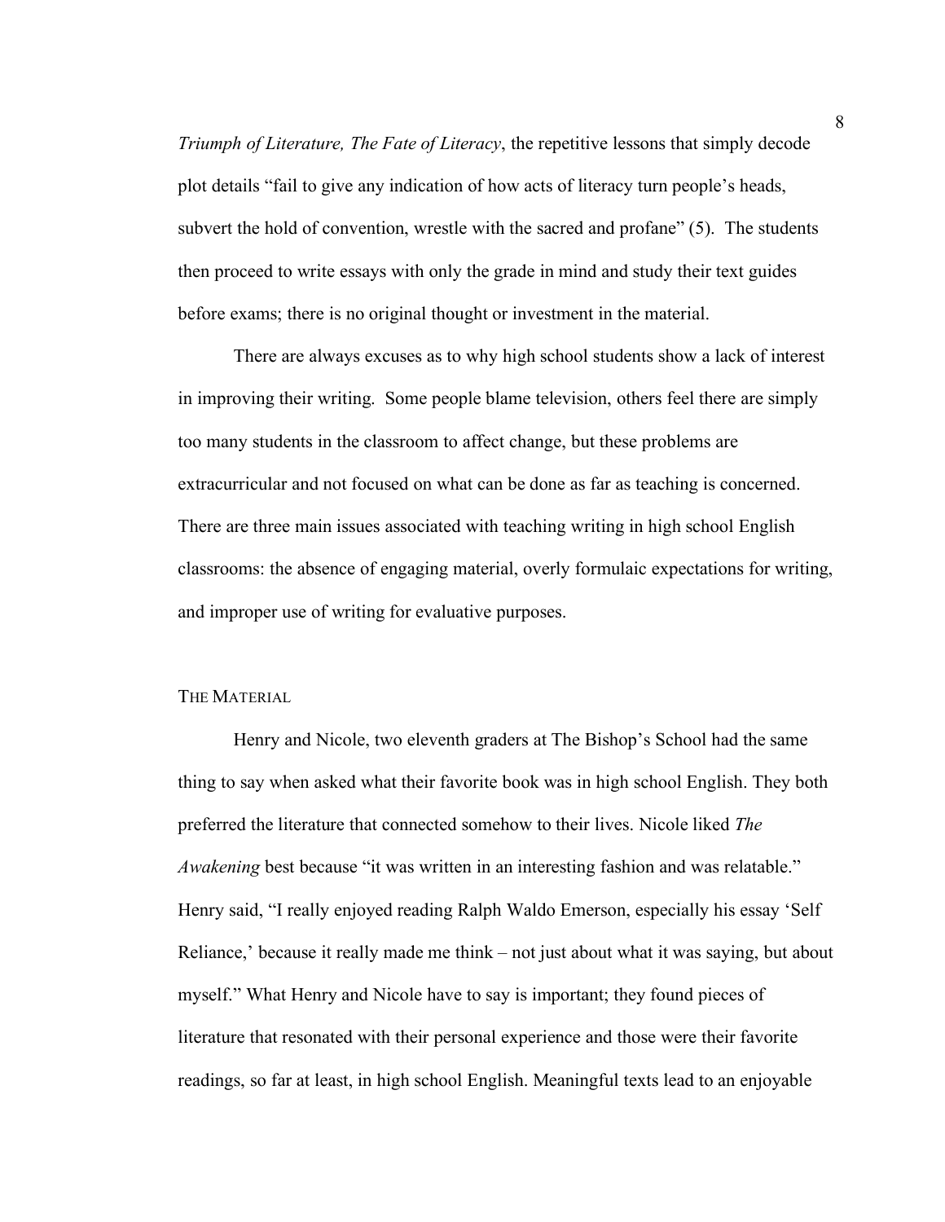*Triumph of Literature, The Fate of Literacy*, the repetitive lessons that simply decode plot details "fail to give any indication of how acts of literacy turn people's heads, subvert the hold of convention, wrestle with the sacred and profane" (5). The students then proceed to write essays with only the grade in mind and study their text guides before exams; there is no original thought or investment in the material.

There are always excuses as to why high school students show a lack of interest in improving their writing. Some people blame television, others feel there are simply too many students in the classroom to affect change, but these problems are extracurricular and not focused on what can be done as far as teaching is concerned. There are three main issues associated with teaching writing in high school English classrooms: the absence of engaging material, overly formulaic expectations for writing, and improper use of writing for evaluative purposes.

## THE MATERIAL

Henry and Nicole, two eleventh graders at The Bishop's School had the same thing to say when asked what their favorite book was in high school English. They both preferred the literature that connected somehow to their lives. Nicole liked *The Awakening* best because "it was written in an interesting fashion and was relatable." Henry said, "I really enjoyed reading Ralph Waldo Emerson, especially his essay 'Self Reliance,' because it really made me think – not just about what it was saying, but about myself." What Henry and Nicole have to say is important; they found pieces of literature that resonated with their personal experience and those were their favorite readings, so far at least, in high school English. Meaningful texts lead to an enjoyable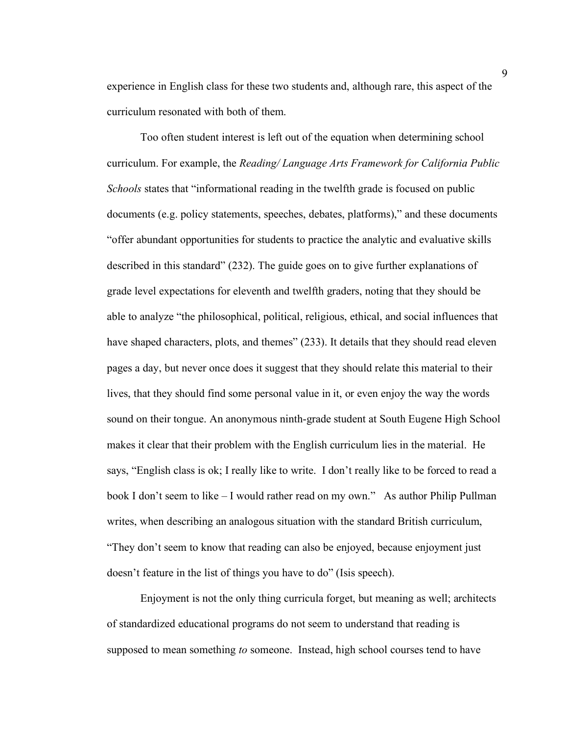experience in English class for these two students and, although rare, this aspect of the curriculum resonated with both of them.

Too often student interest is left out of the equation when determining school curriculum. For example, the *Reading/ Language Arts Framework for California Public Schools* states that "informational reading in the twelfth grade is focused on public documents (e.g. policy statements, speeches, debates, platforms)," and these documents "offer abundant opportunities for students to practice the analytic and evaluative skills described in this standard" (232). The guide goes on to give further explanations of grade level expectations for eleventh and twelfth graders, noting that they should be able to analyze "the philosophical, political, religious, ethical, and social influences that have shaped characters, plots, and themes" (233). It details that they should read eleven pages a day, but never once does it suggest that they should relate this material to their lives, that they should find some personal value in it, or even enjoy the way the words sound on their tongue. An anonymous ninth-grade student at South Eugene High School makes it clear that their problem with the English curriculum lies in the material. He says, "English class is ok; I really like to write. I don't really like to be forced to read a book I don't seem to like – I would rather read on my own." As author Philip Pullman writes, when describing an analogous situation with the standard British curriculum, "They don't seem to know that reading can also be enjoyed, because enjoyment just doesn't feature in the list of things you have to do" (Isis speech).

Enjoyment is not the only thing curricula forget, but meaning as well; architects of standardized educational programs do not seem to understand that reading is supposed to mean something *to* someone. Instead, high school courses tend to have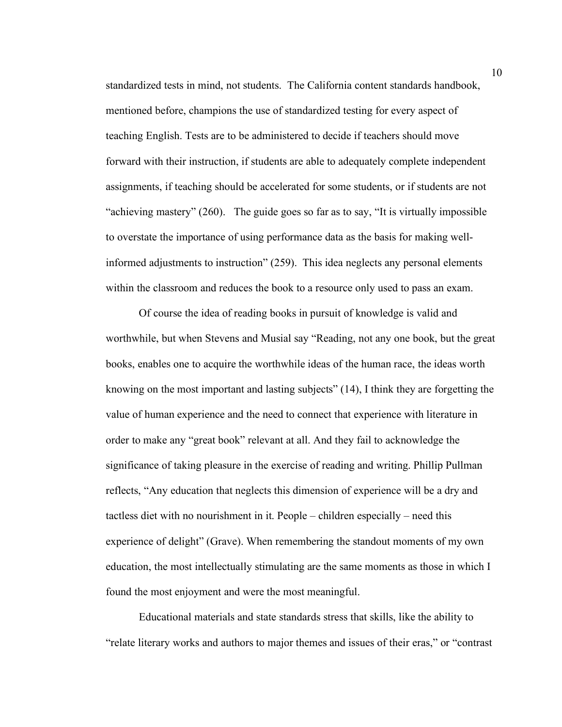standardized tests in mind, not students. The California content standards handbook, mentioned before, champions the use of standardized testing for every aspect of teaching English. Tests are to be administered to decide if teachers should move forward with their instruction, if students are able to adequately complete independent assignments, if teaching should be accelerated for some students, or if students are not "achieving mastery" (260). The guide goes so far as to say, "It is virtually impossible to overstate the importance of using performance data as the basis for making well-informed adjustments to instruction" (259). This idea neglects any personal elements within the classroom and reduces the book to a resource only used to pass an exam.

Of course the idea of reading books in pursuit of knowledge is valid and worthwhile, but when Stevens and Musial say "Reading, not any one book, but the great books, enables one to acquire the worthwhile ideas of the human race, the ideas worth knowing on the most important and lasting subjects" (14), I think they are forgetting the value of human experience and the need to connect that experience with literature in order to make any "great book" relevant at all. And they fail to acknowledge the significance of taking pleasure in the exercise of reading and writing. Phillip Pullman reflects, "Any education that neglects this dimension of experience will be a dry and tactless diet with no nourishment in it. People – children especially – need this experience of delight" (Grave). When remembering the standout moments of my own education, the most intellectually stimulating are the same moments as those in which I found the most enjoyment and were the most meaningful.

Educational materials and state standards stress that skills, like the ability to "relate literary works and authors to major themes and issues of their eras," or "contrast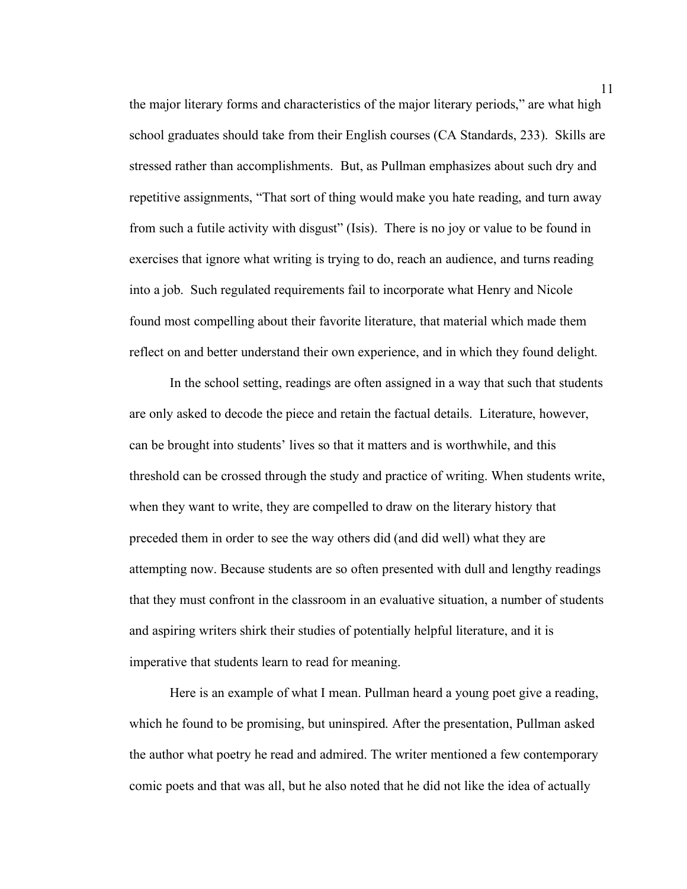the major literary forms and characteristics of the major literary periods," are what high school graduates should take from their English courses (CA Standards, 233). Skills are stressed rather than accomplishments. But, as Pullman emphasizes about such dry and repetitive assignments, "That sort of thing would make you hate reading, and turn away from such a futile activity with disgust" (Isis). There is no joy or value to be found in exercises that ignore what writing is trying to do, reach an audience, and turns reading into a job. Such regulated requirements fail to incorporate what Henry and Nicole found most compelling about their favorite literature, that material which made them reflect on and better understand their own experience, and in which they found delight.

In the school setting, readings are often assigned in a way that such that students are only asked to decode the piece and retain the factual details. Literature, however, can be brought into students' lives so that it matters and is worthwhile, and this threshold can be crossed through the study and practice of writing. When students write, when they want to write, they are compelled to draw on the literary history that preceded them in order to see the way others did (and did well) what they are attempting now. Because students are so often presented with dull and lengthy readings that they must confront in the classroom in an evaluative situation, a number of students and aspiring writers shirk their studies of potentially helpful literature, and it is imperative that students learn to read for meaning.

Here is an example of what I mean. Pullman heard a young poet give a reading, which he found to be promising, but uninspired. After the presentation, Pullman asked the author what poetry he read and admired. The writer mentioned a few contemporary comic poets and that was all, but he also noted that he did not like the idea of actually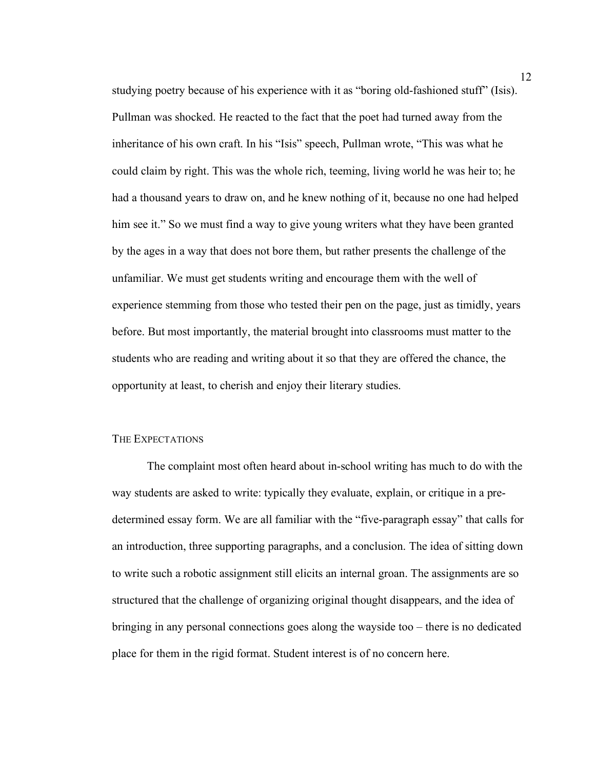studying poetry because of his experience with it as "boring old-fashioned stuff" (Isis). Pullman was shocked. He reacted to the fact that the poet had turned away from the inheritance of his own craft. In his "Isis" speech, Pullman wrote, "This was what he could claim by right. This was the whole rich, teeming, living world he was heir to; he had a thousand years to draw on, and he knew nothing of it, because no one had helped him see it." So we must find a way to give young writers what they have been granted by the ages in a way that does not bore them, but rather presents the challenge of the unfamiliar. We must get students writing and encourage them with the well of experience stemming from those who tested their pen on the page, just as timidly, years before. But most importantly, the material brought into classrooms must matter to the students who are reading and writing about it so that they are offered the chance, the opportunity at least, to cherish and enjoy their literary studies.

## THE EXPECTATIONS

The complaint most often heard about in-school writing has much to do with the way students are asked to write: typically they evaluate, explain, or critique in a pre-determined essay form. We are all familiar with the "five-paragraph essay" that calls for an introduction, three supporting paragraphs, and a conclusion. The idea of sitting down to write such a robotic assignment still elicits an internal groan. The assignments are so structured that the challenge of organizing original thought disappears, and the idea of bringing in any personal connections goes along the wayside too – there is no dedicated place for them in the rigid format. Student interest is of no concern here.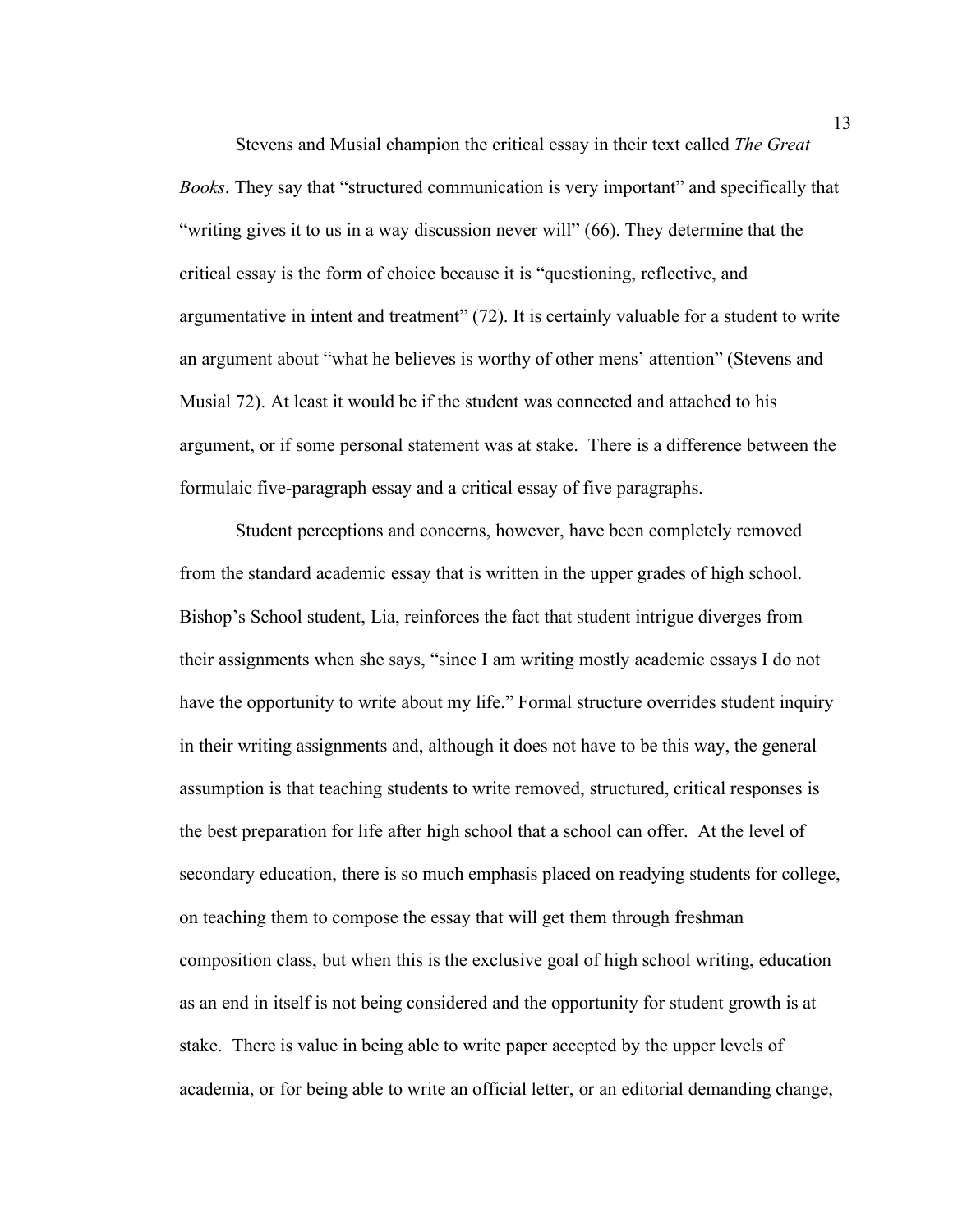Stevens and Musial champion the critical essay in their text called *The Great Books*. They say that "structured communication is very important" and specifically that "writing gives it to us in a way discussion never will" (66). They determine that the critical essay is the form of choice because it is "questioning, reflective, and argumentative in intent and treatment" (72). It is certainly valuable for a student to write an argument about "what he believes is worthy of other mens' attention" (Stevens and Musial 72). At least it would be if the student was connected and attached to his argument, or if some personal statement was at stake. There is a difference between the formulaic five-paragraph essay and a critical essay of five paragraphs.

Student perceptions and concerns, however, have been completely removed from the standard academic essay that is written in the upper grades of high school. Bishop's School student, Lia, reinforces the fact that student intrigue diverges from their assignments when she says, "since I am writing mostly academic essays I do not have the opportunity to write about my life." Formal structure overrides student inquiry in their writing assignments and, although it does not have to be this way, the general assumption is that teaching students to write removed, structured, critical responses is the best preparation for life after high school that a school can offer. At the level of secondary education, there is so much emphasis placed on readying students for college, on teaching them to compose the essay that will get them through freshman composition class, but when this is the exclusive goal of high school writing, education as an end in itself is not being considered and the opportunity for student growth is at stake. There is value in being able to write paper accepted by the upper levels of academia, or for being able to write an official letter, or an editorial demanding change,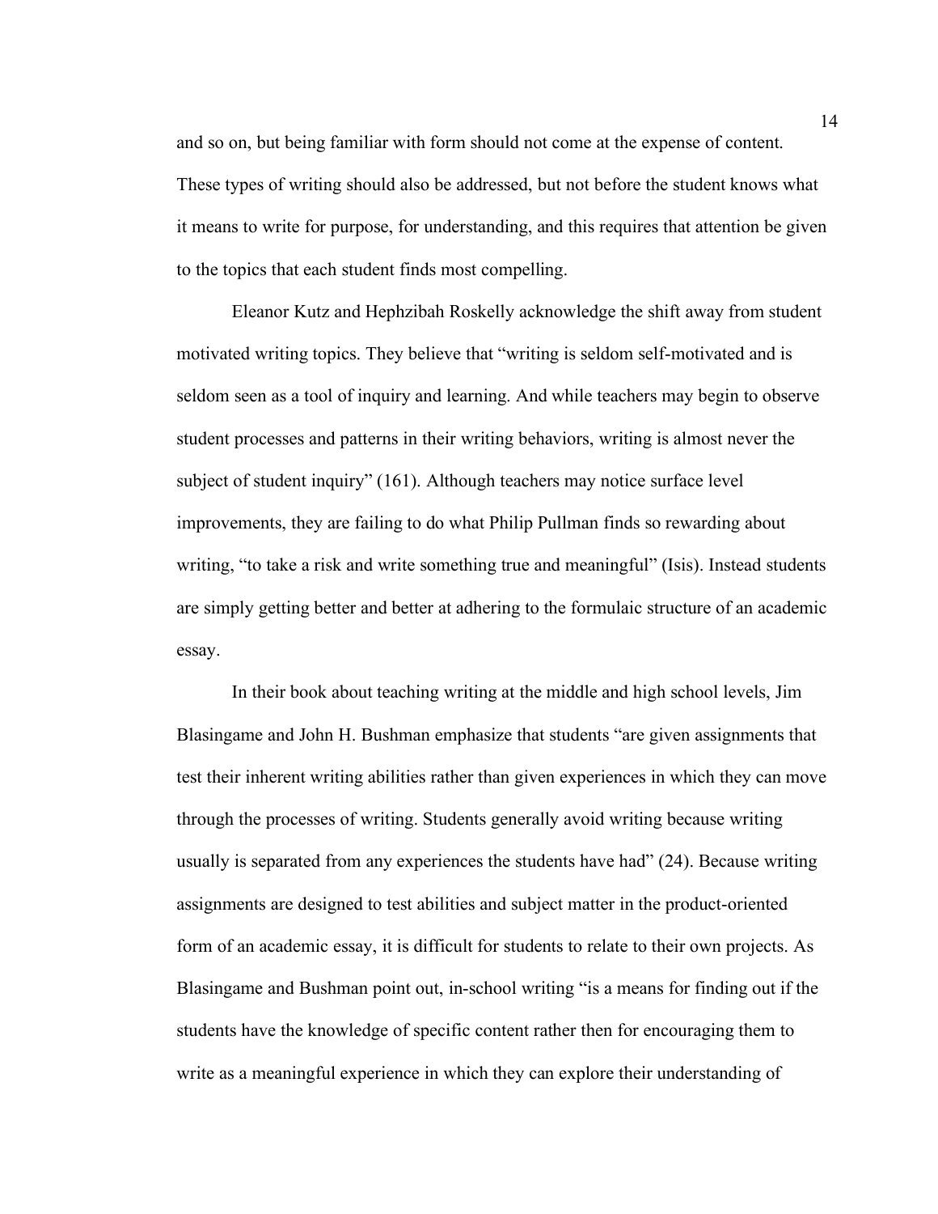and so on, but being familiar with form should not come at the expense of content. These types of writing should also be addressed, but not before the student knows what it means to write for purpose, for understanding, and this requires that attention be given to the topics that each student finds most compelling.

Eleanor Kutz and Hephzibah Roskelly acknowledge the shift away from student motivated writing topics. They believe that "writing is seldom self-motivated and is seldom seen as a tool of inquiry and learning. And while teachers may begin to observe student processes and patterns in their writing behaviors, writing is almost never the subject of student inquiry" (161). Although teachers may notice surface level improvements, they are failing to do what Philip Pullman finds so rewarding about writing, "to take a risk and write something true and meaningful" (Isis). Instead students are simply getting better and better at adhering to the formulaic structure of an academic essay.

In their book about teaching writing at the middle and high school levels, Jim Blasingame and John H. Bushman emphasize that students "are given assignments that test their inherent writing abilities rather than given experiences in which they can move through the processes of writing. Students generally avoid writing because writing usually is separated from any experiences the students have had" (24). Because writing assignments are designed to test abilities and subject matter in the product-oriented form of an academic essay, it is difficult for students to relate to their own projects. As Blasingame and Bushman point out, in-school writing "is a means for finding out if the students have the knowledge of specific content rather then for encouraging them to write as a meaningful experience in which they can explore their understanding of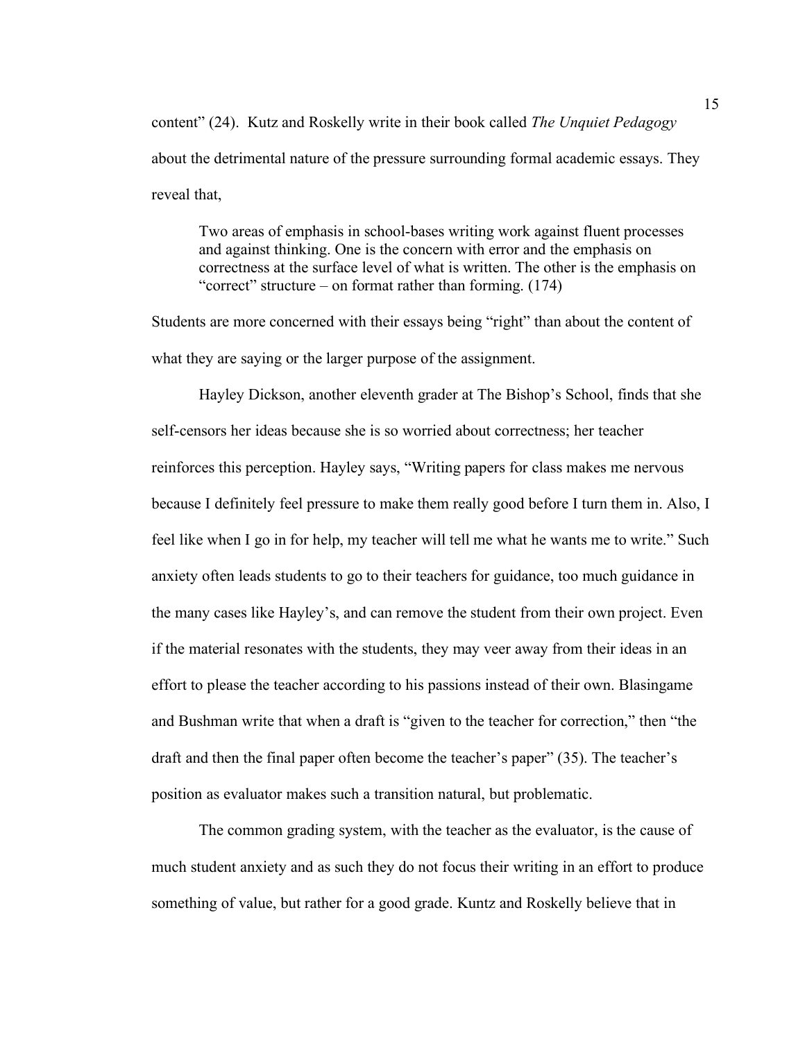content" (24). Kutz and Roskelly write in their book called *The Unquiet Pedagogy* about the detrimental nature of the pressure surrounding formal academic essays. They reveal that,

> Two areas of emphasis in school-bases writing work against fluent processes and against thinking. One is the concern with error and the emphasis on correctness at the surface level of what is written. The other is the emphasis on "correct" structure – on format rather than forming. (174)

Students are more concerned with their essays being "right" than about the content of what they are saying or the larger purpose of the assignment.

Hayley Dickson, another eleventh grader at The Bishop's School, finds that she self-censors her ideas because she is so worried about correctness; her teacher reinforces this perception. Hayley says, "Writing papers for class makes me nervous because I definitely feel pressure to make them really good before I turn them in. Also, I feel like when I go in for help, my teacher will tell me what he wants me to write." Such anxiety often leads students to go to their teachers for guidance, too much guidance in the many cases like Hayley's, and can remove the student from their own project. Even if the material resonates with the students, they may veer away from their ideas in an effort to please the teacher according to his passions instead of their own. Blasingame and Bushman write that when a draft is "given to the teacher for correction," then "the draft and then the final paper often become the teacher's paper" (35). The teacher's position as evaluator makes such a transition natural, but problematic.

The common grading system, with the teacher as the evaluator, is the cause of much student anxiety and as such they do not focus their writing in an effort to produce something of value, but rather for a good grade. Kuntz and Roskelly believe that in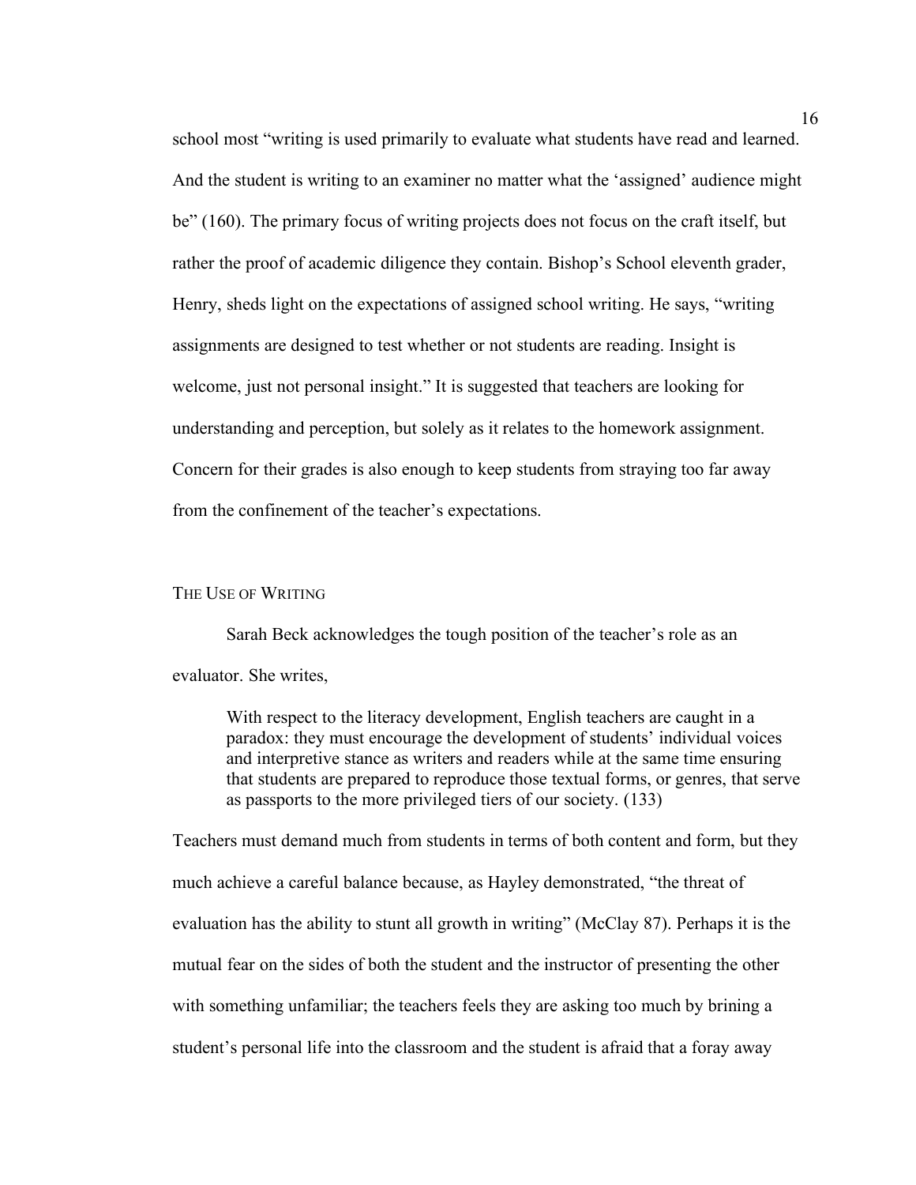school most "writing is used primarily to evaluate what students have read and learned. And the student is writing to an examiner no matter what the 'assigned' audience might be" (160). The primary focus of writing projects does not focus on the craft itself, but rather the proof of academic diligence they contain. Bishop's School eleventh grader, Henry, sheds light on the expectations of assigned school writing. He says, "writing assignments are designed to test whether or not students are reading. Insight is welcome, just not personal insight." It is suggested that teachers are looking for understanding and perception, but solely as it relates to the homework assignment. Concern for their grades is also enough to keep students from straying too far away from the confinement of the teacher's expectations.

## THE USE OF WRITING

Sarah Beck acknowledges the tough position of the teacher's role as an evaluator. She writes,

> With respect to the literacy development, English teachers are caught in a paradox: they must encourage the development of students' individual voices and interpretive stance as writers and readers while at the same time ensuring that students are prepared to reproduce those textual forms, or genres, that serve as passports to the more privileged tiers of our society. (133)

Teachers must demand much from students in terms of both content and form, but they much achieve a careful balance because, as Hayley demonstrated, "the threat of evaluation has the ability to stunt all growth in writing" (McClay 87). Perhaps it is the mutual fear on the sides of both the student and the instructor of presenting the other with something unfamiliar; the teachers feels they are asking too much by brining a student's personal life into the classroom and the student is afraid that a foray away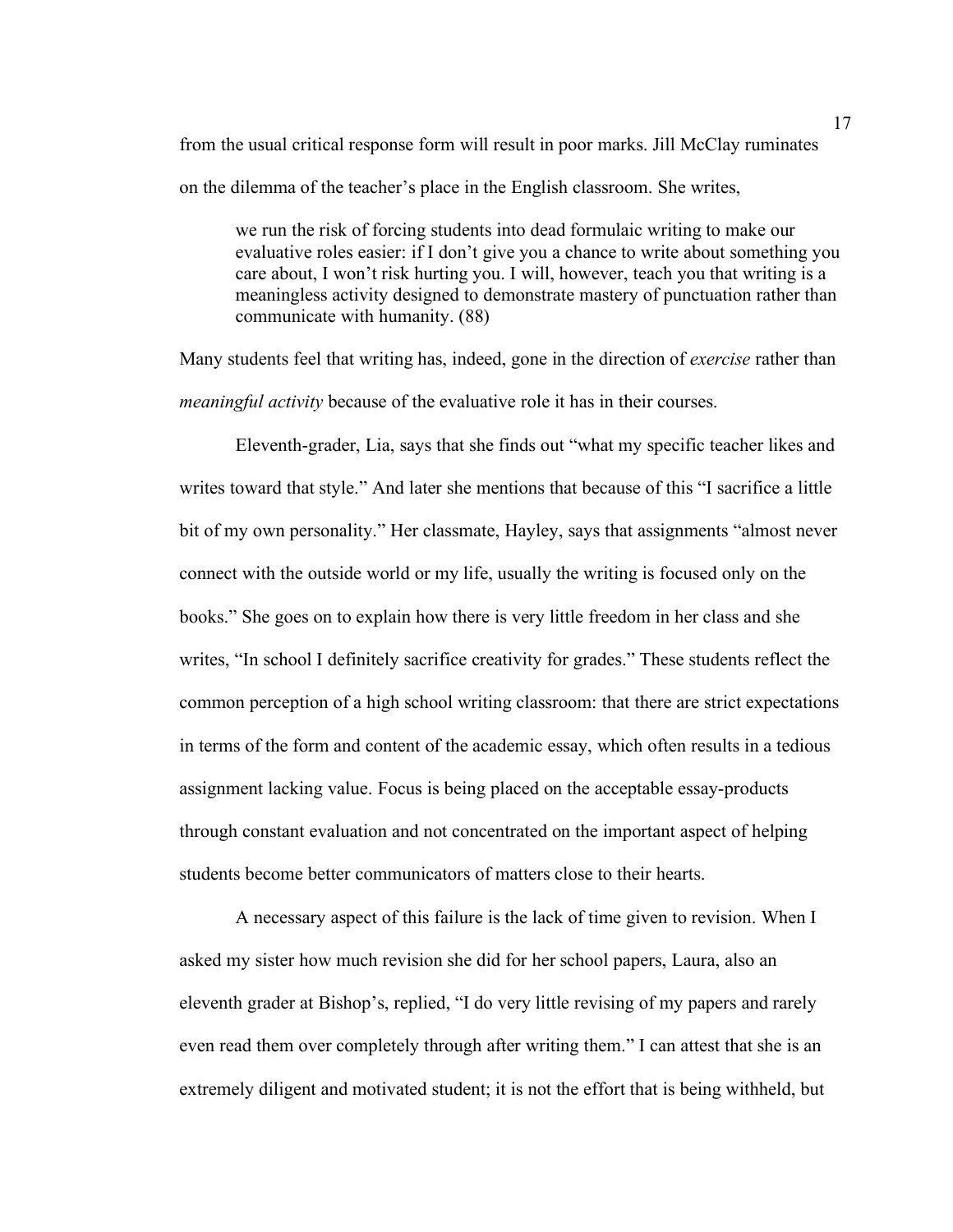from the usual critical response form will result in poor marks. Jill McClay ruminates on the dilemma of the teacher's place in the English classroom. She writes,

> we run the risk of forcing students into dead formulaic writing to make our evaluative roles easier: if I don't give you a chance to write about something you care about, I won't risk hurting you. I will, however, teach you that writing is a meaningless activity designed to demonstrate mastery of punctuation rather than communicate with humanity. (88)

Many students feel that writing has, indeed, gone in the direction of *exercise* rather than *meaningful activity* because of the evaluative role it has in their courses.

Eleventh-grader, Lia, says that she finds out "what my specific teacher likes and writes toward that style." And later she mentions that because of this "I sacrifice a little bit of my own personality." Her classmate, Hayley, says that assignments "almost never connect with the outside world or my life, usually the writing is focused only on the books." She goes on to explain how there is very little freedom in her class and she writes, "In school I definitely sacrifice creativity for grades." These students reflect the common perception of a high school writing classroom: that there are strict expectations in terms of the form and content of the academic essay, which often results in a tedious assignment lacking value. Focus is being placed on the acceptable essay-products through constant evaluation and not concentrated on the important aspect of helping students become better communicators of matters close to their hearts.

A necessary aspect of this failure is the lack of time given to revision. When I asked my sister how much revision she did for her school papers, Laura, also an eleventh grader at Bishop's, replied, "I do very little revising of my papers and rarely even read them over completely through after writing them." I can attest that she is an extremely diligent and motivated student; it is not the effort that is being withheld, but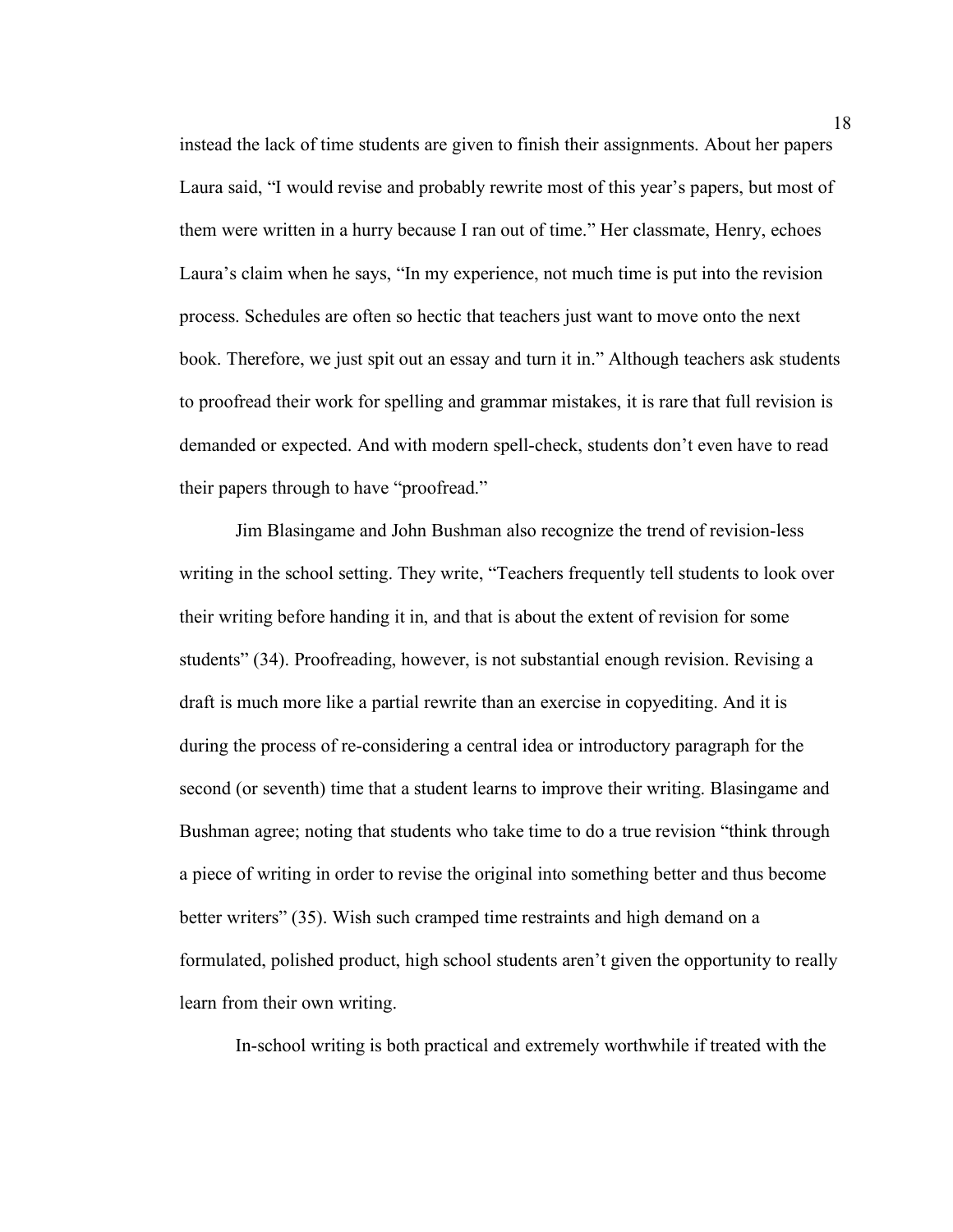instead the lack of time students are given to finish their assignments. About her papers Laura said, "I would revise and probably rewrite most of this year's papers, but most of them were written in a hurry because I ran out of time." Her classmate, Henry, echoes Laura's claim when he says, "In my experience, not much time is put into the revision process. Schedules are often so hectic that teachers just want to move onto the next book. Therefore, we just spit out an essay and turn it in." Although teachers ask students to proofread their work for spelling and grammar mistakes, it is rare that full revision is demanded or expected. And with modern spell-check, students don't even have to read their papers through to have "proofread."

Jim Blasingame and John Bushman also recognize the trend of revision-less writing in the school setting. They write, "Teachers frequently tell students to look over their writing before handing it in, and that is about the extent of revision for some students" (34). Proofreading, however, is not substantial enough revision. Revising a draft is much more like a partial rewrite than an exercise in copyediting. And it is during the process of re-considering a central idea or introductory paragraph for the second (or seventh) time that a student learns to improve their writing. Blasingame and Bushman agree; noting that students who take time to do a true revision "think through a piece of writing in order to revise the original into something better and thus become better writers" (35). Wish such cramped time restraints and high demand on a formulated, polished product, high school students aren't given the opportunity to really learn from their own writing.

In-school writing is both practical and extremely worthwhile if treated with the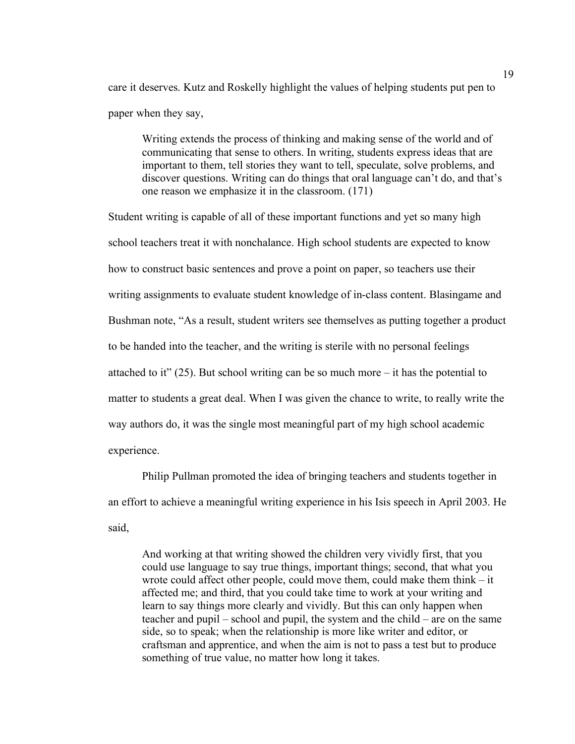care it deserves. Kutz and Roskelly highlight the values of helping students put pen to paper when they say,

> Writing extends the process of thinking and making sense of the world and of communicating that sense to others. In writing, students express ideas that are important to them, tell stories they want to tell, speculate, solve problems, and discover questions. Writing can do things that oral language can't do, and that's one reason we emphasize it in the classroom. (171)

Student writing is capable of all of these important functions and yet so many high school teachers treat it with nonchalance. High school students are expected to know how to construct basic sentences and prove a point on paper, so teachers use their writing assignments to evaluate student knowledge of in-class content. Blasingame and Bushman note, "As a result, student writers see themselves as putting together a product to be handed into the teacher, and the writing is sterile with no personal feelings attached to it" (25). But school writing can be so much more – it has the potential to matter to students a great deal. When I was given the chance to write, to really write the way authors do, it was the single most meaningful part of my high school academic experience.

Philip Pullman promoted the idea of bringing teachers and students together in an effort to achieve a meaningful writing experience in his Isis speech in April 2003. He said,

> And working at that writing showed the children very vividly first, that you could use language to say true things, important things; second, that what you wrote could affect other people, could move them, could make them think – it affected me; and third, that you could take time to work at your writing and learn to say things more clearly and vividly. But this can only happen when teacher and pupil – school and pupil, the system and the child – are on the same side, so to speak; when the relationship is more like writer and editor, or craftsman and apprentice, and when the aim is not to pass a test but to produce something of true value, no matter how long it takes.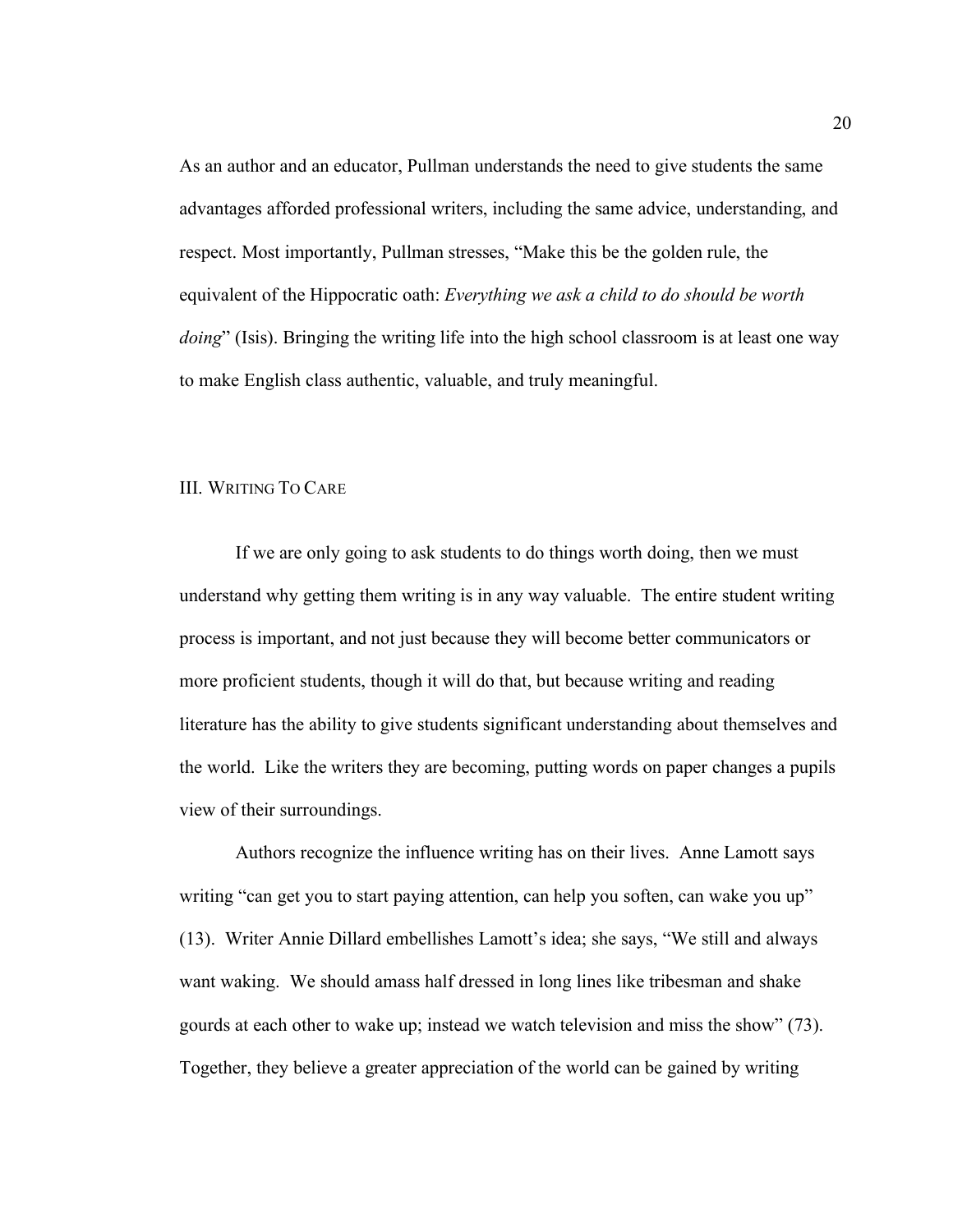As an author and an educator, Pullman understands the need to give students the same advantages afforded professional writers, including the same advice, understanding, and respect. Most importantly, Pullman stresses, "Make this be the golden rule, the equivalent of the Hippocratic oath: *Everything we ask a child to do should be worth doing*" (Isis). Bringing the writing life into the high school classroom is at least one way to make English class authentic, valuable, and truly meaningful.

## III. Writing To Care

If we are only going to ask students to do things worth doing, then we must understand why getting them writing is in any way valuable. The entire student writing process is important, and not just because they will become better communicators or more proficient students, though it will do that, but because writing and reading literature has the ability to give students significant understanding about themselves and the world. Like the writers they are becoming, putting words on paper changes a pupils view of their surroundings.

Authors recognize the influence writing has on their lives. Anne Lamott says writing "can get you to start paying attention, can help you soften, can wake you up" (13). Writer Annie Dillard embellishes Lamott's idea; she says, "We still and always want waking. We should amass half dressed in long lines like tribesman and shake gourds at each other to wake up; instead we watch television and miss the show" (73). Together, they believe a greater appreciation of the world can be gained by writing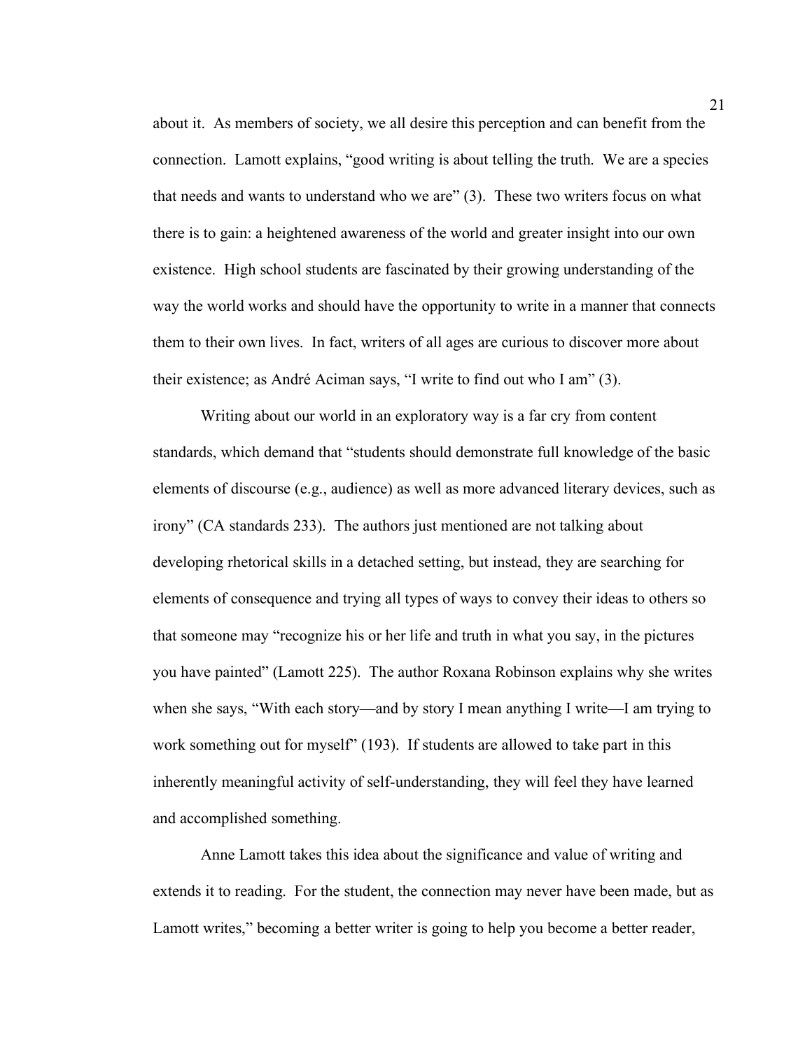about it. As members of society, we all desire this perception and can benefit from the connection. Lamott explains, "good writing is about telling the truth. We are a species that needs and wants to understand who we are" (3). These two writers focus on what there is to gain: a heightened awareness of the world and greater insight into our own existence. High school students are fascinated by their growing understanding of the way the world works and should have the opportunity to write in a manner that connects them to their own lives. In fact, writers of all ages are curious to discover more about their existence; as André Aciman says, "I write to find out who I am" (3).

Writing about our world in an exploratory way is a far cry from content standards, which demand that "students should demonstrate full knowledge of the basic elements of discourse (e.g., audience) as well as more advanced literary devices, such as irony" (CA standards 233). The authors just mentioned are not talking about developing rhetorical skills in a detached setting, but instead, they are searching for elements of consequence and trying all types of ways to convey their ideas to others so that someone may "recognize his or her life and truth in what you say, in the pictures you have painted" (Lamott 225). The author Roxana Robinson explains why she writes when she says, "With each story—and by story I mean anything I write—I am trying to work something out for myself" (193). If students are allowed to take part in this inherently meaningful activity of self-understanding, they will feel they have learned and accomplished something.

Anne Lamott takes this idea about the significance and value of writing and extends it to reading. For the student, the connection may never have been made, but as Lamott writes," becoming a better writer is going to help you become a better reader,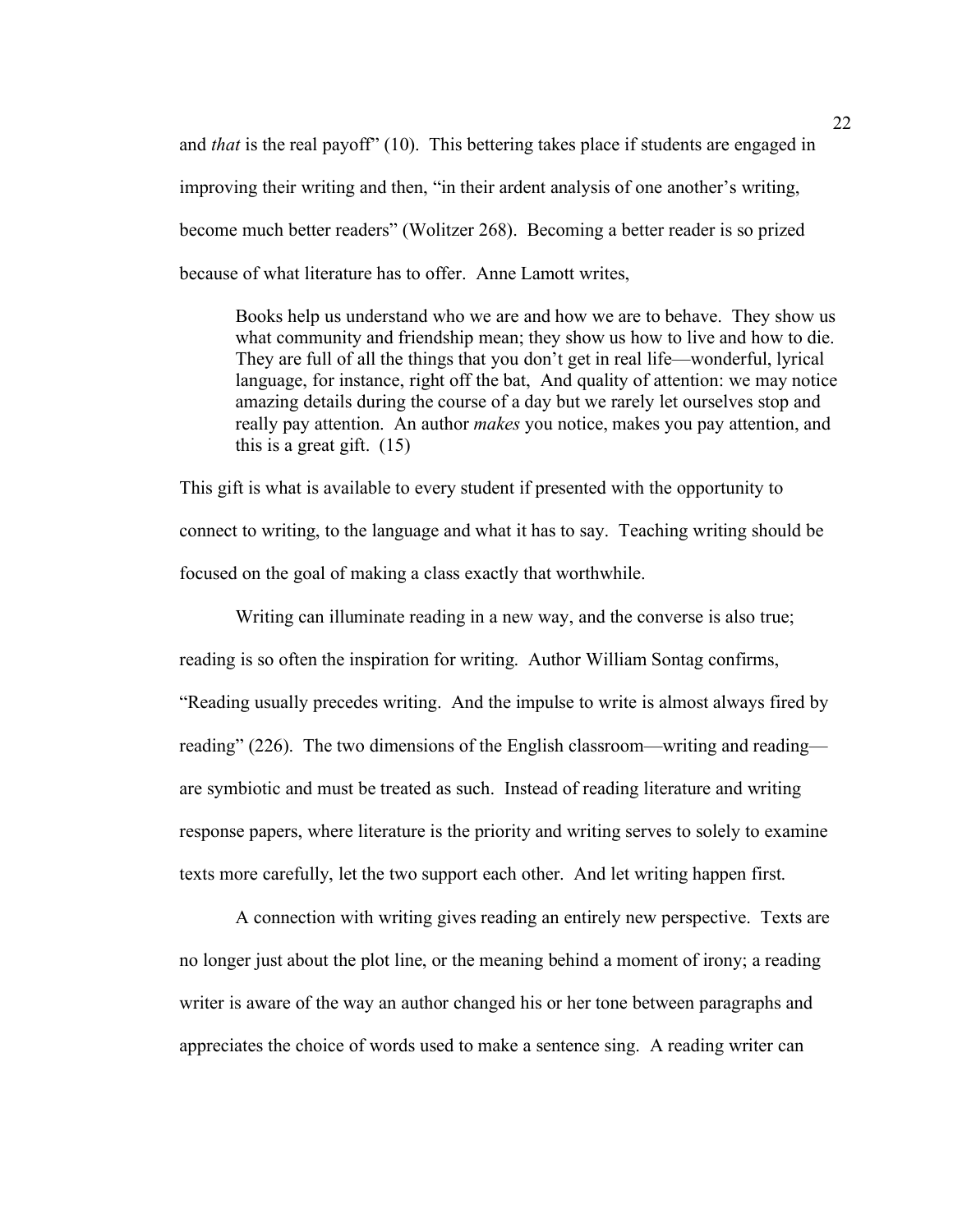and *that* is the real payoff" (10). This bettering takes place if students are engaged in improving their writing and then, "in their ardent analysis of one another's writing, become much better readers" (Wolitzer 268). Becoming a better reader is so prized because of what literature has to offer. Anne Lamott writes,

> Books help us understand who we are and how we are to behave. They show us what community and friendship mean; they show us how to live and how to die. They are full of all the things that you don't get in real life—wonderful, lyrical language, for instance, right off the bat, And quality of attention: we may notice amazing details during the course of a day but we rarely let ourselves stop and really pay attention. An author *makes* you notice, makes you pay attention, and this is a great gift. (15)

This gift is what is available to every student if presented with the opportunity to connect to writing, to the language and what it has to say. Teaching writing should be focused on the goal of making a class exactly that worthwhile.

Writing can illuminate reading in a new way, and the converse is also true; reading is so often the inspiration for writing. Author William Sontag confirms, "Reading usually precedes writing. And the impulse to write is almost always fired by reading" (226). The two dimensions of the English classroom—writing and reading—are symbiotic and must be treated as such. Instead of reading literature and writing response papers, where literature is the priority and writing serves to solely to examine texts more carefully, let the two support each other. And let writing happen first.

A connection with writing gives reading an entirely new perspective. Texts are no longer just about the plot line, or the meaning behind a moment of irony; a reading writer is aware of the way an author changed his or her tone between paragraphs and appreciates the choice of words used to make a sentence sing. A reading writer can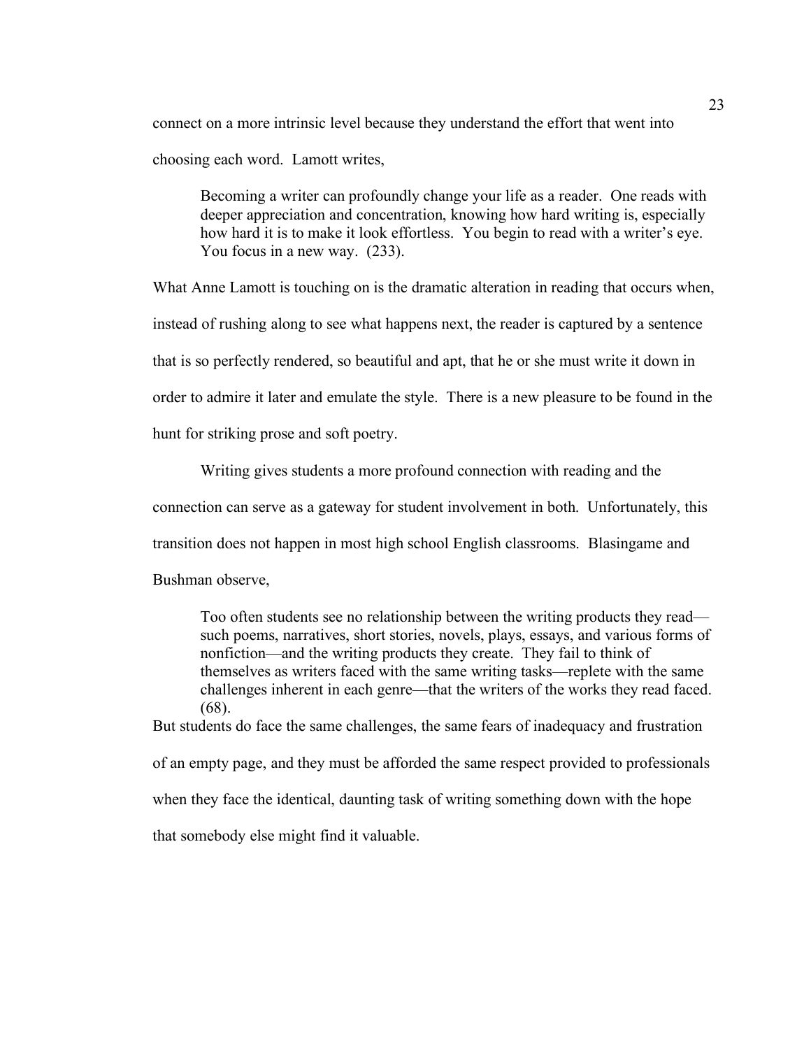connect on a more intrinsic level because they understand the effort that went into choosing each word. Lamott writes,

> Becoming a writer can profoundly change your life as a reader. One reads with deeper appreciation and concentration, knowing how hard writing is, especially how hard it is to make it look effortless. You begin to read with a writer's eye. You focus in a new way. (233).

What Anne Lamott is touching on is the dramatic alteration in reading that occurs when, instead of rushing along to see what happens next, the reader is captured by a sentence that is so perfectly rendered, so beautiful and apt, that he or she must write it down in order to admire it later and emulate the style. There is a new pleasure to be found in the hunt for striking prose and soft poetry.

Writing gives students a more profound connection with reading and the connection can serve as a gateway for student involvement in both. Unfortunately, this transition does not happen in most high school English classrooms. Blasingame and Bushman observe,

> Too often students see no relationship between the writing products they read—such poems, narratives, short stories, novels, plays, essays, and various forms of nonfiction—and the writing products they create. They fail to think of themselves as writers faced with the same writing tasks—replete with the same challenges inherent in each genre—that the writers of the works they read faced. (68).

But students do face the same challenges, the same fears of inadequacy and frustration of an empty page, and they must be afforded the same respect provided to professionals when they face the identical, daunting task of writing something down with the hope that somebody else might find it valuable.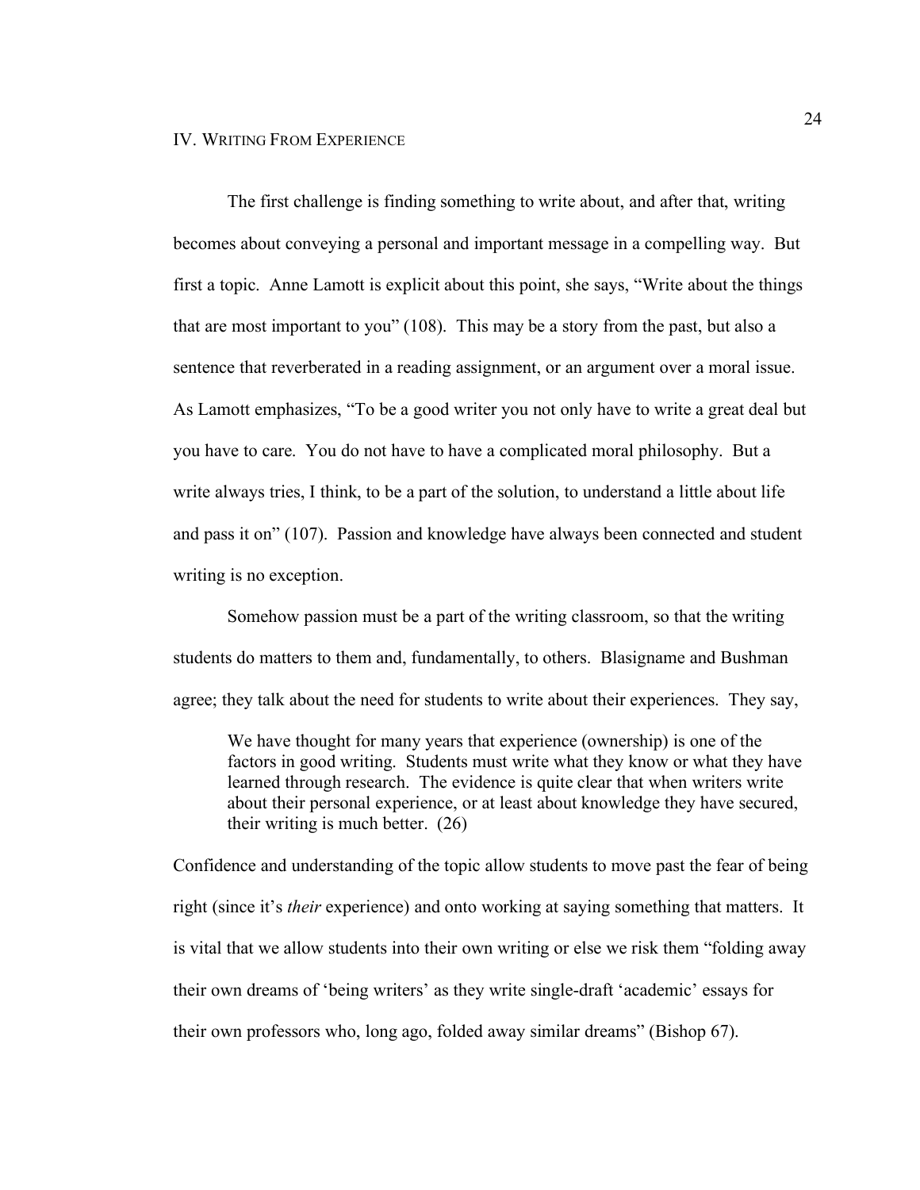## IV. Writing From Experience

The first challenge is finding something to write about, and after that, writing becomes about conveying a personal and important message in a compelling way. But first a topic. Anne Lamott is explicit about this point, she says, "Write about the things that are most important to you" (108). This may be a story from the past, but also a sentence that reverberated in a reading assignment, or an argument over a moral issue. As Lamott emphasizes, "To be a good writer you not only have to write a great deal but you have to care. You do not have to have a complicated moral philosophy. But a write always tries, I think, to be a part of the solution, to understand a little about life and pass it on" (107). Passion and knowledge have always been connected and student writing is no exception.

Somehow passion must be a part of the writing classroom, so that the writing students do matters to them and, fundamentally, to others. Blasigname and Bushman agree; they talk about the need for students to write about their experiences. They say,

> We have thought for many years that experience (ownership) is one of the factors in good writing. Students must write what they know or what they have learned through research. The evidence is quite clear that when writers write about their personal experience, or at least about knowledge they have secured, their writing is much better. (26)

Confidence and understanding of the topic allow students to move past the fear of being right (since it's *their* experience) and onto working at saying something that matters. It is vital that we allow students into their own writing or else we risk them "folding away their own dreams of 'being writers' as they write single-draft 'academic' essays for their own professors who, long ago, folded away similar dreams" (Bishop 67).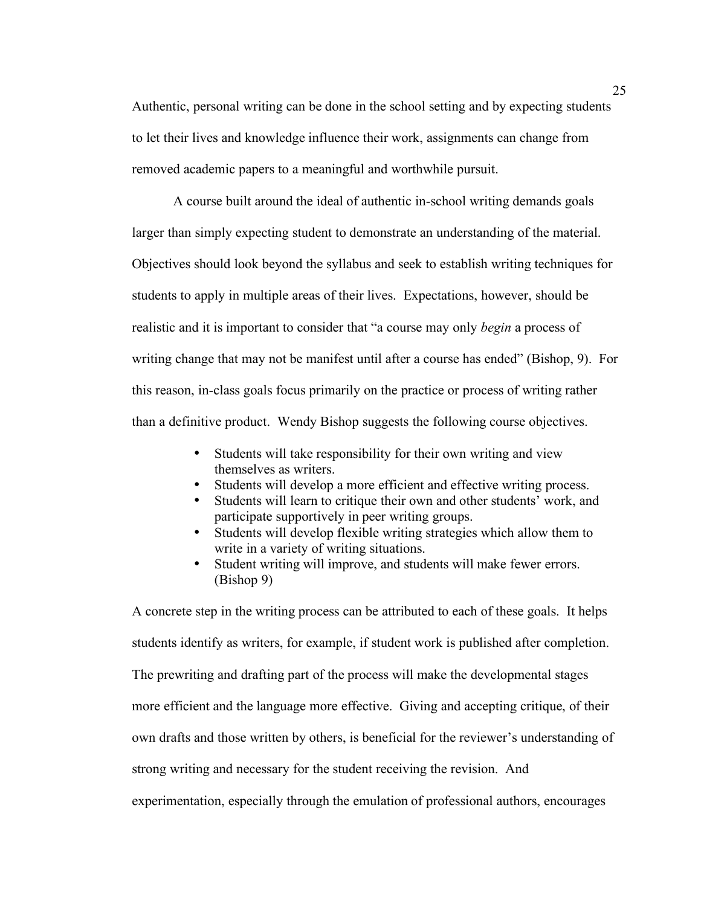Authentic, personal writing can be done in the school setting and by expecting students to let their lives and knowledge influence their work, assignments can change from removed academic papers to a meaningful and worthwhile pursuit.

A course built around the ideal of authentic in-school writing demands goals larger than simply expecting student to demonstrate an understanding of the material. Objectives should look beyond the syllabus and seek to establish writing techniques for students to apply in multiple areas of their lives. Expectations, however, should be realistic and it is important to consider that "a course may only *begin* a process of writing change that may not be manifest until after a course has ended" (Bishop, 9). For this reason, in-class goals focus primarily on the practice or process of writing rather than a definitive product. Wendy Bishop suggests the following course objectives.

- Students will take responsibility for their own writing and view themselves as writers.
- Students will develop a more efficient and effective writing process.
- Students will learn to critique their own and other students' work, and participate supportively in peer writing groups.
- Students will develop flexible writing strategies which allow them to write in a variety of writing situations.
- Student writing will improve, and students will make fewer errors. (Bishop 9)

A concrete step in the writing process can be attributed to each of these goals. It helps students identify as writers, for example, if student work is published after completion. The prewriting and drafting part of the process will make the developmental stages more efficient and the language more effective. Giving and accepting critique, of their own drafts and those written by others, is beneficial for the reviewer's understanding of strong writing and necessary for the student receiving the revision. And experimentation, especially through the emulation of professional authors, encourages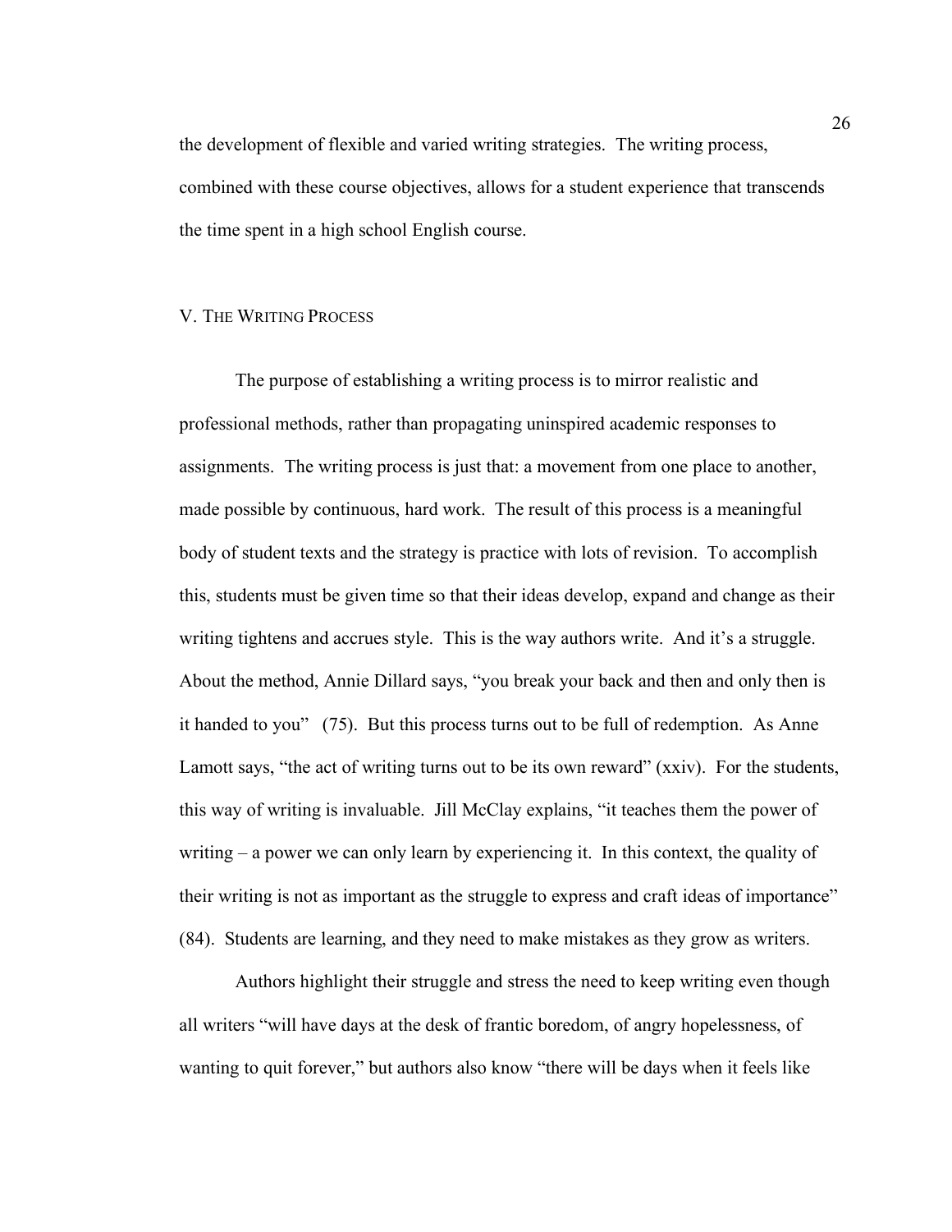the development of flexible and varied writing strategies. The writing process, combined with these course objectives, allows for a student experience that transcends the time spent in a high school English course.

## V. The Writing Process

The purpose of establishing a writing process is to mirror realistic and professional methods, rather than propagating uninspired academic responses to assignments. The writing process is just that: a movement from one place to another, made possible by continuous, hard work. The result of this process is a meaningful body of student texts and the strategy is practice with lots of revision. To accomplish this, students must be given time so that their ideas develop, expand and change as their writing tightens and accrues style. This is the way authors write. And it's a struggle. About the method, Annie Dillard says, "you break your back and then and only then is it handed to you" (75). But this process turns out to be full of redemption. As Anne Lamott says, "the act of writing turns out to be its own reward" (xxiv). For the students, this way of writing is invaluable. Jill McClay explains, "it teaches them the power of writing – a power we can only learn by experiencing it. In this context, the quality of their writing is not as important as the struggle to express and craft ideas of importance" (84). Students are learning, and they need to make mistakes as they grow as writers.

Authors highlight their struggle and stress the need to keep writing even though all writers "will have days at the desk of frantic boredom, of angry hopelessness, of wanting to quit forever," but authors also know "there will be days when it feels like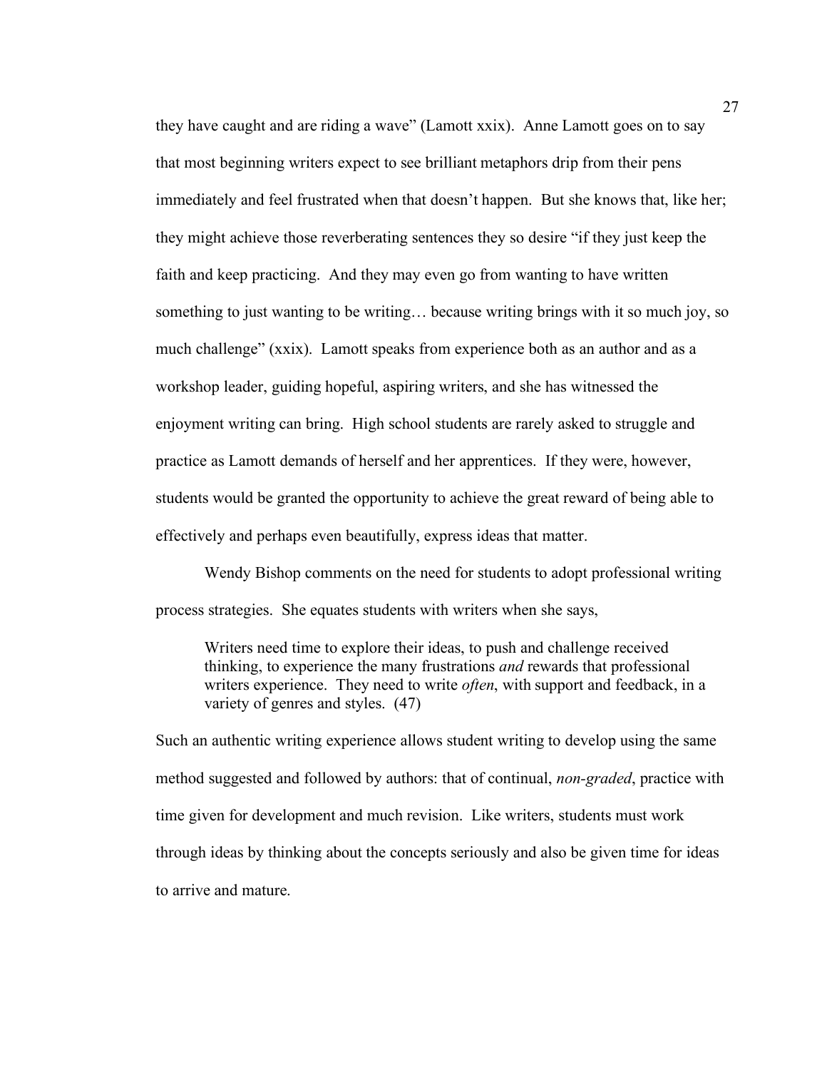they have caught and are riding a wave" (Lamott xxix). Anne Lamott goes on to say that most beginning writers expect to see brilliant metaphors drip from their pens immediately and feel frustrated when that doesn't happen. But she knows that, like her; they might achieve those reverberating sentences they so desire "if they just keep the faith and keep practicing. And they may even go from wanting to have written something to just wanting to be writing… because writing brings with it so much joy, so much challenge" (xxix). Lamott speaks from experience both as an author and as a workshop leader, guiding hopeful, aspiring writers, and she has witnessed the enjoyment writing can bring. High school students are rarely asked to struggle and practice as Lamott demands of herself and her apprentices. If they were, however, students would be granted the opportunity to achieve the great reward of being able to effectively and perhaps even beautifully, express ideas that matter.

Wendy Bishop comments on the need for students to adopt professional writing process strategies. She equates students with writers when she says,

> Writers need time to explore their ideas, to push and challenge received thinking, to experience the many frustrations *and* rewards that professional writers experience. They need to write *often*, with support and feedback, in a variety of genres and styles. (47)

Such an authentic writing experience allows student writing to develop using the same method suggested and followed by authors: that of continual, *non-graded*, practice with time given for development and much revision. Like writers, students must work through ideas by thinking about the concepts seriously and also be given time for ideas to arrive and mature.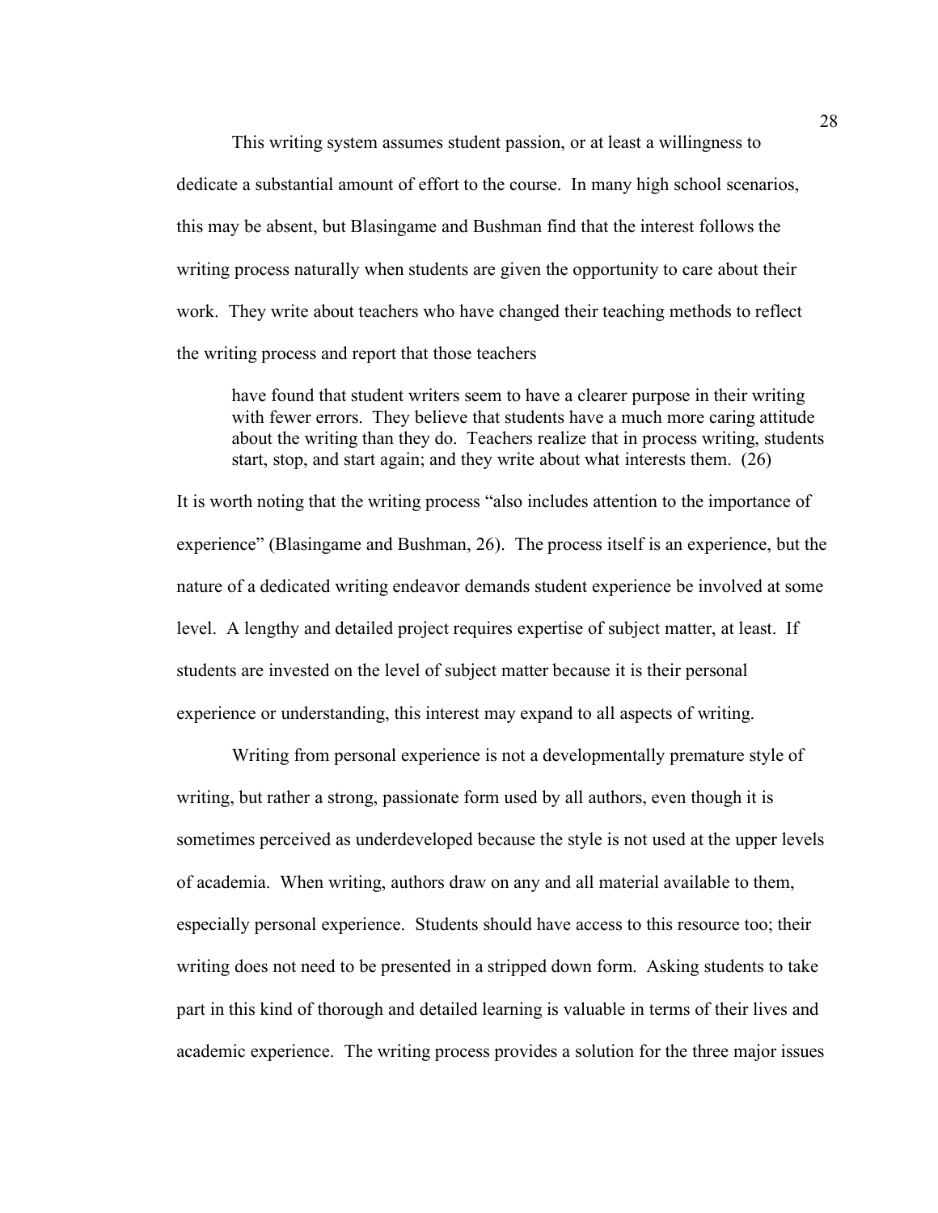This writing system assumes student passion, or at least a willingness to dedicate a substantial amount of effort to the course. In many high school scenarios, this may be absent, but Blasingame and Bushman find that the interest follows the writing process naturally when students are given the opportunity to care about their work. They write about teachers who have changed their teaching methods to reflect the writing process and report that those teachers

> have found that student writers seem to have a clearer purpose in their writing with fewer errors. They believe that students have a much more caring attitude about the writing than they do. Teachers realize that in process writing, students start, stop, and start again; and they write about what interests them. (26)

It is worth noting that the writing process "also includes attention to the importance of experience" (Blasingame and Bushman, 26). The process itself is an experience, but the nature of a dedicated writing endeavor demands student experience be involved at some level. A lengthy and detailed project requires expertise of subject matter, at least. If students are invested on the level of subject matter because it is their personal experience or understanding, this interest may expand to all aspects of writing.

Writing from personal experience is not a developmentally premature style of writing, but rather a strong, passionate form used by all authors, even though it is sometimes perceived as underdeveloped because the style is not used at the upper levels of academia. When writing, authors draw on any and all material available to them, especially personal experience. Students should have access to this resource too; their writing does not need to be presented in a stripped down form. Asking students to take part in this kind of thorough and detailed learning is valuable in terms of their lives and academic experience. The writing process provides a solution for the three major issues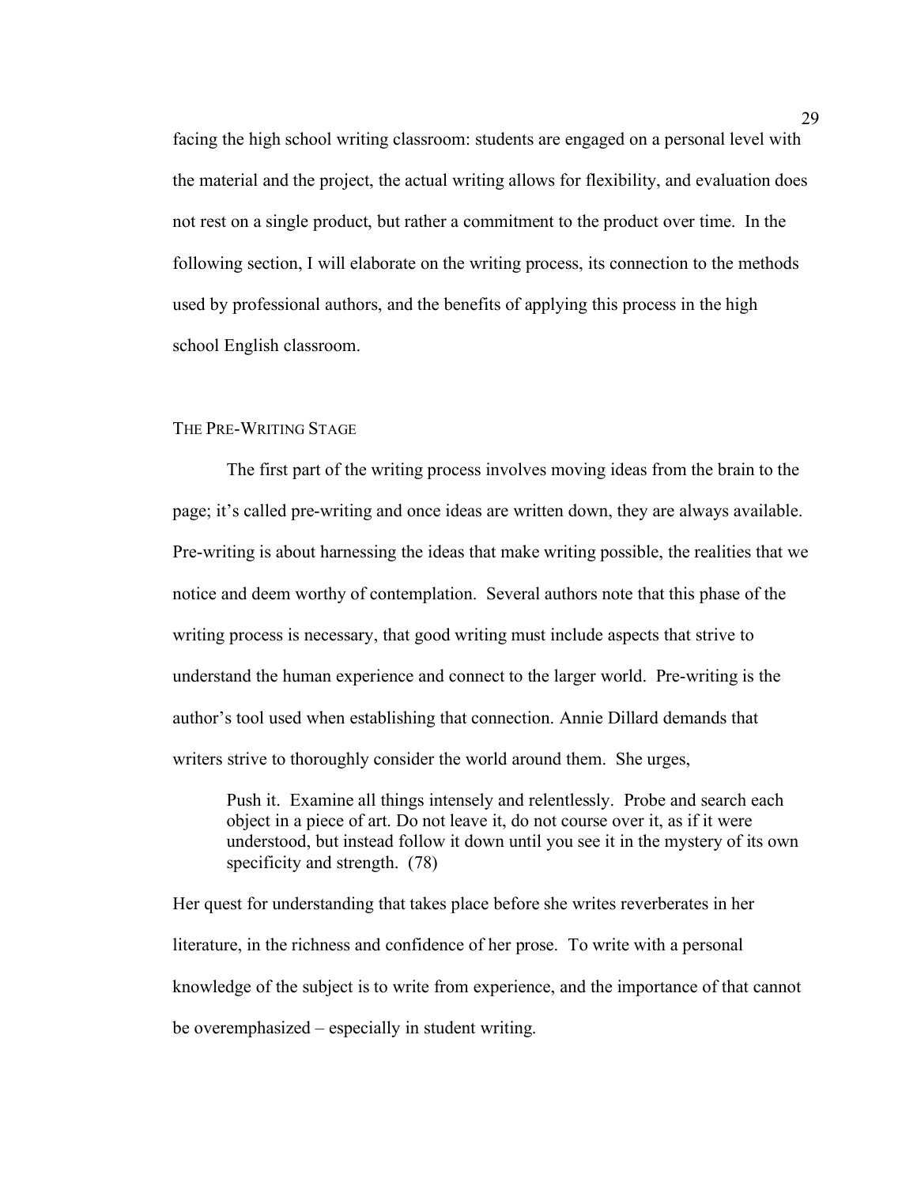facing the high school writing classroom: students are engaged on a personal level with the material and the project, the actual writing allows for flexibility, and evaluation does not rest on a single product, but rather a commitment to the product over time. In the following section, I will elaborate on the writing process, its connection to the methods used by professional authors, and the benefits of applying this process in the high school English classroom.

### The Pre-Writing Stage

The first part of the writing process involves moving ideas from the brain to the page; it's called pre-writing and once ideas are written down, they are always available. Pre-writing is about harnessing the ideas that make writing possible, the realities that we notice and deem worthy of contemplation. Several authors note that this phase of the writing process is necessary, that good writing must include aspects that strive to understand the human experience and connect to the larger world. Pre-writing is the author's tool used when establishing that connection. Annie Dillard demands that writers strive to thoroughly consider the world around them. She urges,

> Push it. Examine all things intensely and relentlessly. Probe and search each object in a piece of art. Do not leave it, do not course over it, as if it were understood, but instead follow it down until you see it in the mystery of its own specificity and strength. (78)

Her quest for understanding that takes place before she writes reverberates in her literature, in the richness and confidence of her prose. To write with a personal knowledge of the subject is to write from experience, and the importance of that cannot be overemphasized – especially in student writing.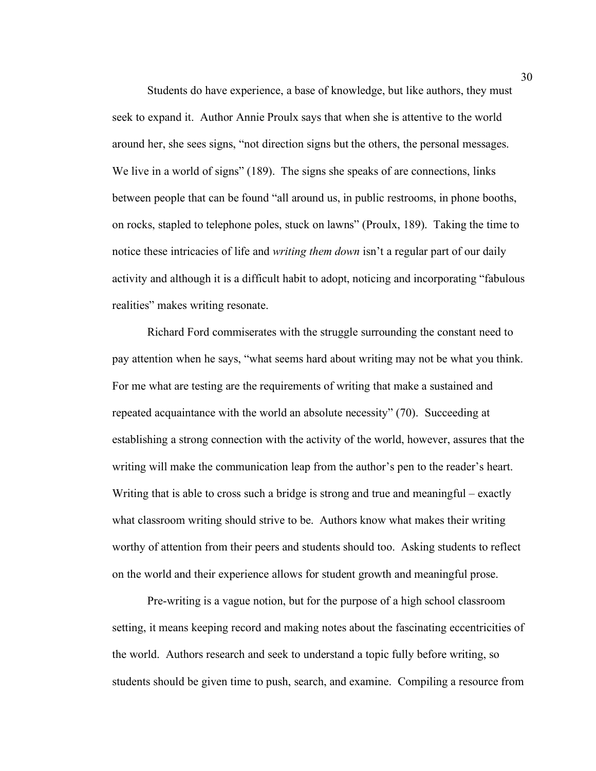Students do have experience, a base of knowledge, but like authors, they must seek to expand it. Author Annie Proulx says that when she is attentive to the world around her, she sees signs, "not direction signs but the others, the personal messages. We live in a world of signs" (189). The signs she speaks of are connections, links between people that can be found "all around us, in public restrooms, in phone booths, on rocks, stapled to telephone poles, stuck on lawns" (Proulx, 189). Taking the time to notice these intricacies of life and *writing them down* isn't a regular part of our daily activity and although it is a difficult habit to adopt, noticing and incorporating "fabulous realities" makes writing resonate.

Richard Ford commiserates with the struggle surrounding the constant need to pay attention when he says, "what seems hard about writing may not be what you think. For me what are testing are the requirements of writing that make a sustained and repeated acquaintance with the world an absolute necessity" (70). Succeeding at establishing a strong connection with the activity of the world, however, assures that the writing will make the communication leap from the author's pen to the reader's heart. Writing that is able to cross such a bridge is strong and true and meaningful – exactly what classroom writing should strive to be. Authors know what makes their writing worthy of attention from their peers and students should too. Asking students to reflect on the world and their experience allows for student growth and meaningful prose.

Pre-writing is a vague notion, but for the purpose of a high school classroom setting, it means keeping record and making notes about the fascinating eccentricities of the world. Authors research and seek to understand a topic fully before writing, so students should be given time to push, search, and examine. Compiling a resource from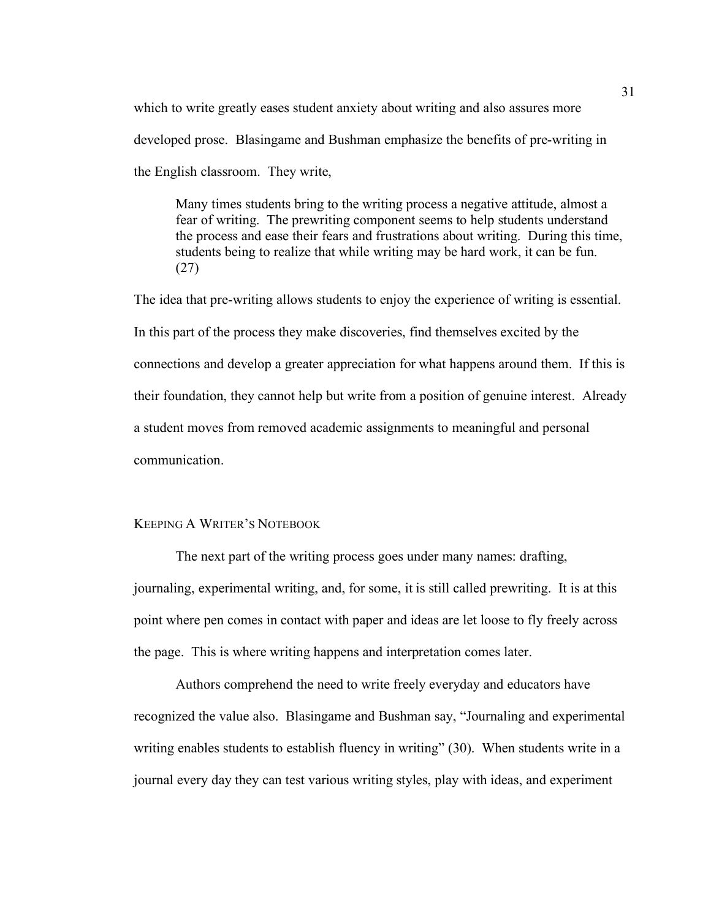which to write greatly eases student anxiety about writing and also assures more developed prose. Blasingame and Bushman emphasize the benefits of pre-writing in the English classroom. They write,

> Many times students bring to the writing process a negative attitude, almost a fear of writing. The prewriting component seems to help students understand the process and ease their fears and frustrations about writing. During this time, students being to realize that while writing may be hard work, it can be fun. (27)

The idea that pre-writing allows students to enjoy the experience of writing is essential. In this part of the process they make discoveries, find themselves excited by the connections and develop a greater appreciation for what happens around them. If this is their foundation, they cannot help but write from a position of genuine interest. Already a student moves from removed academic assignments to meaningful and personal communication.

## Keeping a Writer's Notebook

The next part of the writing process goes under many names: drafting, journaling, experimental writing, and, for some, it is still called prewriting. It is at this point where pen comes in contact with paper and ideas are let loose to fly freely across the page. This is where writing happens and interpretation comes later.

Authors comprehend the need to write freely everyday and educators have recognized the value also. Blasingame and Bushman say, "Journaling and experimental writing enables students to establish fluency in writing" (30). When students write in a journal every day they can test various writing styles, play with ideas, and experiment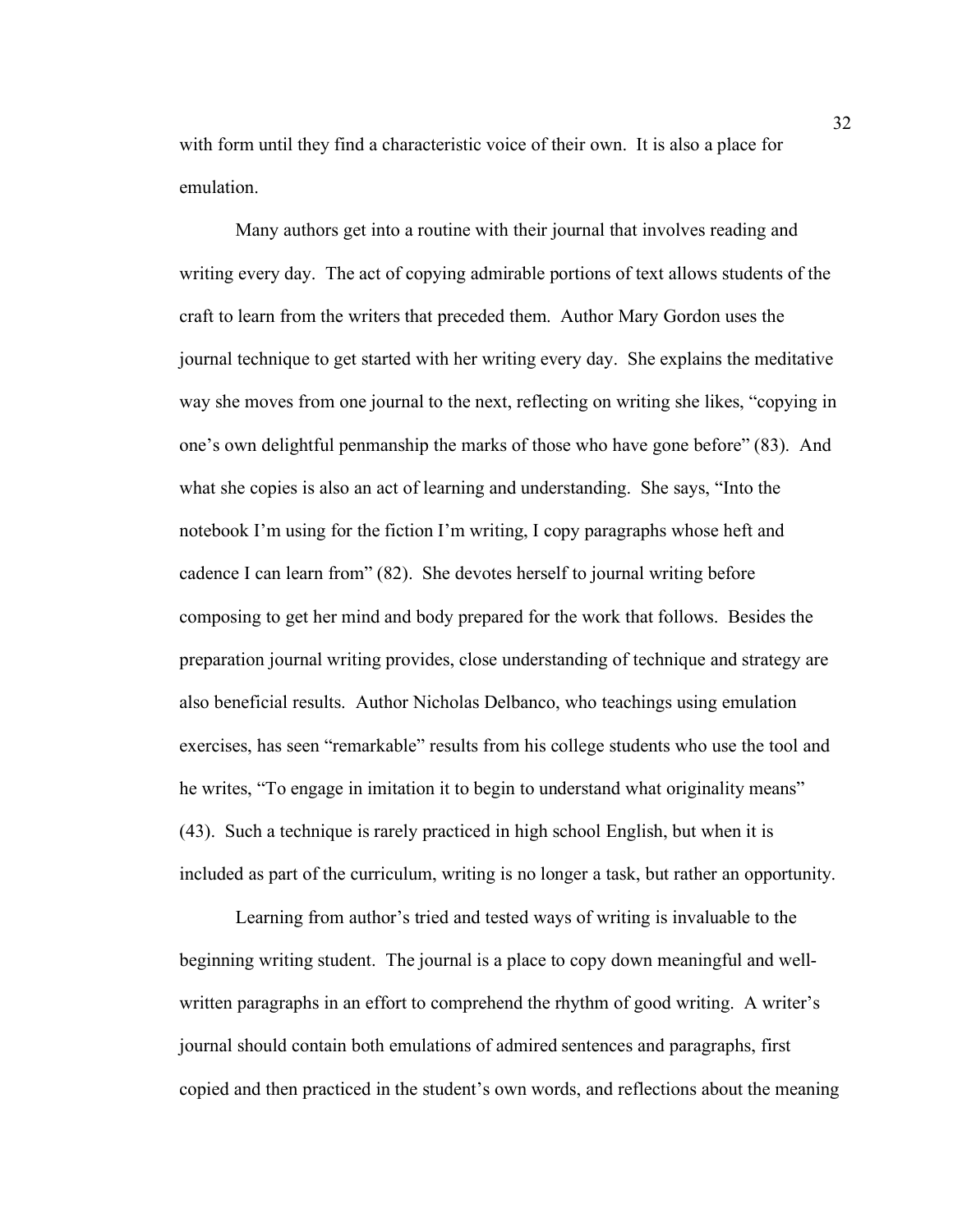with form until they find a characteristic voice of their own. It is also a place for emulation.

Many authors get into a routine with their journal that involves reading and writing every day. The act of copying admirable portions of text allows students of the craft to learn from the writers that preceded them. Author Mary Gordon uses the journal technique to get started with her writing every day. She explains the meditative way she moves from one journal to the next, reflecting on writing she likes, "copying in one's own delightful penmanship the marks of those who have gone before" (83). And what she copies is also an act of learning and understanding. She says, "Into the notebook I'm using for the fiction I'm writing, I copy paragraphs whose heft and cadence I can learn from" (82). She devotes herself to journal writing before composing to get her mind and body prepared for the work that follows. Besides the preparation journal writing provides, close understanding of technique and strategy are also beneficial results. Author Nicholas Delbanco, who teachings using emulation exercises, has seen "remarkable" results from his college students who use the tool and he writes, "To engage in imitation it to begin to understand what originality means" (43). Such a technique is rarely practiced in high school English, but when it is included as part of the curriculum, writing is no longer a task, but rather an opportunity.

Learning from author's tried and tested ways of writing is invaluable to the beginning writing student. The journal is a place to copy down meaningful and well-written paragraphs in an effort to comprehend the rhythm of good writing. A writer's journal should contain both emulations of admired sentences and paragraphs, first copied and then practiced in the student's own words, and reflections about the meaning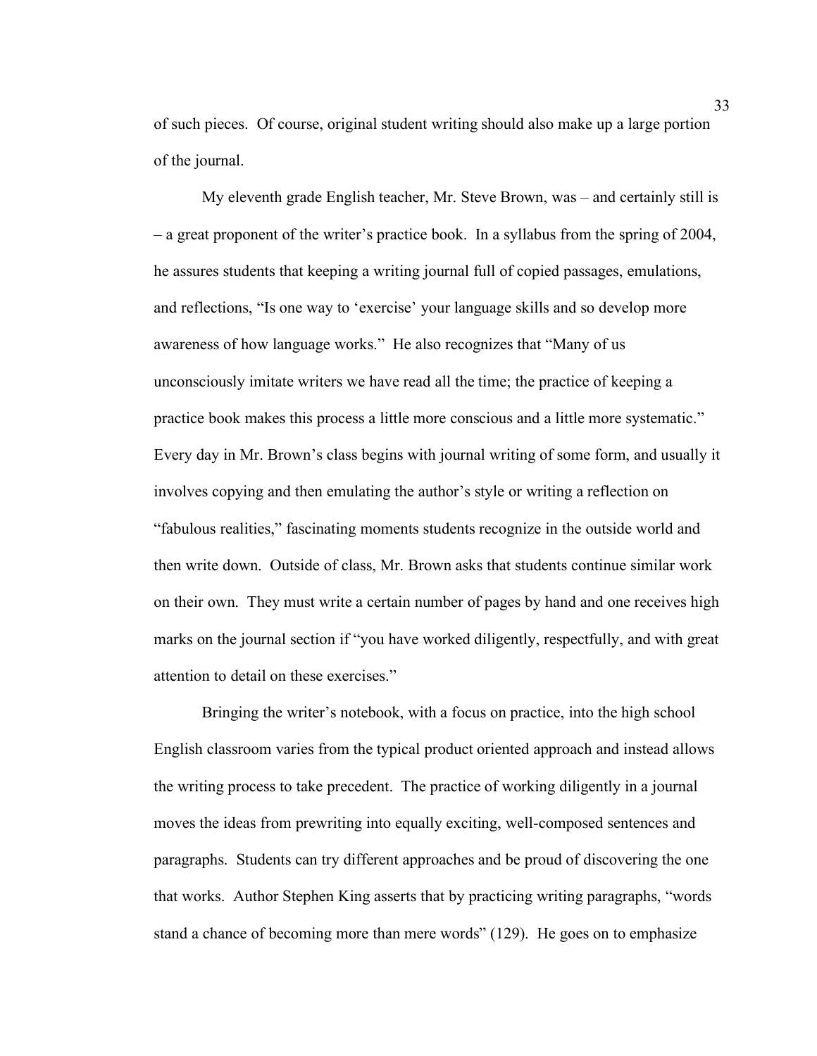of such pieces. Of course, original student writing should also make up a large portion of the journal.

My eleventh grade English teacher, Mr. Steve Brown, was – and certainly still is – a great proponent of the writer's practice book. In a syllabus from the spring of 2004, he assures students that keeping a writing journal full of copied passages, emulations, and reflections, "Is one way to 'exercise' your language skills and so develop more awareness of how language works." He also recognizes that "Many of us unconsciously imitate writers we have read all the time; the practice of keeping a practice book makes this process a little more conscious and a little more systematic." Every day in Mr. Brown's class begins with journal writing of some form, and usually it involves copying and then emulating the author's style or writing a reflection on "fabulous realities," fascinating moments students recognize in the outside world and then write down. Outside of class, Mr. Brown asks that students continue similar work on their own. They must write a certain number of pages by hand and one receives high marks on the journal section if "you have worked diligently, respectfully, and with great attention to detail on these exercises."

Bringing the writer's notebook, with a focus on practice, into the high school English classroom varies from the typical product oriented approach and instead allows the writing process to take precedent. The practice of working diligently in a journal moves the ideas from prewriting into equally exciting, well-composed sentences and paragraphs. Students can try different approaches and be proud of discovering the one that works. Author Stephen King asserts that by practicing writing paragraphs, "words stand a chance of becoming more than mere words" (129). He goes on to emphasize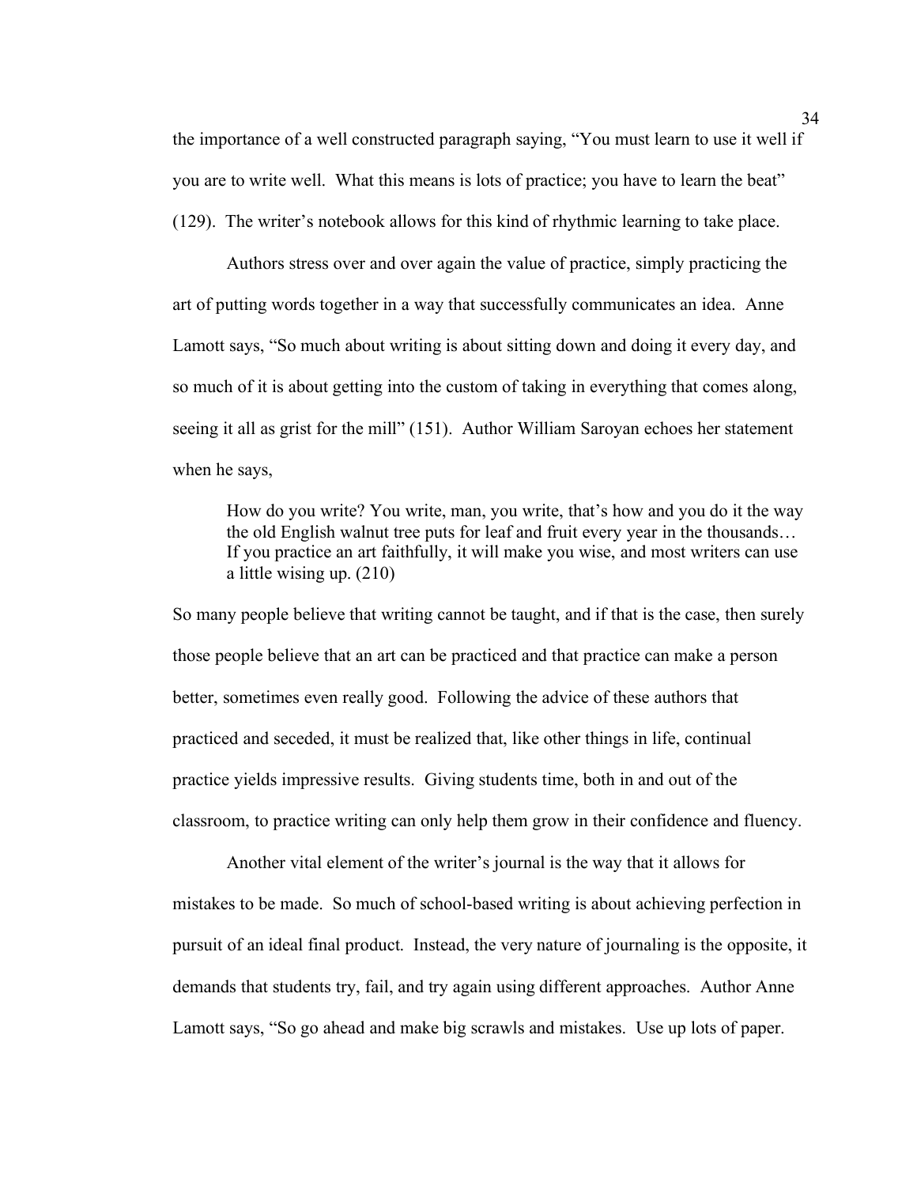the importance of a well constructed paragraph saying, "You must learn to use it well if you are to write well. What this means is lots of practice; you have to learn the beat" (129). The writer's notebook allows for this kind of rhythmic learning to take place.

Authors stress over and over again the value of practice, simply practicing the art of putting words together in a way that successfully communicates an idea. Anne Lamott says, "So much about writing is about sitting down and doing it every day, and so much of it is about getting into the custom of taking in everything that comes along, seeing it all as grist for the mill" (151). Author William Saroyan echoes her statement when he says,

> How do you write? You write, man, you write, that's how and you do it the way the old English walnut tree puts for leaf and fruit every year in the thousands… If you practice an art faithfully, it will make you wise, and most writers can use a little wising up. (210)

So many people believe that writing cannot be taught, and if that is the case, then surely those people believe that an art can be practiced and that practice can make a person better, sometimes even really good. Following the advice of these authors that practiced and seceded, it must be realized that, like other things in life, continual practice yields impressive results. Giving students time, both in and out of the classroom, to practice writing can only help them grow in their confidence and fluency.

Another vital element of the writer's journal is the way that it allows for mistakes to be made. So much of school-based writing is about achieving perfection in pursuit of an ideal final product. Instead, the very nature of journaling is the opposite, it demands that students try, fail, and try again using different approaches. Author Anne Lamott says, "So go ahead and make big scrawls and mistakes. Use up lots of paper.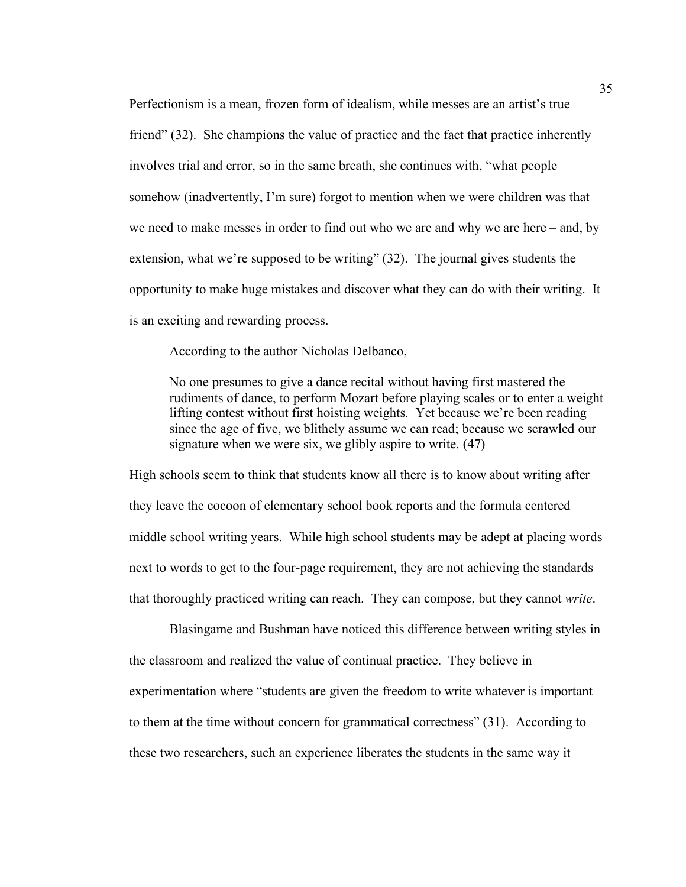Perfectionism is a mean, frozen form of idealism, while messes are an artist's true friend" (32). She champions the value of practice and the fact that practice inherently involves trial and error, so in the same breath, she continues with, "what people somehow (inadvertently, I'm sure) forgot to mention when we were children was that we need to make messes in order to find out who we are and why we are here – and, by extension, what we're supposed to be writing" (32). The journal gives students the opportunity to make huge mistakes and discover what they can do with their writing. It is an exciting and rewarding process.

According to the author Nicholas Delbanco,

> No one presumes to give a dance recital without having first mastered the rudiments of dance, to perform Mozart before playing scales or to enter a weight lifting contest without first hoisting weights. Yet because we're been reading since the age of five, we blithely assume we can read; because we scrawled our signature when we were six, we glibly aspire to write. (47)

High schools seem to think that students know all there is to know about writing after they leave the cocoon of elementary school book reports and the formula centered middle school writing years. While high school students may be adept at placing words next to words to get to the four-page requirement, they are not achieving the standards that thoroughly practiced writing can reach. They can compose, but they cannot *write*.

Blasingame and Bushman have noticed this difference between writing styles in the classroom and realized the value of continual practice. They believe in experimentation where "students are given the freedom to write whatever is important to them at the time without concern for grammatical correctness" (31). According to these two researchers, such an experience liberates the students in the same way it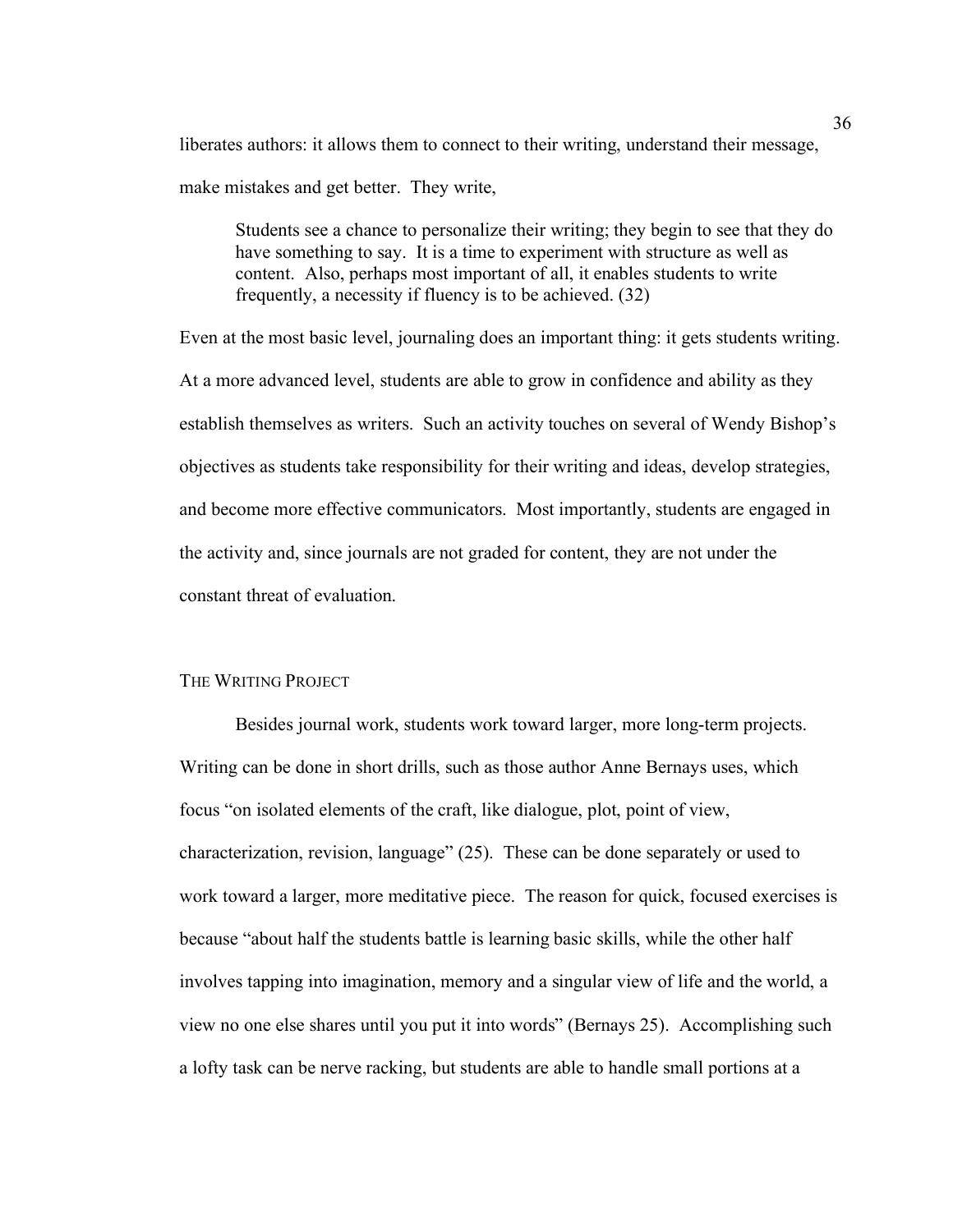liberates authors: it allows them to connect to their writing, understand their message, make mistakes and get better. They write,

> Students see a chance to personalize their writing; they begin to see that they do have something to say. It is a time to experiment with structure as well as content. Also, perhaps most important of all, it enables students to write frequently, a necessity if fluency is to be achieved. (32)

Even at the most basic level, journaling does an important thing: it gets students writing. At a more advanced level, students are able to grow in confidence and ability as they establish themselves as writers. Such an activity touches on several of Wendy Bishop's objectives as students take responsibility for their writing and ideas, develop strategies, and become more effective communicators. Most importantly, students are engaged in the activity and, since journals are not graded for content, they are not under the constant threat of evaluation.

## The Writing Project

Besides journal work, students work toward larger, more long-term projects. Writing can be done in short drills, such as those author Anne Bernays uses, which focus "on isolated elements of the craft, like dialogue, plot, point of view, characterization, revision, language" (25). These can be done separately or used to work toward a larger, more meditative piece. The reason for quick, focused exercises is because "about half the students battle is learning basic skills, while the other half involves tapping into imagination, memory and a singular view of life and the world, a view no one else shares until you put it into words" (Bernays 25). Accomplishing such a lofty task can be nerve racking, but students are able to handle small portions at a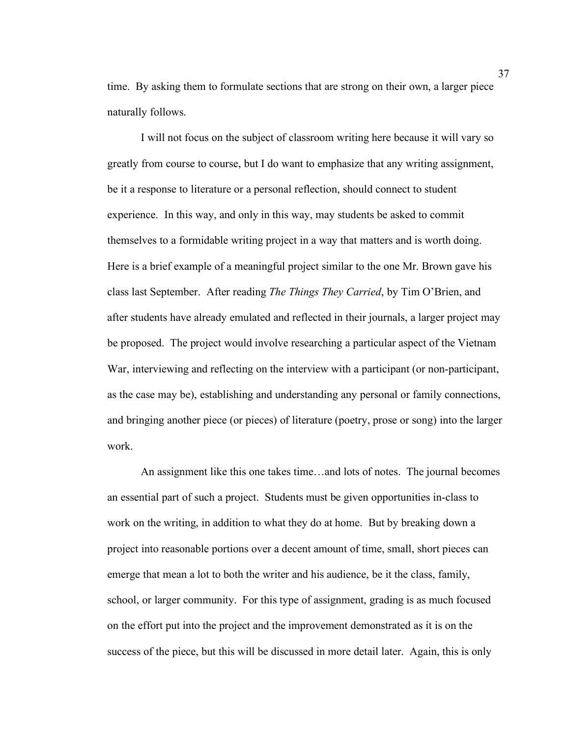time. By asking them to formulate sections that are strong on their own, a larger piece naturally follows.

I will not focus on the subject of classroom writing here because it will vary so greatly from course to course, but I do want to emphasize that any writing assignment, be it a response to literature or a personal reflection, should connect to student experience. In this way, and only in this way, may students be asked to commit themselves to a formidable writing project in a way that matters and is worth doing. Here is a brief example of a meaningful project similar to the one Mr. Brown gave his class last September. After reading *The Things They Carried*, by Tim O'Brien, and after students have already emulated and reflected in their journals, a larger project may be proposed. The project would involve researching a particular aspect of the Vietnam War, interviewing and reflecting on the interview with a participant (or non-participant, as the case may be), establishing and understanding any personal or family connections, and bringing another piece (or pieces) of literature (poetry, prose or song) into the larger work.

An assignment like this one takes time…and lots of notes. The journal becomes an essential part of such a project. Students must be given opportunities in-class to work on the writing, in addition to what they do at home. But by breaking down a project into reasonable portions over a decent amount of time, small, short pieces can emerge that mean a lot to both the writer and his audience, be it the class, family, school, or larger community. For this type of assignment, grading is as much focused on the effort put into the project and the improvement demonstrated as it is on the success of the piece, but this will be discussed in more detail later. Again, this is only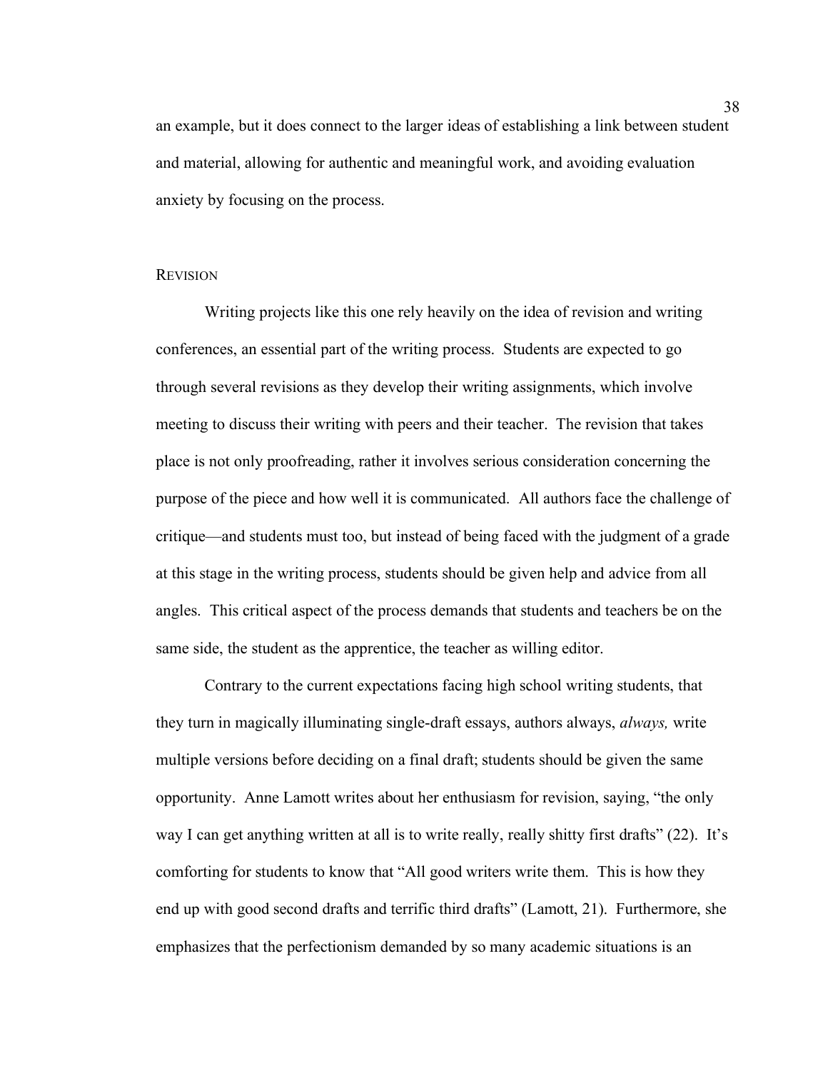an example, but it does connect to the larger ideas of establishing a link between student and material, allowing for authentic and meaningful work, and avoiding evaluation anxiety by focusing on the process.

### Revision

Writing projects like this one rely heavily on the idea of revision and writing conferences, an essential part of the writing process. Students are expected to go through several revisions as they develop their writing assignments, which involve meeting to discuss their writing with peers and their teacher. The revision that takes place is not only proofreading, rather it involves serious consideration concerning the purpose of the piece and how well it is communicated. All authors face the challenge of critique—and students must too, but instead of being faced with the judgment of a grade at this stage in the writing process, students should be given help and advice from all angles. This critical aspect of the process demands that students and teachers be on the same side, the student as the apprentice, the teacher as willing editor.

Contrary to the current expectations facing high school writing students, that they turn in magically illuminating single-draft essays, authors always, *always,* write multiple versions before deciding on a final draft; students should be given the same opportunity. Anne Lamott writes about her enthusiasm for revision, saying, "the only way I can get anything written at all is to write really, really shitty first drafts" (22). It's comforting for students to know that "All good writers write them. This is how they end up with good second drafts and terrific third drafts" (Lamott, 21). Furthermore, she emphasizes that the perfectionism demanded by so many academic situations is an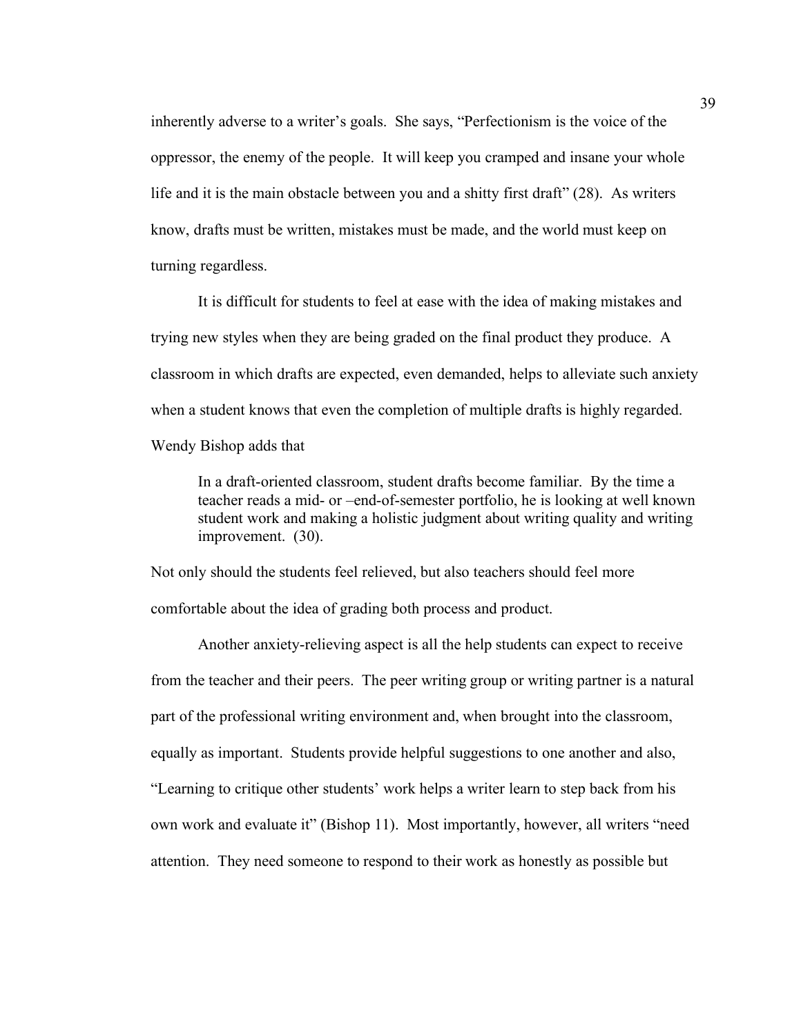inherently adverse to a writer's goals. She says, "Perfectionism is the voice of the oppressor, the enemy of the people. It will keep you cramped and insane your whole life and it is the main obstacle between you and a shitty first draft" (28). As writers know, drafts must be written, mistakes must be made, and the world must keep on turning regardless.

It is difficult for students to feel at ease with the idea of making mistakes and trying new styles when they are being graded on the final product they produce. A classroom in which drafts are expected, even demanded, helps to alleviate such anxiety when a student knows that even the completion of multiple drafts is highly regarded. Wendy Bishop adds that

> In a draft-oriented classroom, student drafts become familiar. By the time a teacher reads a mid- or –end-of-semester portfolio, he is looking at well known student work and making a holistic judgment about writing quality and writing improvement. (30).

Not only should the students feel relieved, but also teachers should feel more comfortable about the idea of grading both process and product.

Another anxiety-relieving aspect is all the help students can expect to receive from the teacher and their peers. The peer writing group or writing partner is a natural part of the professional writing environment and, when brought into the classroom, equally as important. Students provide helpful suggestions to one another and also, "Learning to critique other students' work helps a writer learn to step back from his own work and evaluate it" (Bishop 11). Most importantly, however, all writers "need attention. They need someone to respond to their work as honestly as possible but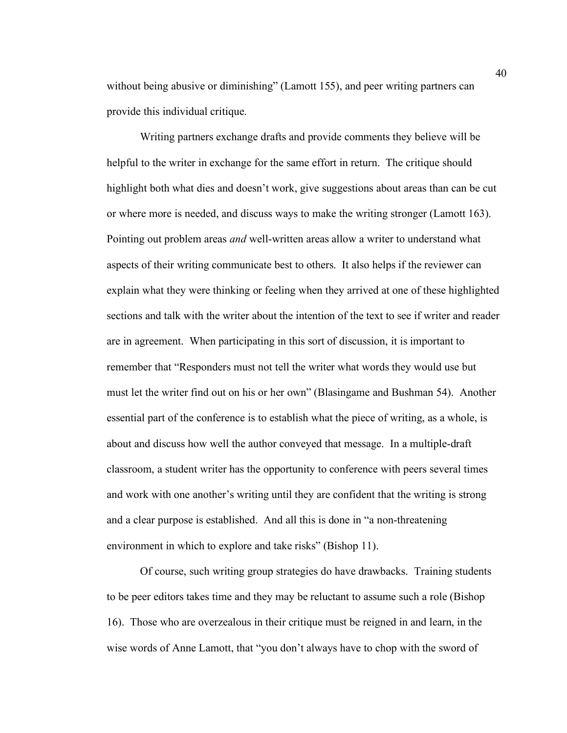without being abusive or diminishing" (Lamott 155), and peer writing partners can provide this individual critique.

Writing partners exchange drafts and provide comments they believe will be helpful to the writer in exchange for the same effort in return. The critique should highlight both what dies and doesn't work, give suggestions about areas than can be cut or where more is needed, and discuss ways to make the writing stronger (Lamott 163). Pointing out problem areas *and* well-written areas allow a writer to understand what aspects of their writing communicate best to others. It also helps if the reviewer can explain what they were thinking or feeling when they arrived at one of these highlighted sections and talk with the writer about the intention of the text to see if writer and reader are in agreement. When participating in this sort of discussion, it is important to remember that "Responders must not tell the writer what words they would use but must let the writer find out on his or her own" (Blasingame and Bushman 54). Another essential part of the conference is to establish what the piece of writing, as a whole, is about and discuss how well the author conveyed that message. In a multiple-draft classroom, a student writer has the opportunity to conference with peers several times and work with one another's writing until they are confident that the writing is strong and a clear purpose is established. And all this is done in "a non-threatening environment in which to explore and take risks" (Bishop 11).

Of course, such writing group strategies do have drawbacks. Training students to be peer editors takes time and they may be reluctant to assume such a role (Bishop 16). Those who are overzealous in their critique must be reigned in and learn, in the wise words of Anne Lamott, that "you don't always have to chop with the sword of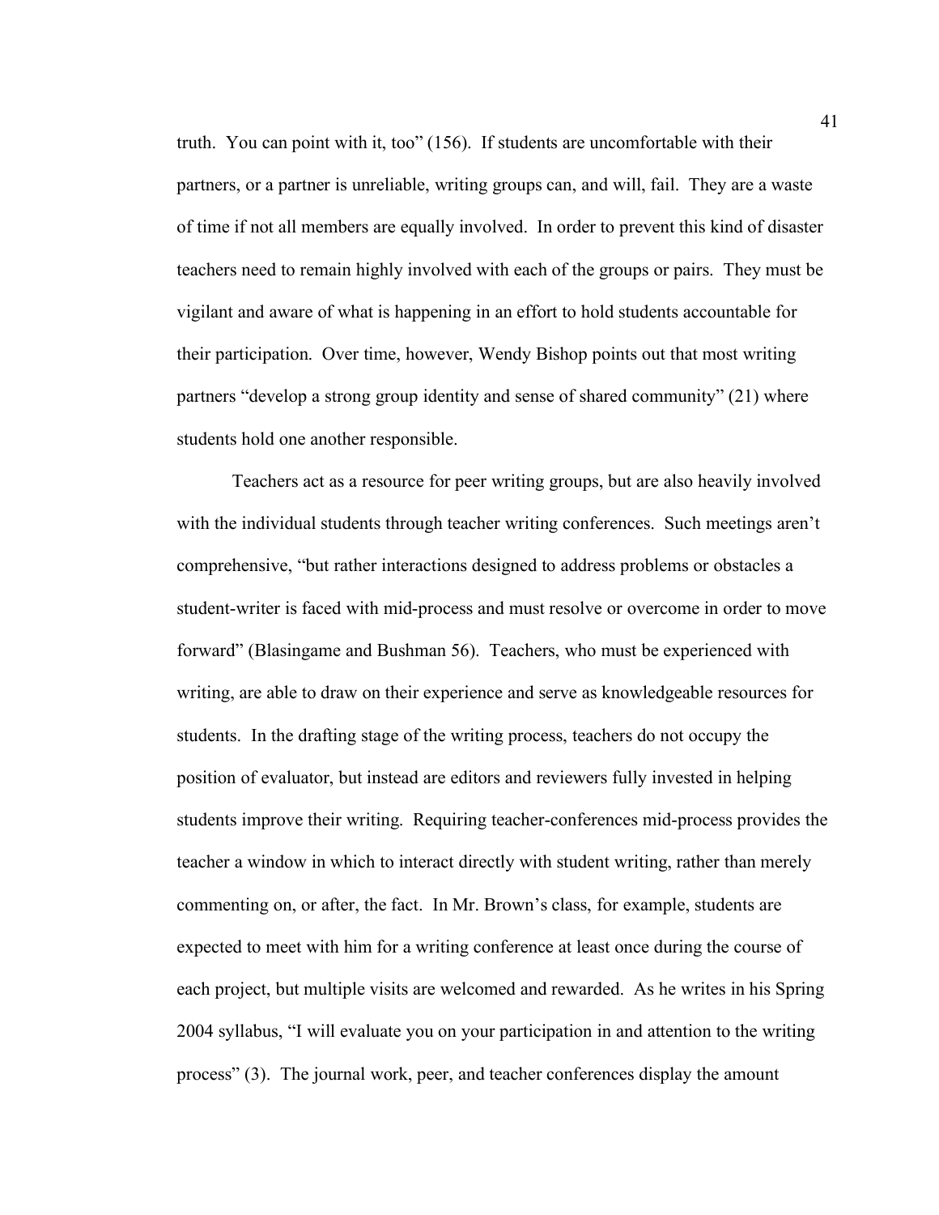truth. You can point with it, too" (156). If students are uncomfortable with their partners, or a partner is unreliable, writing groups can, and will, fail. They are a waste of time if not all members are equally involved. In order to prevent this kind of disaster teachers need to remain highly involved with each of the groups or pairs. They must be vigilant and aware of what is happening in an effort to hold students accountable for their participation. Over time, however, Wendy Bishop points out that most writing partners "develop a strong group identity and sense of shared community" (21) where students hold one another responsible.

Teachers act as a resource for peer writing groups, but are also heavily involved with the individual students through teacher writing conferences. Such meetings aren't comprehensive, "but rather interactions designed to address problems or obstacles a student-writer is faced with mid-process and must resolve or overcome in order to move forward" (Blasingame and Bushman 56). Teachers, who must be experienced with writing, are able to draw on their experience and serve as knowledgeable resources for students. In the drafting stage of the writing process, teachers do not occupy the position of evaluator, but instead are editors and reviewers fully invested in helping students improve their writing. Requiring teacher-conferences mid-process provides the teacher a window in which to interact directly with student writing, rather than merely commenting on, or after, the fact. In Mr. Brown's class, for example, students are expected to meet with him for a writing conference at least once during the course of each project, but multiple visits are welcomed and rewarded. As he writes in his Spring 2004 syllabus, "I will evaluate you on your participation in and attention to the writing process" (3). The journal work, peer, and teacher conferences display the amount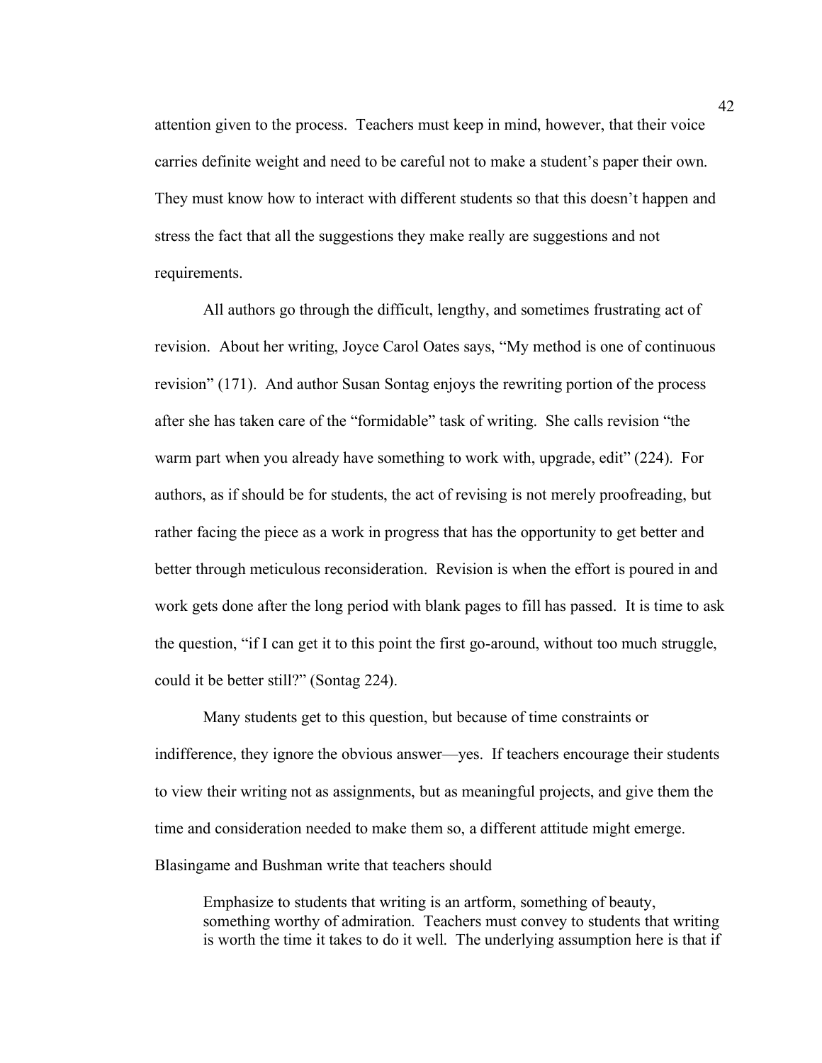attention given to the process. Teachers must keep in mind, however, that their voice carries definite weight and need to be careful not to make a student's paper their own. They must know how to interact with different students so that this doesn't happen and stress the fact that all the suggestions they make really are suggestions and not requirements.

All authors go through the difficult, lengthy, and sometimes frustrating act of revision. About her writing, Joyce Carol Oates says, "My method is one of continuous revision" (171). And author Susan Sontag enjoys the rewriting portion of the process after she has taken care of the "formidable" task of writing. She calls revision "the warm part when you already have something to work with, upgrade, edit" (224). For authors, as if should be for students, the act of revising is not merely proofreading, but rather facing the piece as a work in progress that has the opportunity to get better and better through meticulous reconsideration. Revision is when the effort is poured in and work gets done after the long period with blank pages to fill has passed. It is time to ask the question, "if I can get it to this point the first go-around, without too much struggle, could it be better still?" (Sontag 224).

Many students get to this question, but because of time constraints or indifference, they ignore the obvious answer—yes. If teachers encourage their students to view their writing not as assignments, but as meaningful projects, and give them the time and consideration needed to make them so, a different attitude might emerge. Blasingame and Bushman write that teachers should

> Emphasize to students that writing is an artform, something of beauty, something worthy of admiration. Teachers must convey to students that writing is worth the time it takes to do it well. The underlying assumption here is that if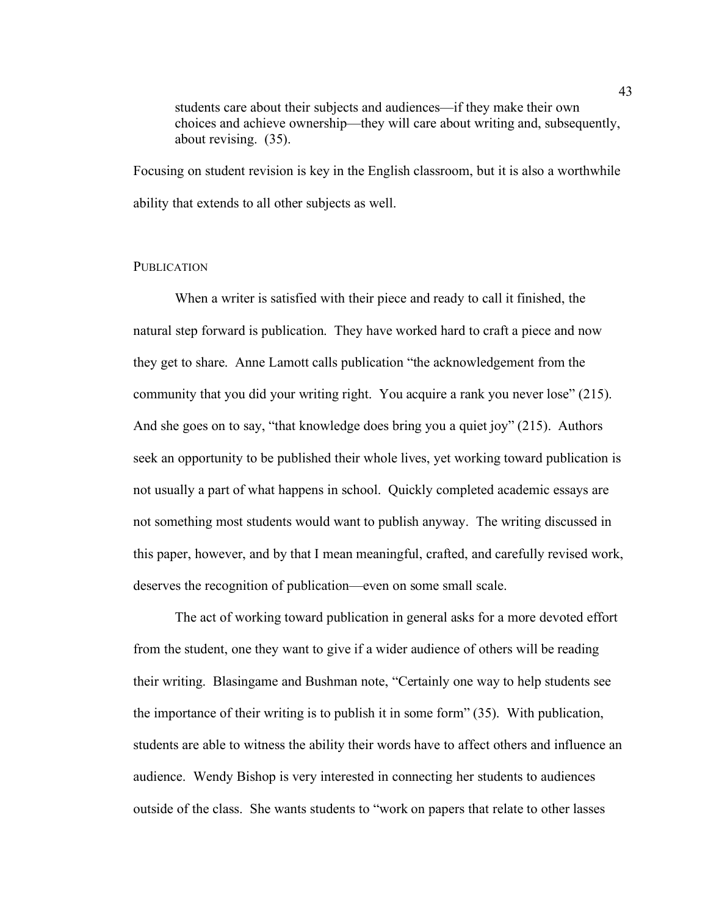> students care about their subjects and audiences—if they make their own choices and achieve ownership—they will care about writing and, subsequently, about revising. (35).

Focusing on student revision is key in the English classroom, but it is also a worthwhile ability that extends to all other subjects as well.

## Publication

When a writer is satisfied with their piece and ready to call it finished, the natural step forward is publication. They have worked hard to craft a piece and now they get to share. Anne Lamott calls publication "the acknowledgement from the community that you did your writing right. You acquire a rank you never lose" (215). And she goes on to say, "that knowledge does bring you a quiet joy" (215). Authors seek an opportunity to be published their whole lives, yet working toward publication is not usually a part of what happens in school. Quickly completed academic essays are not something most students would want to publish anyway. The writing discussed in this paper, however, and by that I mean meaningful, crafted, and carefully revised work, deserves the recognition of publication—even on some small scale.

The act of working toward publication in general asks for a more devoted effort from the student, one they want to give if a wider audience of others will be reading their writing. Blasingame and Bushman note, "Certainly one way to help students see the importance of their writing is to publish it in some form" (35). With publication, students are able to witness the ability their words have to affect others and influence an audience. Wendy Bishop is very interested in connecting her students to audiences outside of the class. She wants students to "work on papers that relate to other lasses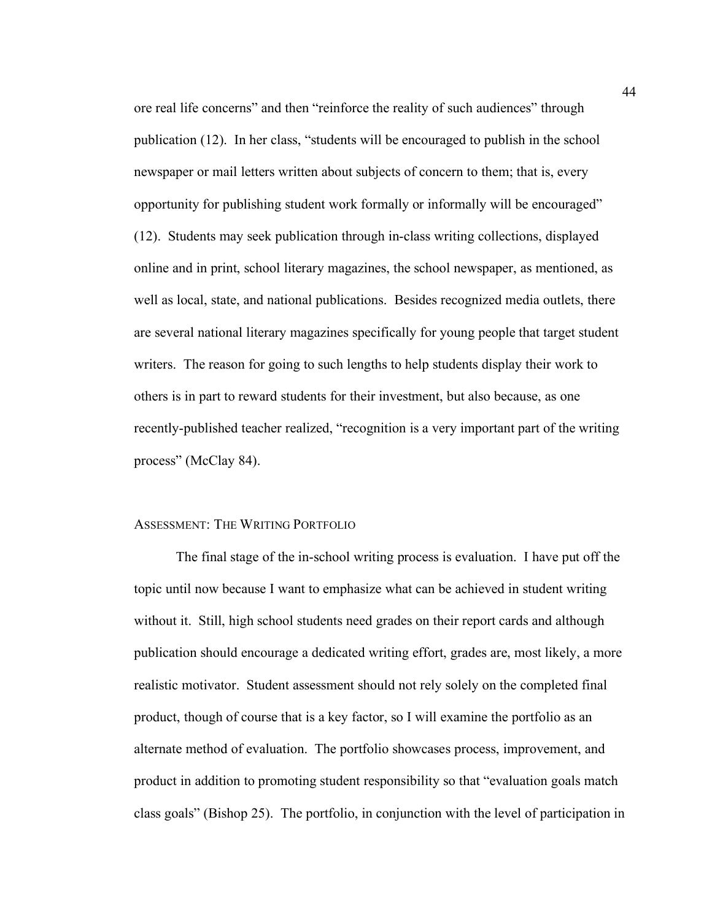ore real life concerns" and then "reinforce the reality of such audiences" through publication (12). In her class, "students will be encouraged to publish in the school newspaper or mail letters written about subjects of concern to them; that is, every opportunity for publishing student work formally or informally will be encouraged" (12). Students may seek publication through in-class writing collections, displayed online and in print, school literary magazines, the school newspaper, as mentioned, as well as local, state, and national publications. Besides recognized media outlets, there are several national literary magazines specifically for young people that target student writers. The reason for going to such lengths to help students display their work to others is in part to reward students for their investment, but also because, as one recently-published teacher realized, "recognition is a very important part of the writing process" (McClay 84).

## Assessment: The Writing Portfolio

The final stage of the in-school writing process is evaluation. I have put off the topic until now because I want to emphasize what can be achieved in student writing without it. Still, high school students need grades on their report cards and although publication should encourage a dedicated writing effort, grades are, most likely, a more realistic motivator. Student assessment should not rely solely on the completed final product, though of course that is a key factor, so I will examine the portfolio as an alternate method of evaluation. The portfolio showcases process, improvement, and product in addition to promoting student responsibility so that "evaluation goals match class goals" (Bishop 25). The portfolio, in conjunction with the level of participation in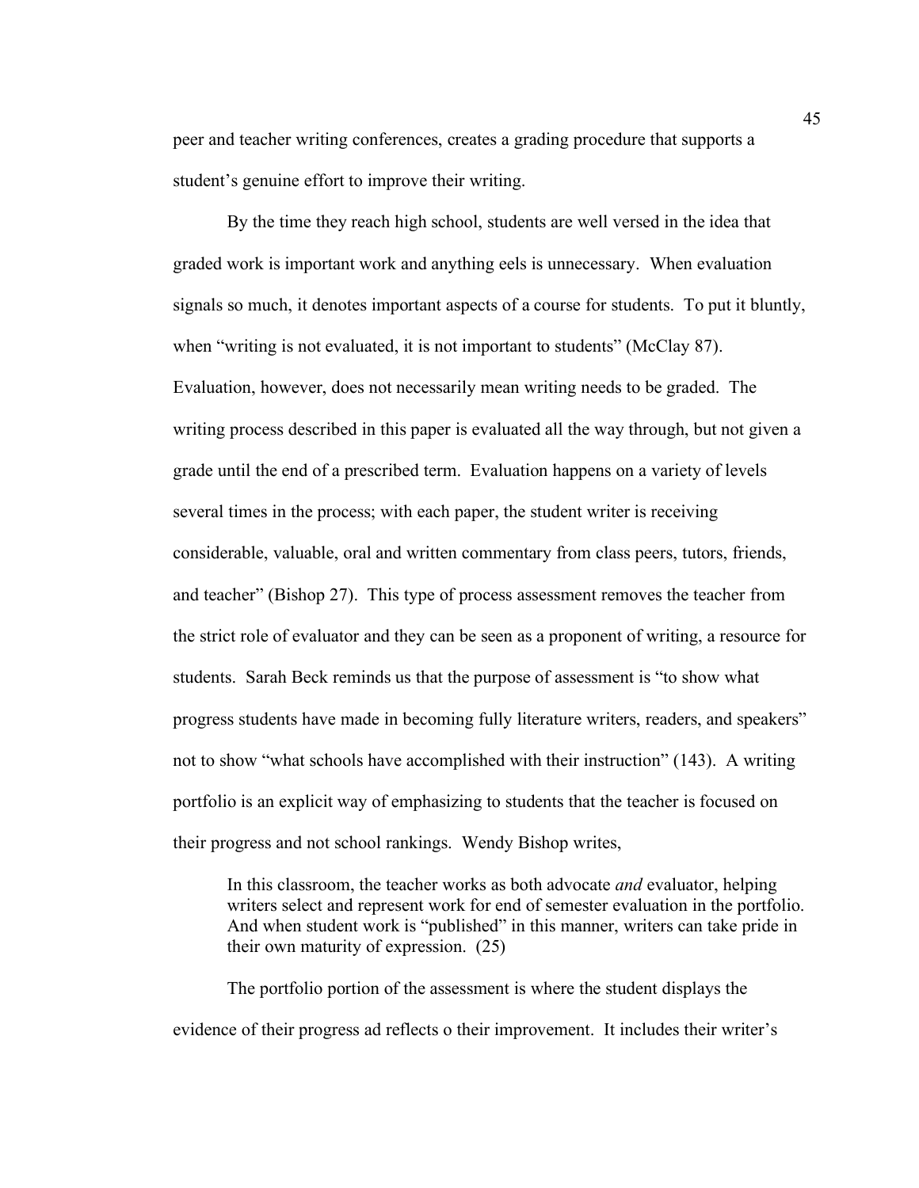peer and teacher writing conferences, creates a grading procedure that supports a student's genuine effort to improve their writing.

By the time they reach high school, students are well versed in the idea that graded work is important work and anything eels is unnecessary. When evaluation signals so much, it denotes important aspects of a course for students. To put it bluntly, when "writing is not evaluated, it is not important to students" (McClay 87). Evaluation, however, does not necessarily mean writing needs to be graded. The writing process described in this paper is evaluated all the way through, but not given a grade until the end of a prescribed term. Evaluation happens on a variety of levels several times in the process; with each paper, the student writer is receiving considerable, valuable, oral and written commentary from class peers, tutors, friends, and teacher" (Bishop 27). This type of process assessment removes the teacher from the strict role of evaluator and they can be seen as a proponent of writing, a resource for students. Sarah Beck reminds us that the purpose of assessment is "to show what progress students have made in becoming fully literature writers, readers, and speakers" not to show "what schools have accomplished with their instruction" (143). A writing portfolio is an explicit way of emphasizing to students that the teacher is focused on their progress and not school rankings. Wendy Bishop writes,

> In this classroom, the teacher works as both advocate *and* evaluator, helping writers select and represent work for end of semester evaluation in the portfolio. And when student work is "published" in this manner, writers can take pride in their own maturity of expression. (25)

The portfolio portion of the assessment is where the student displays the evidence of their progress ad reflects o their improvement. It includes their writer's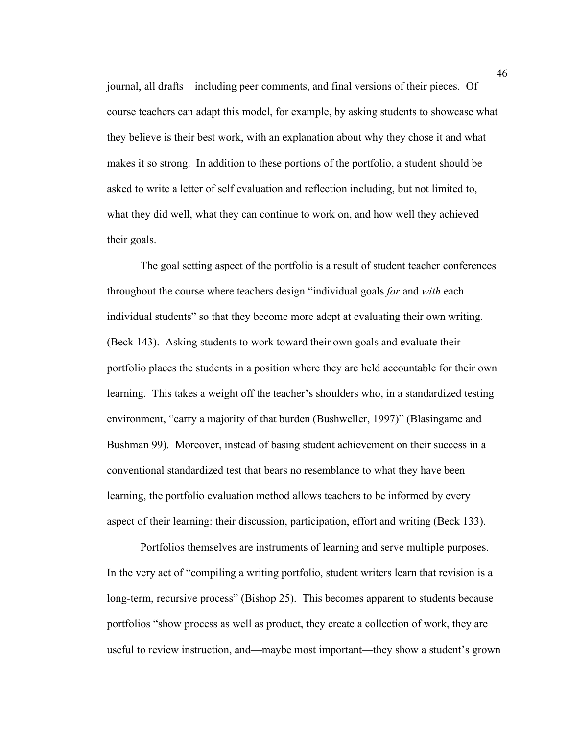journal, all drafts – including peer comments, and final versions of their pieces. Of course teachers can adapt this model, for example, by asking students to showcase what they believe is their best work, with an explanation about why they chose it and what makes it so strong. In addition to these portions of the portfolio, a student should be asked to write a letter of self evaluation and reflection including, but not limited to, what they did well, what they can continue to work on, and how well they achieved their goals.

The goal setting aspect of the portfolio is a result of student teacher conferences throughout the course where teachers design "individual goals *for* and *with* each individual students" so that they become more adept at evaluating their own writing. (Beck 143). Asking students to work toward their own goals and evaluate their portfolio places the students in a position where they are held accountable for their own learning. This takes a weight off the teacher's shoulders who, in a standardized testing environment, "carry a majority of that burden (Bushweller, 1997)" (Blasingame and Bushman 99). Moreover, instead of basing student achievement on their success in a conventional standardized test that bears no resemblance to what they have been learning, the portfolio evaluation method allows teachers to be informed by every aspect of their learning: their discussion, participation, effort and writing (Beck 133).

Portfolios themselves are instruments of learning and serve multiple purposes. In the very act of "compiling a writing portfolio, student writers learn that revision is a long-term, recursive process" (Bishop 25). This becomes apparent to students because portfolios "show process as well as product, they create a collection of work, they are useful to review instruction, and—maybe most important—they show a student's grown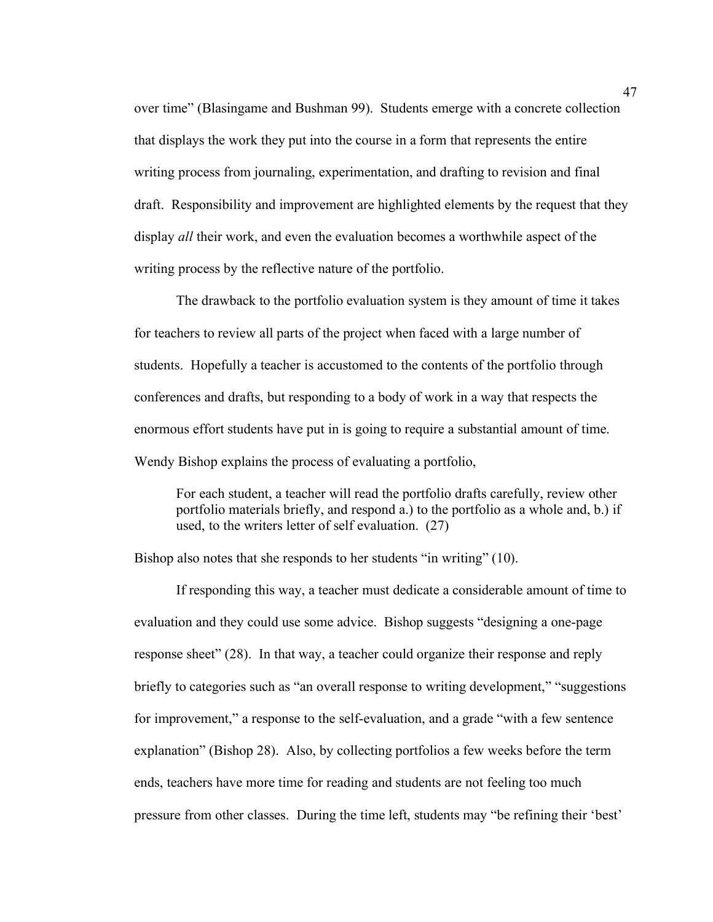over time" (Blasingame and Bushman 99). Students emerge with a concrete collection that displays the work they put into the course in a form that represents the entire writing process from journaling, experimentation, and drafting to revision and final draft. Responsibility and improvement are highlighted elements by the request that they display *all* their work, and even the evaluation becomes a worthwhile aspect of the writing process by the reflective nature of the portfolio.

The drawback to the portfolio evaluation system is they amount of time it takes for teachers to review all parts of the project when faced with a large number of students. Hopefully a teacher is accustomed to the contents of the portfolio through conferences and drafts, but responding to a body of work in a way that respects the enormous effort students have put in is going to require a substantial amount of time. Wendy Bishop explains the process of evaluating a portfolio,

> For each student, a teacher will read the portfolio drafts carefully, review other portfolio materials briefly, and respond a.) to the portfolio as a whole and, b.) if used, to the writers letter of self evaluation. (27)

Bishop also notes that she responds to her students "in writing" (10).

If responding this way, a teacher must dedicate a considerable amount of time to evaluation and they could use some advice. Bishop suggests "designing a one-page response sheet" (28). In that way, a teacher could organize their response and reply briefly to categories such as "an overall response to writing development," "suggestions for improvement," a response to the self-evaluation, and a grade "with a few sentence explanation" (Bishop 28). Also, by collecting portfolios a few weeks before the term ends, teachers have more time for reading and students are not feeling too much pressure from other classes. During the time left, students may "be refining their 'best'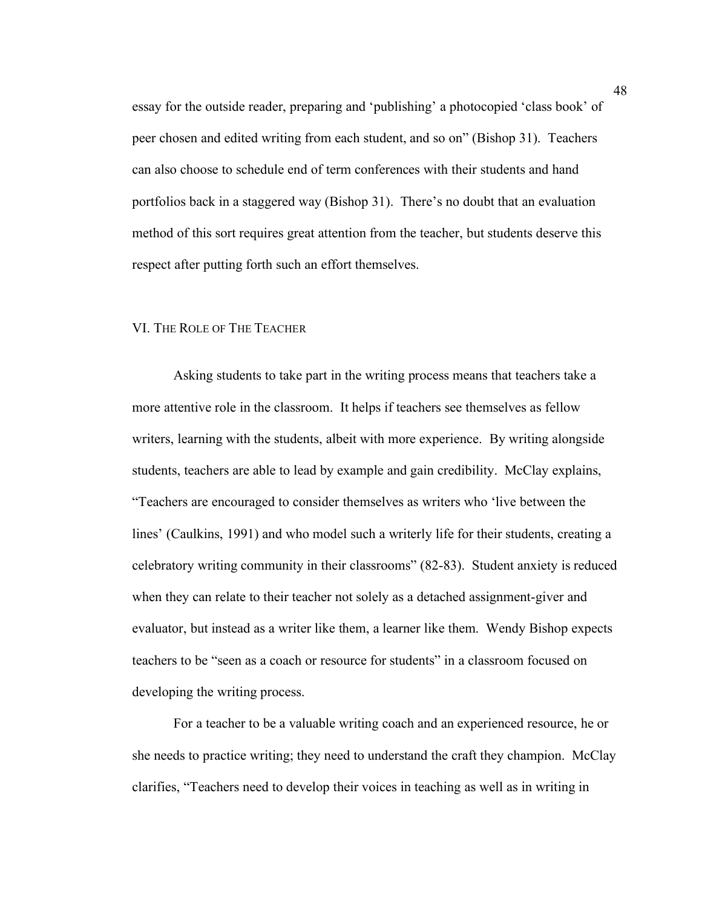essay for the outside reader, preparing and 'publishing' a photocopied 'class book' of peer chosen and edited writing from each student, and so on" (Bishop 31). Teachers can also choose to schedule end of term conferences with their students and hand portfolios back in a staggered way (Bishop 31). There's no doubt that an evaluation method of this sort requires great attention from the teacher, but students deserve this respect after putting forth such an effort themselves.

## VI. The Role of The Teacher

Asking students to take part in the writing process means that teachers take a more attentive role in the classroom. It helps if teachers see themselves as fellow writers, learning with the students, albeit with more experience. By writing alongside students, teachers are able to lead by example and gain credibility. McClay explains, "Teachers are encouraged to consider themselves as writers who 'live between the lines' (Caulkins, 1991) and who model such a writerly life for their students, creating a celebratory writing community in their classrooms" (82-83). Student anxiety is reduced when they can relate to their teacher not solely as a detached assignment-giver and evaluator, but instead as a writer like them, a learner like them. Wendy Bishop expects teachers to be "seen as a coach or resource for students" in a classroom focused on developing the writing process.

For a teacher to be a valuable writing coach and an experienced resource, he or she needs to practice writing; they need to understand the craft they champion. McClay clarifies, "Teachers need to develop their voices in teaching as well as in writing in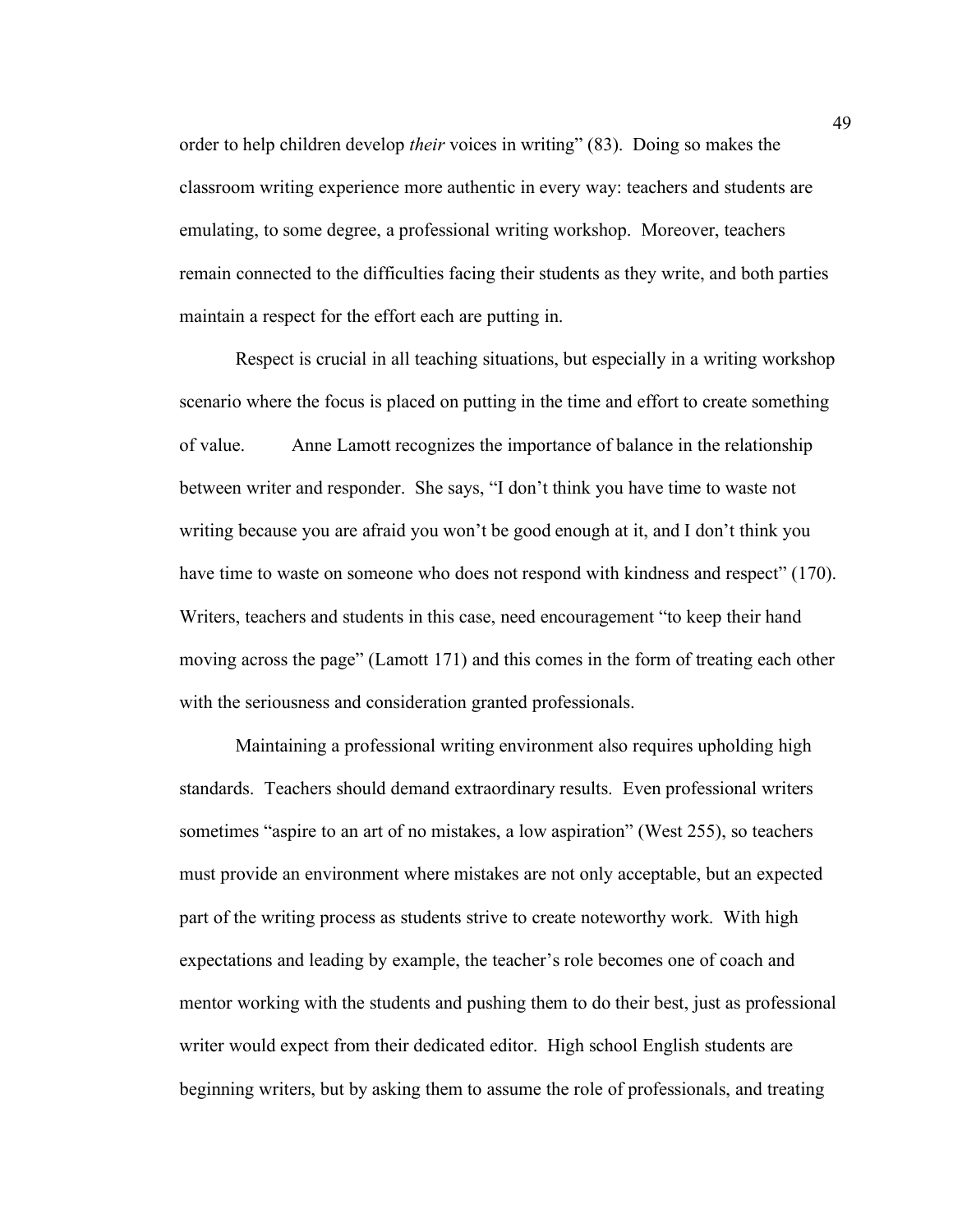order to help children develop *their* voices in writing" (83). Doing so makes the classroom writing experience more authentic in every way: teachers and students are emulating, to some degree, a professional writing workshop. Moreover, teachers remain connected to the difficulties facing their students as they write, and both parties maintain a respect for the effort each are putting in.

Respect is crucial in all teaching situations, but especially in a writing workshop scenario where the focus is placed on putting in the time and effort to create something of value. Anne Lamott recognizes the importance of balance in the relationship between writer and responder. She says, "I don't think you have time to waste not writing because you are afraid you won't be good enough at it, and I don't think you have time to waste on someone who does not respond with kindness and respect" (170). Writers, teachers and students in this case, need encouragement "to keep their hand moving across the page" (Lamott 171) and this comes in the form of treating each other with the seriousness and consideration granted professionals.

Maintaining a professional writing environment also requires upholding high standards. Teachers should demand extraordinary results. Even professional writers sometimes "aspire to an art of no mistakes, a low aspiration" (West 255), so teachers must provide an environment where mistakes are not only acceptable, but an expected part of the writing process as students strive to create noteworthy work. With high expectations and leading by example, the teacher's role becomes one of coach and mentor working with the students and pushing them to do their best, just as professional writer would expect from their dedicated editor. High school English students are beginning writers, but by asking them to assume the role of professionals, and treating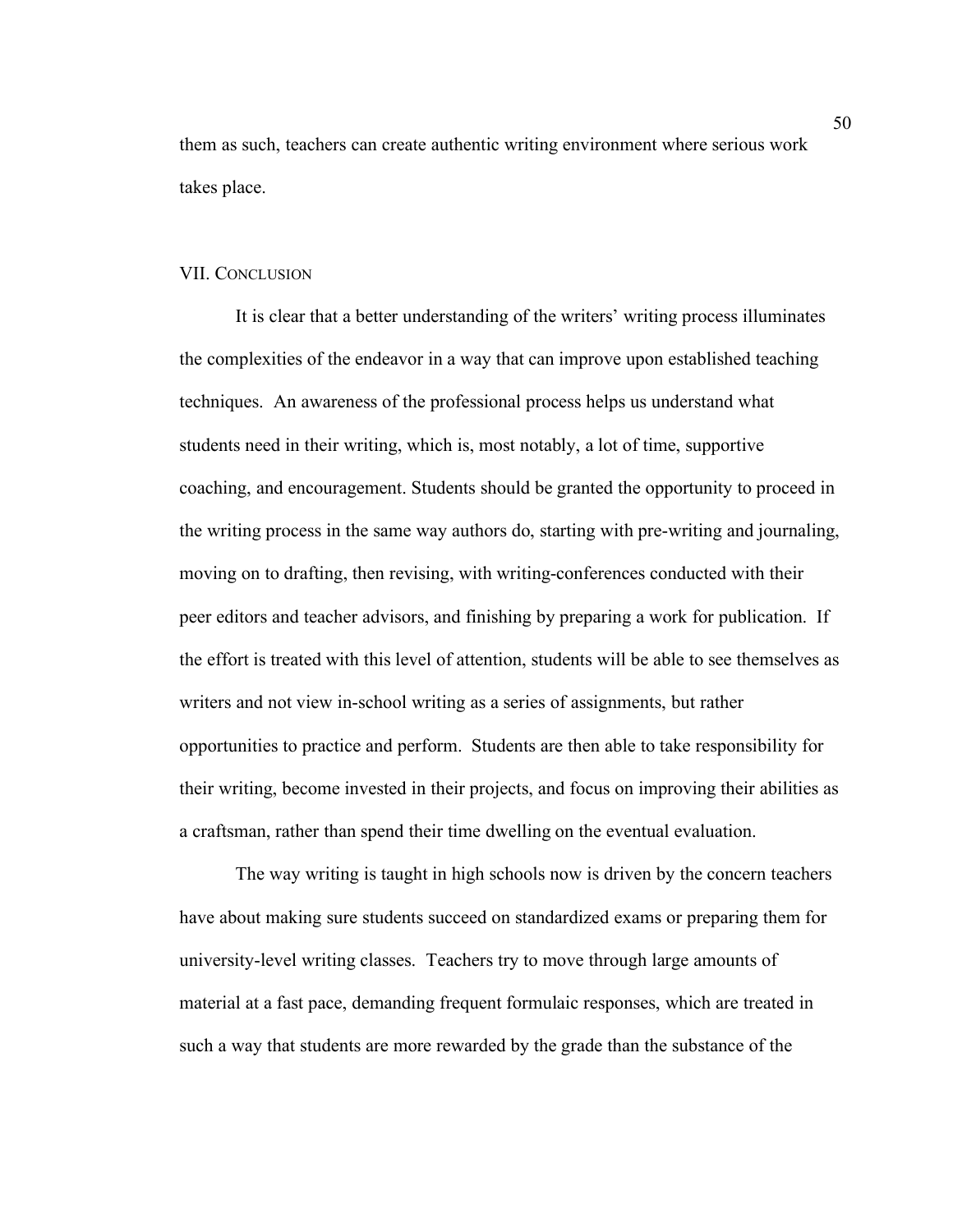them as such, teachers can create authentic writing environment where serious work takes place.

## VII. Conclusion

It is clear that a better understanding of the writers' writing process illuminates the complexities of the endeavor in a way that can improve upon established teaching techniques. An awareness of the professional process helps us understand what students need in their writing, which is, most notably, a lot of time, supportive coaching, and encouragement. Students should be granted the opportunity to proceed in the writing process in the same way authors do, starting with pre-writing and journaling, moving on to drafting, then revising, with writing-conferences conducted with their peer editors and teacher advisors, and finishing by preparing a work for publication. If the effort is treated with this level of attention, students will be able to see themselves as writers and not view in-school writing as a series of assignments, but rather opportunities to practice and perform. Students are then able to take responsibility for their writing, become invested in their projects, and focus on improving their abilities as a craftsman, rather than spend their time dwelling on the eventual evaluation.

The way writing is taught in high schools now is driven by the concern teachers have about making sure students succeed on standardized exams or preparing them for university-level writing classes. Teachers try to move through large amounts of material at a fast pace, demanding frequent formulaic responses, which are treated in such a way that students are more rewarded by the grade than the substance of the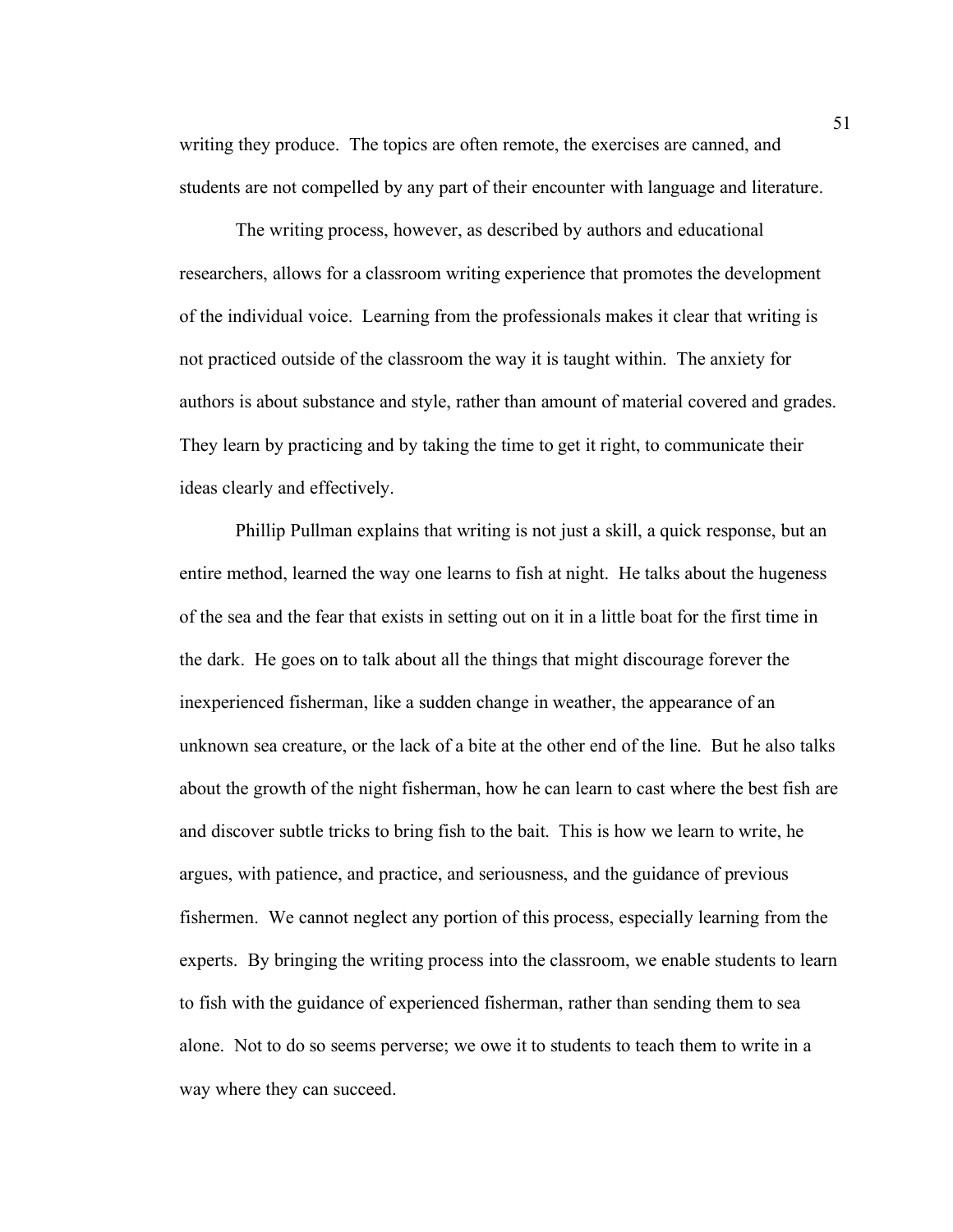writing they produce. The topics are often remote, the exercises are canned, and students are not compelled by any part of their encounter with language and literature.

The writing process, however, as described by authors and educational researchers, allows for a classroom writing experience that promotes the development of the individual voice. Learning from the professionals makes it clear that writing is not practiced outside of the classroom the way it is taught within. The anxiety for authors is about substance and style, rather than amount of material covered and grades. They learn by practicing and by taking the time to get it right, to communicate their ideas clearly and effectively.

Phillip Pullman explains that writing is not just a skill, a quick response, but an entire method, learned the way one learns to fish at night. He talks about the hugeness of the sea and the fear that exists in setting out on it in a little boat for the first time in the dark. He goes on to talk about all the things that might discourage forever the inexperienced fisherman, like a sudden change in weather, the appearance of an unknown sea creature, or the lack of a bite at the other end of the line. But he also talks about the growth of the night fisherman, how he can learn to cast where the best fish are and discover subtle tricks to bring fish to the bait. This is how we learn to write, he argues, with patience, and practice, and seriousness, and the guidance of previous fishermen. We cannot neglect any portion of this process, especially learning from the experts. By bringing the writing process into the classroom, we enable students to learn to fish with the guidance of experienced fisherman, rather than sending them to sea alone. Not to do so seems perverse; we owe it to students to teach them to write in a way where they can succeed.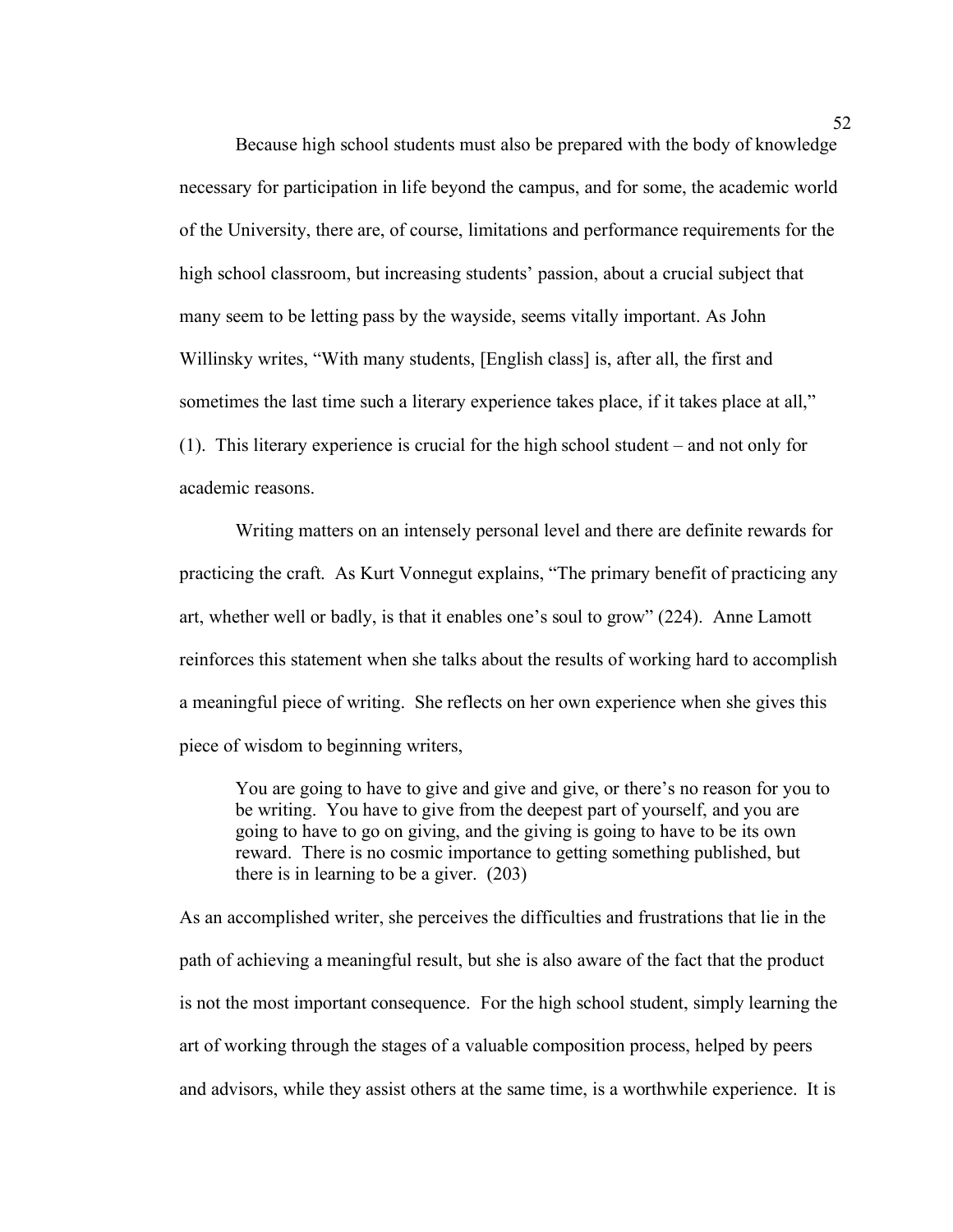Because high school students must also be prepared with the body of knowledge necessary for participation in life beyond the campus, and for some, the academic world of the University, there are, of course, limitations and performance requirements for the high school classroom, but increasing students' passion, about a crucial subject that many seem to be letting pass by the wayside, seems vitally important. As John Willinsky writes, "With many students, [English class] is, after all, the first and sometimes the last time such a literary experience takes place, if it takes place at all," (1). This literary experience is crucial for the high school student – and not only for academic reasons.

Writing matters on an intensely personal level and there are definite rewards for practicing the craft. As Kurt Vonnegut explains, "The primary benefit of practicing any art, whether well or badly, is that it enables one's soul to grow" (224). Anne Lamott reinforces this statement when she talks about the results of working hard to accomplish a meaningful piece of writing. She reflects on her own experience when she gives this piece of wisdom to beginning writers,

> You are going to have to give and give and give, or there's no reason for you to be writing. You have to give from the deepest part of yourself, and you are going to have to go on giving, and the giving is going to have to be its own reward. There is no cosmic importance to getting something published, but there is in learning to be a giver. (203)

As an accomplished writer, she perceives the difficulties and frustrations that lie in the path of achieving a meaningful result, but she is also aware of the fact that the product is not the most important consequence. For the high school student, simply learning the art of working through the stages of a valuable composition process, helped by peers and advisors, while they assist others at the same time, is a worthwhile experience. It is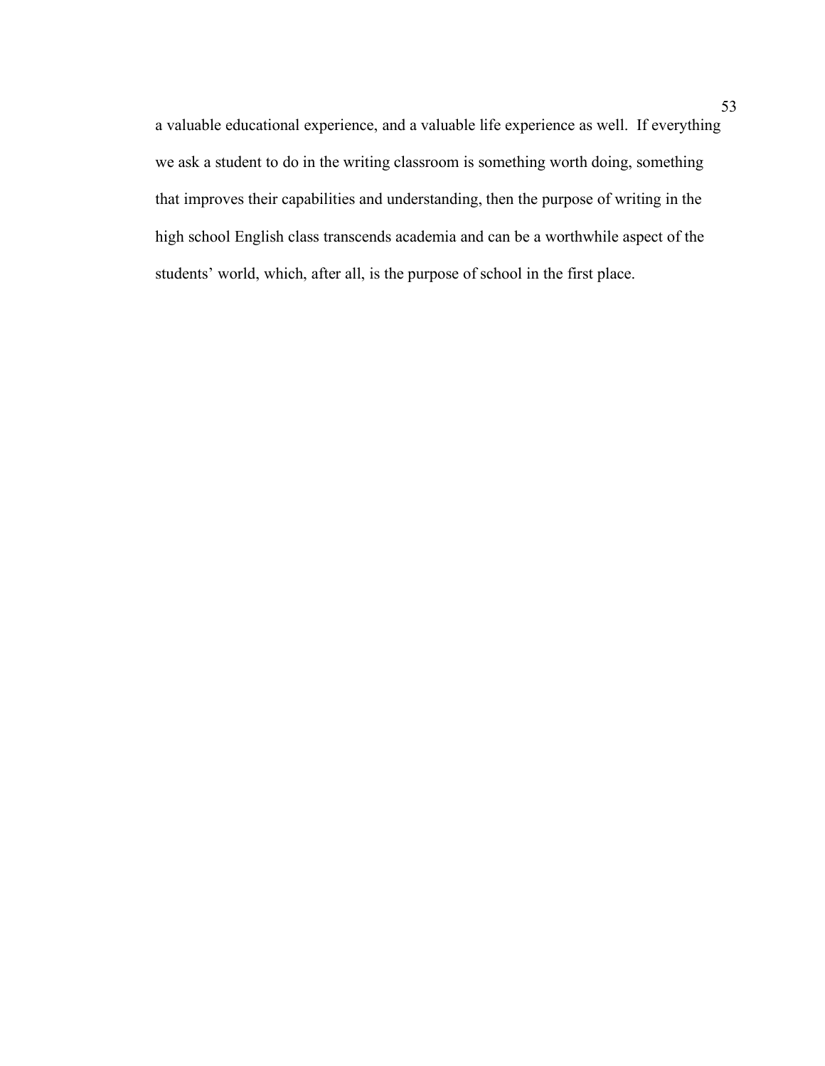a valuable educational experience, and a valuable life experience as well. If everything we ask a student to do in the writing classroom is something worth doing, something that improves their capabilities and understanding, then the purpose of writing in the high school English class transcends academia and can be a worthwhile aspect of the students' world, which, after all, is the purpose of school in the first place.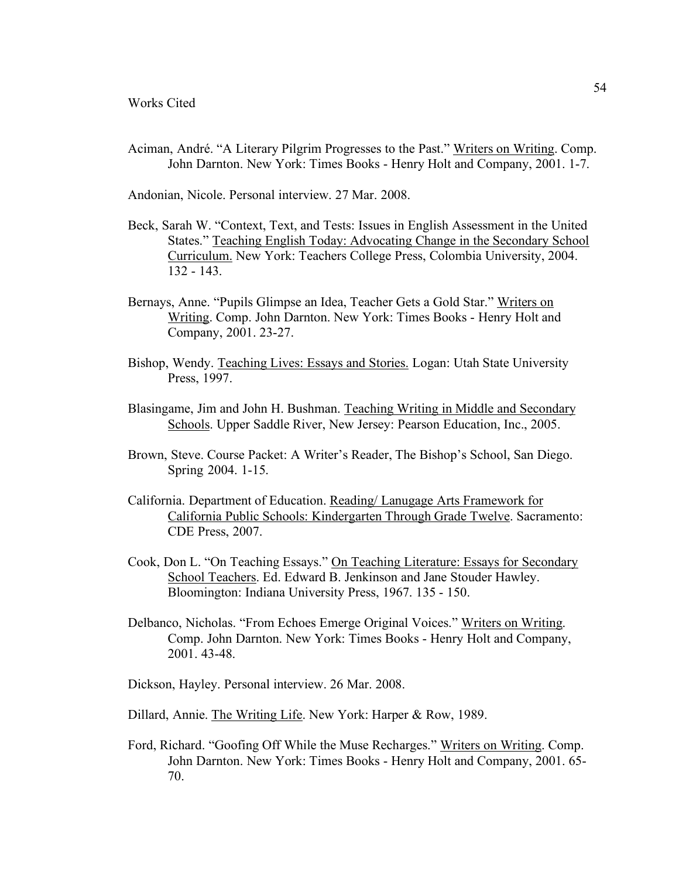# Works Cited

Aciman, André. "A Literary Pilgrim Progresses to the Past." Writers on Writing. Comp. John Darnton. New York: Times Books - Henry Holt and Company, 2001. 1-7.

Andonian, Nicole. Personal interview. 27 Mar. 2008.

Beck, Sarah W. "Context, Text, and Tests: Issues in English Assessment in the United States." Teaching English Today: Advocating Change in the Secondary School Curriculum. New York: Teachers College Press, Colombia University, 2004. 132 - 143.

Bernays, Anne. "Pupils Glimpse an Idea, Teacher Gets a Gold Star." Writers on Writing. Comp. John Darnton. New York: Times Books - Henry Holt and Company, 2001. 23-27.

Bishop, Wendy. Teaching Lives: Essays and Stories. Logan: Utah State University Press, 1997.

Blasingame, Jim and John H. Bushman. Teaching Writing in Middle and Secondary Schools. Upper Saddle River, New Jersey: Pearson Education, Inc., 2005.

Brown, Steve. Course Packet: A Writer's Reader, The Bishop's School, San Diego. Spring 2004. 1-15.

California. Department of Education. Reading/ Lanugage Arts Framework for California Public Schools: Kindergarten Through Grade Twelve. Sacramento: CDE Press, 2007.

Cook, Don L. "On Teaching Essays." On Teaching Literature: Essays for Secondary School Teachers. Ed. Edward B. Jenkinson and Jane Stouder Hawley. Bloomington: Indiana University Press, 1967. 135 - 150.

Delbanco, Nicholas. "From Echoes Emerge Original Voices." Writers on Writing. Comp. John Darnton. New York: Times Books - Henry Holt and Company, 2001. 43-48.

Dickson, Hayley. Personal interview. 26 Mar. 2008.

Dillard, Annie. The Writing Life. New York: Harper & Row, 1989.

Ford, Richard. "Goofing Off While the Muse Recharges." Writers on Writing. Comp. John Darnton. New York: Times Books - Henry Holt and Company, 2001. 65-70.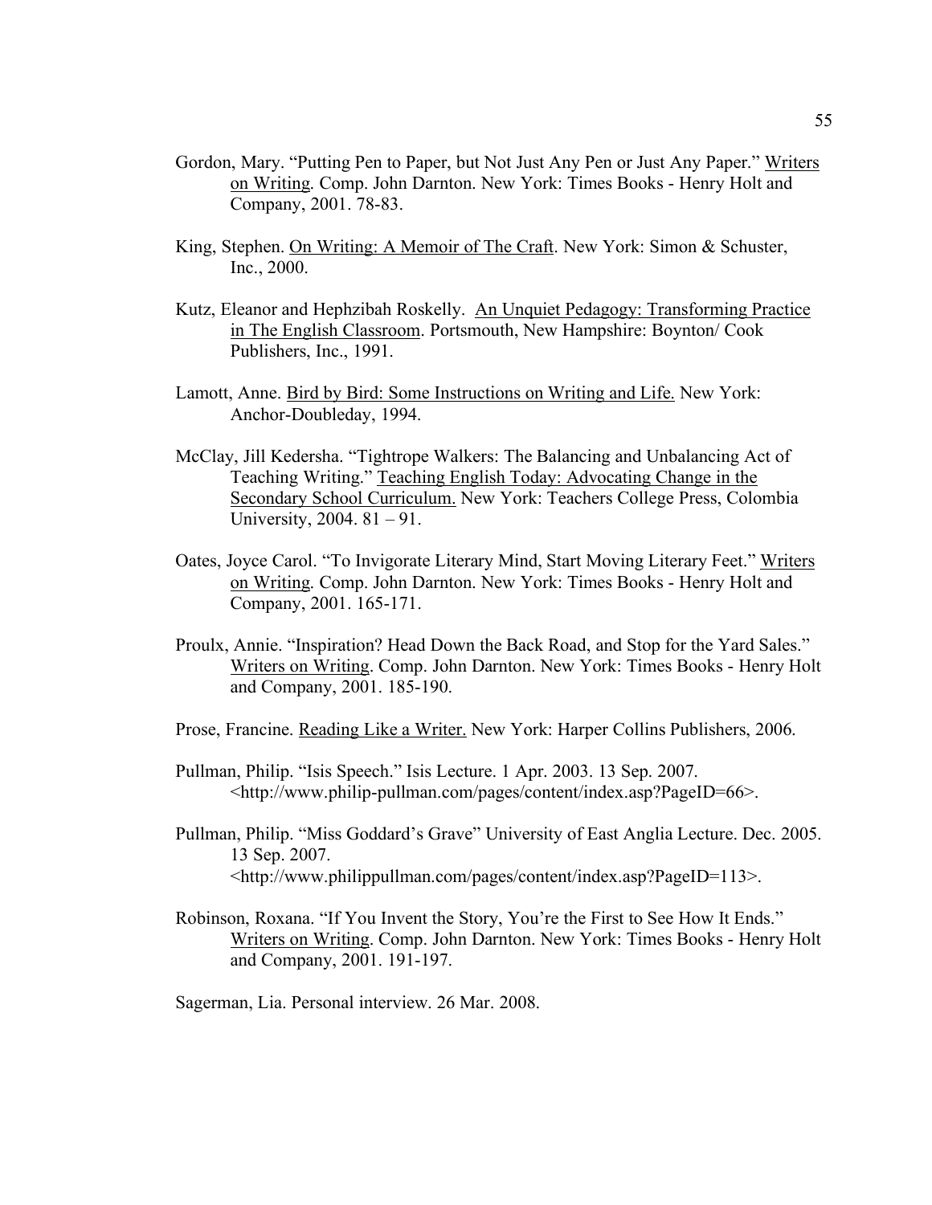Gordon, Mary. “Putting Pen to Paper, but Not Just Any Pen or Just Any Paper.” Writers on Writing. Comp. John Darnton. New York: Times Books - Henry Holt and Company, 2001. 78-83.

King, Stephen. On Writing: A Memoir of The Craft. New York: Simon & Schuster, Inc., 2000.

Kutz, Eleanor and Hephzibah Roskelly. An Unquiet Pedagogy: Transforming Practice in The English Classroom. Portsmouth, New Hampshire: Boynton/ Cook Publishers, Inc., 1991.

Lamott, Anne. Bird by Bird: Some Instructions on Writing and Life. New York: Anchor-Doubleday, 1994.

McClay, Jill Kedersha. “Tightrope Walkers: The Balancing and Unbalancing Act of Teaching Writing.” Teaching English Today: Advocating Change in the Secondary School Curriculum. New York: Teachers College Press, Colombia University, 2004. 81 – 91.

Oates, Joyce Carol. “To Invigorate Literary Mind, Start Moving Literary Feet.” Writers on Writing. Comp. John Darnton. New York: Times Books - Henry Holt and Company, 2001. 165-171.

Proulx, Annie. “Inspiration? Head Down the Back Road, and Stop for the Yard Sales.” Writers on Writing. Comp. John Darnton. New York: Times Books - Henry Holt and Company, 2001. 185-190.

Prose, Francine. Reading Like a Writer. New York: Harper Collins Publishers, 2006.

Pullman, Philip. “Isis Speech.” Isis Lecture. 1 Apr. 2003. 13 Sep. 2007. <http://www.philip-pullman.com/pages/content/index.asp?PageID=66>.

Pullman, Philip. “Miss Goddard’s Grave” University of East Anglia Lecture. Dec. 2005. 13 Sep. 2007. <http://www.philippullman.com/pages/content/index.asp?PageID=113>.

Robinson, Roxana. “If You Invent the Story, You’re the First to See How It Ends.” Writers on Writing. Comp. John Darnton. New York: Times Books - Henry Holt and Company, 2001. 191-197.

Sagerman, Lia. Personal interview. 26 Mar. 2008.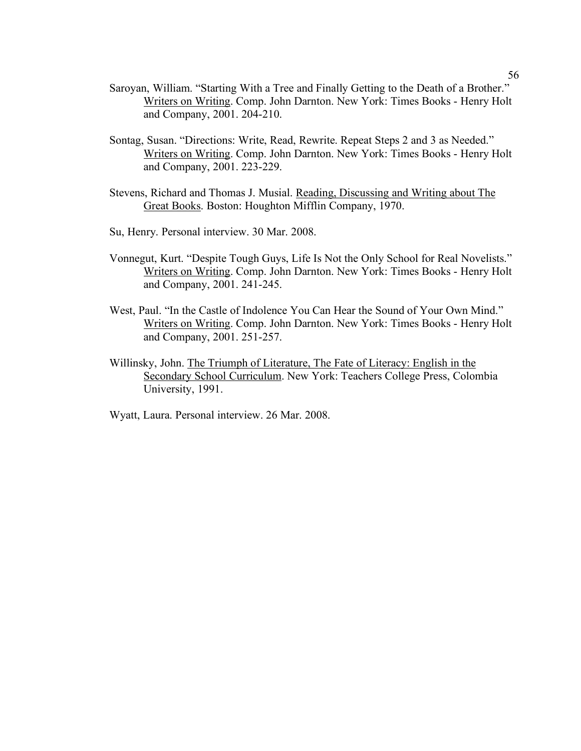Saroyan, William. "Starting With a Tree and Finally Getting to the Death of a Brother." <u>Writers on Writing</u>. Comp. John Darnton. New York: Times Books - Henry Holt and Company, 2001. 204-210.

Sontag, Susan. "Directions: Write, Read, Rewrite. Repeat Steps 2 and 3 as Needed." <u>Writers on Writing</u>. Comp. John Darnton. New York: Times Books - Henry Holt and Company, 2001. 223-229.

Stevens, Richard and Thomas J. Musial. <u>Reading, Discussing and Writing about The Great Books</u>. Boston: Houghton Mifflin Company, 1970.

Su, Henry. Personal interview. 30 Mar. 2008.

Vonnegut, Kurt. "Despite Tough Guys, Life Is Not the Only School for Real Novelists." <u>Writers on Writing</u>. Comp. John Darnton. New York: Times Books - Henry Holt and Company, 2001. 241-245.

West, Paul. "In the Castle of Indolence You Can Hear the Sound of Your Own Mind." <u>Writers on Writing</u>. Comp. John Darnton. New York: Times Books - Henry Holt and Company, 2001. 251-257.

Willinsky, John. <u>The Triumph of Literature, The Fate of Literacy: English in the Secondary School Curriculum</u>. New York: Teachers College Press, Colombia University, 1991.

Wyatt, Laura. Personal interview. 26 Mar. 2008.